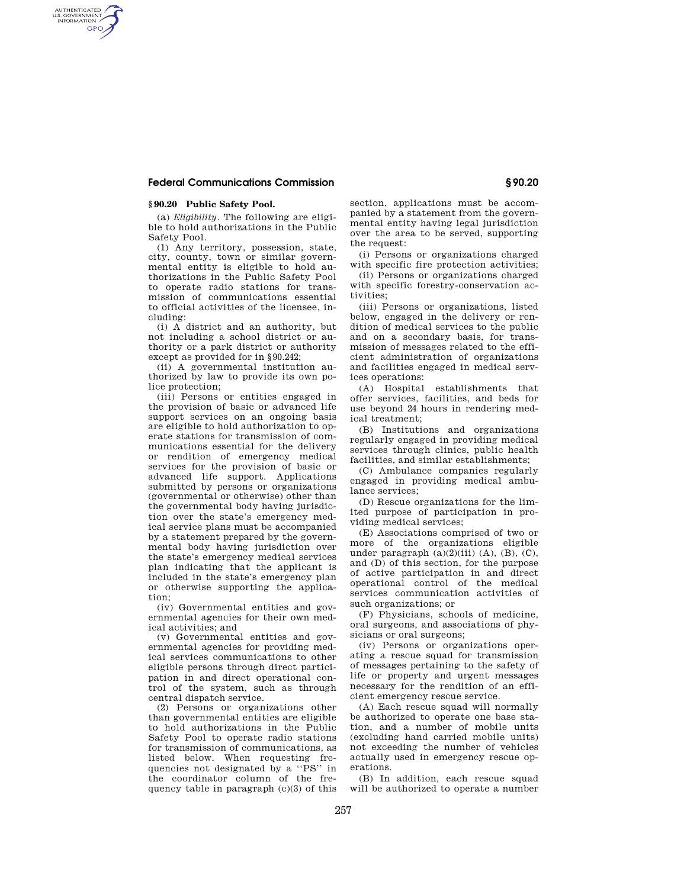## § 90.20 Public Safety Pool.

(a) *Eligibility*. The following are eligible to hold authorizations in the Public Safety Pool.

(1) Any territory, possession, state, city, county, town or similar governmental entity is eligible to hold authorizations in the Public Safety Pool to operate radio stations for transmission of communications essential to official activities of the licensee, including:

(i) A district and an authority, but not including a school district or authority or a park district or authority except as provided for in § 90.242;

(ii) A governmental institution authorized by law to provide its own police protection;

(iii) Persons or entities engaged in the provision of basic or advanced life support services on an ongoing basis are eligible to hold authorization to operate stations for transmission of communications essential for the delivery or rendition of emergency medical services for the provision of basic or advanced life support. Applications submitted by persons or organizations (governmental or otherwise) other than the governmental body having jurisdiction over the state's emergency medical service plans must be accompanied by a statement prepared by the governmental body having jurisdiction over the state's emergency medical services plan indicating that the applicant is included in the state's emergency plan or otherwise supporting the application;

(iv) Governmental entities and governmental agencies for their own medical activities; and

(v) Governmental entities and governmental agencies for providing medical services communications to other eligible persons through direct participation in and direct operational control of the system, such as through central dispatch service.

(2) Persons or organizations other than governmental entities are eligible to hold authorizations in the Public Safety Pool to operate radio stations for transmission of communications, as listed below. When requesting frequencies not designated by a ''PS'' in the coordinator column of the frequency table in paragraph (c)(3) of this section, applications must be accompanied by a statement from the governmental entity having legal jurisdiction over the area to be served, supporting the request:

(i) Persons or organizations charged with specific fire protection activities;

(ii) Persons or organizations charged with specific forestry-conservation activities;

(iii) Persons or organizations, listed below, engaged in the delivery or rendition of medical services to the public and on a secondary basis, for transmission of messages related to the efficient administration of organizations and facilities engaged in medical services operations:

(A) Hospital establishments that offer services, facilities, and beds for use beyond 24 hours in rendering medical treatment;

(B) Institutions and organizations regularly engaged in providing medical services through clinics, public health facilities, and similar establishments;

(C) Ambulance companies regularly engaged in providing medical ambulance services;

(D) Rescue organizations for the limited purpose of participation in providing medical services;

(E) Associations comprised of two or more of the organizations eligible under paragraph (a)(2)(iii) (A), (B), (C), and (D) of this section, for the purpose of active participation in and direct operational control of the medical services communication activities of such organizations; or

(F) Physicians, schools of medicine, oral surgeons, and associations of physicians or oral surgeons;

(iv) Persons or organizations operating a rescue squad for transmission of messages pertaining to the safety of life or property and urgent messages necessary for the rendition of an efficient emergency rescue service.

(A) Each rescue squad will normally be authorized to operate one base station, and a number of mobile units (excluding hand carried mobile units) not exceeding the number of vehicles actually used in emergency rescue operations.

(B) In addition, each rescue squad will be authorized to operate a number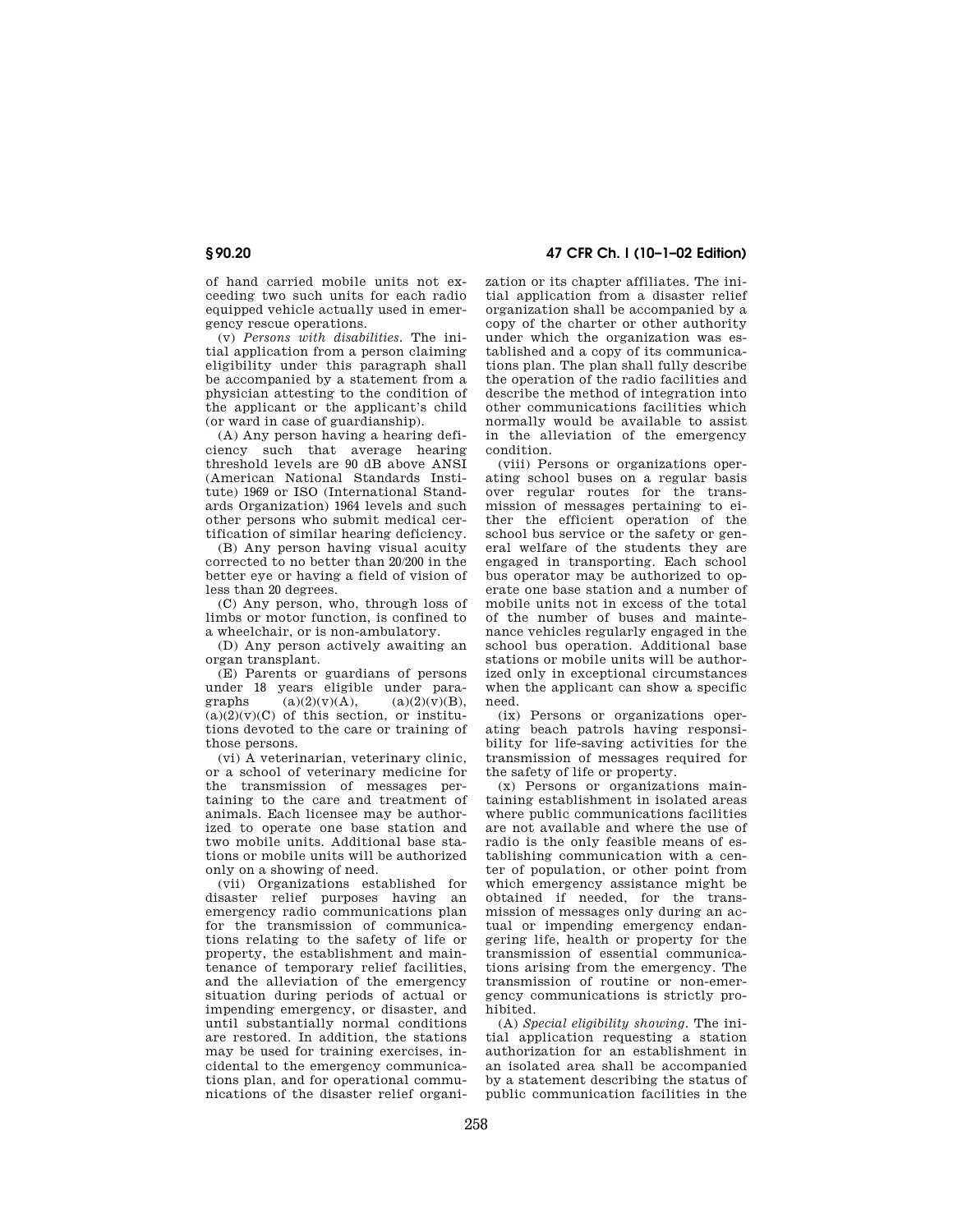of hand carried mobile units not exceeding two such units for each radio equipped vehicle actually used in emergency rescue operations.

(v) *Persons with disabilities.* The initial application from a person claiming eligibility under this paragraph shall be accompanied by a statement from a physician attesting to the condition of the applicant or the applicant's child (or ward in case of guardianship).

(A) Any person having a hearing deficiency such that average hearing threshold levels are 90 dB above ANSI (American National Standards Institute) 1969 or ISO (International Standards Organization) 1964 levels and such other persons who submit medical certification of similar hearing deficiency.

(B) Any person having visual acuity corrected to no better than 20/200 in the better eye or having a field of vision of less than 20 degrees.

(C) Any person, who, through loss of limbs or motor function, is confined to a wheelchair, or is non-ambulatory.

(D) Any person actively awaiting an organ transplant.

(E) Parents or guardians of persons under 18 years eligible under paragraphs (a)(2)(v)(A), (a)(2)(v)(B), (a)(2)(v)(C) of this section, or institutions devoted to the care or training of those persons.

(vi) A veterinarian, veterinary clinic, or a school of veterinary medicine for the transmission of messages pertaining to the care and treatment of animals. Each licensee may be authorized to operate one base station and two mobile units. Additional base stations or mobile units will be authorized only on a showing of need.

(vii) Organizations established for disaster relief purposes having an emergency radio communications plan for the transmission of communications relating to the safety of life or property, the establishment and maintenance of temporary relief facilities, and the alleviation of the emergency situation during periods of actual or impending emergency, or disaster, and until substantially normal conditions are restored. In addition, the stations may be used for training exercises, incidental to the emergency communications plan, and for operational communications of the disaster relief organization or its chapter affiliates. The initial application from a disaster relief organization shall be accompanied by a copy of the charter or other authority under which the organization was established and a copy of its communications plan. The plan shall fully describe the operation of the radio facilities and describe the method of integration into other communications facilities which normally would be available to assist in the alleviation of the emergency condition.

(viii) Persons or organizations operating school buses on a regular basis over regular routes for the transmission of messages pertaining to either the efficient operation of the school bus service or the safety or general welfare of the students they are engaged in transporting. Each school bus operator may be authorized to operate one base station and a number of mobile units not in excess of the total of the number of buses and maintenance vehicles regularly engaged in the school bus operation. Additional base stations or mobile units will be authorized only in exceptional circumstances when the applicant can show a specific need.

(ix) Persons or organizations operating beach patrols having responsibility for life-saving activities for the transmission of messages required for the safety of life or property.

(x) Persons or organizations maintaining establishment in isolated areas where public communications facilities are not available and where the use of radio is the only feasible means of establishing communication with a center of population, or other point from which emergency assistance might be obtained if needed, for the transmission of messages only during an actual or impending emergency endangering life, health or property for the transmission of essential communications arising from the emergency. The transmission of routine or non-emergency communications is strictly prohibited.

(A) *Special eligibility showing.* The initial application requesting a station authorization for an establishment in an isolated area shall be accompanied by a statement describing the status of public communication facilities in the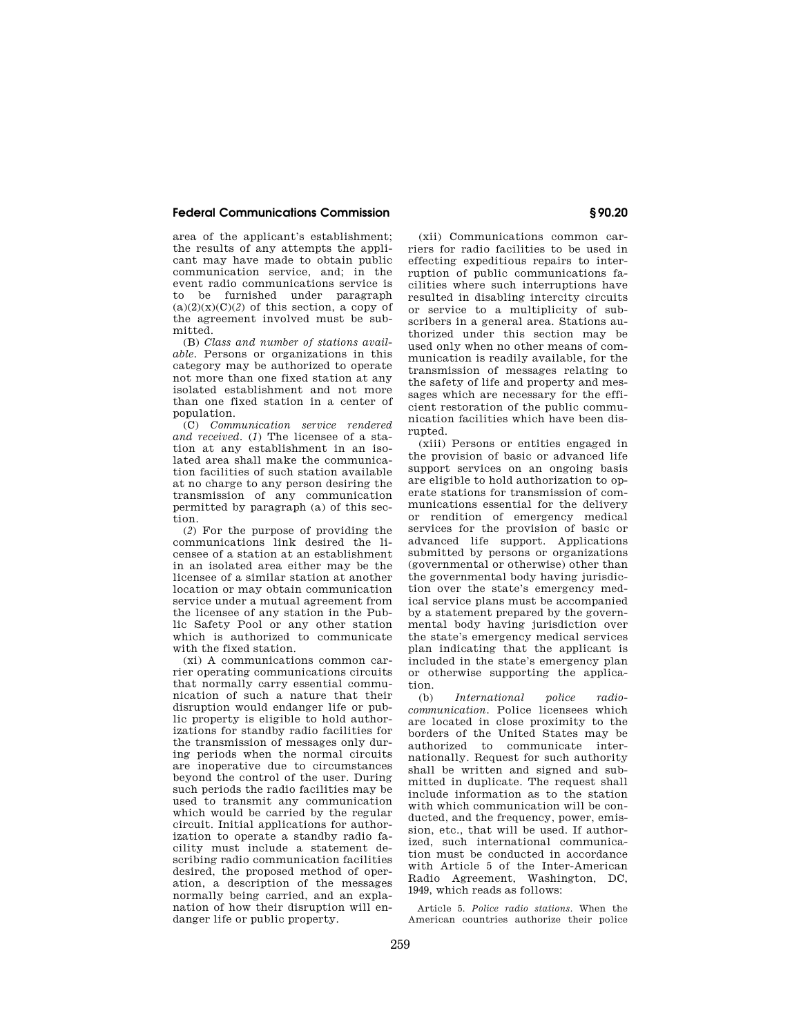area of the applicant's establishment; the results of any attempts the applicant may have made to obtain public communication service, and; in the event radio communications service is to be furnished under paragraph (a)(2)(x)(C)(*2*) of this section, a copy of the agreement involved must be submitted.

(B) *Class and number of stations available.* Persons or organizations in this category may be authorized to operate not more than one fixed station at any isolated establishment and not more than one fixed station in a center of population.

(C) *Communication service rendered and received.* (*1*) The licensee of a station at any establishment in an isolated area shall make the communication facilities of such station available at no charge to any person desiring the transmission of any communication permitted by paragraph (a) of this section.

(*2*) For the purpose of providing the communications link desired the licensee of a station at an establishment in an isolated area either may be the licensee of a similar station at another location or may obtain communication service under a mutual agreement from the licensee of any station in the Public Safety Pool or any other station which is authorized to communicate with the fixed station.

(xi) A communications common carrier operating communications circuits that normally carry essential communication of such a nature that their disruption would endanger life or public property is eligible to hold authorizations for standby radio facilities for the transmission of messages only during periods when the normal circuits are inoperative due to circumstances beyond the control of the user. During such periods the radio facilities may be used to transmit any communication which would be carried by the regular circuit. Initial applications for authorization to operate a standby radio facility must include a statement describing radio communication facilities desired, the proposed method of operation, a description of the messages normally being carried, and an explanation of how their disruption will endanger life or public property.

(xii) Communications common carriers for radio facilities to be used in effecting expeditious repairs to interruption of public communications facilities where such interruptions have resulted in disabling intercity circuits or service to a multiplicity of subscribers in a general area. Stations authorized under this section may be used only when no other means of communication is readily available, for the transmission of messages relating to the safety of life and property and messages which are necessary for the efficient restoration of the public communication facilities which have been disrupted.

(xiii) Persons or entities engaged in the provision of basic or advanced life support services on an ongoing basis are eligible to hold authorization to operate stations for transmission of communications essential for the delivery or rendition of emergency medical services for the provision of basic or advanced life support. Applications submitted by persons or organizations (governmental or otherwise) other than the governmental body having jurisdiction over the state's emergency medical service plans must be accompanied by a statement prepared by the governmental body having jurisdiction over the state's emergency medical services plan indicating that the applicant is included in the state's emergency plan or otherwise supporting the application.

(b) *International police radiocommunication.* Police licensees which are located in close proximity to the borders of the United States may be authorized to communicate internationally. Request for such authority shall be written and signed and submitted in duplicate. The request shall include information as to the station with which communication will be conducted, and the frequency, power, emission, etc., that will be used. If authorized, such international communication must be conducted in accordance with Article 5 of the Inter-American Radio Agreement, Washington, DC, 1949, which reads as follows:

Article 5. *Police radio stations.* When the American countries authorize their police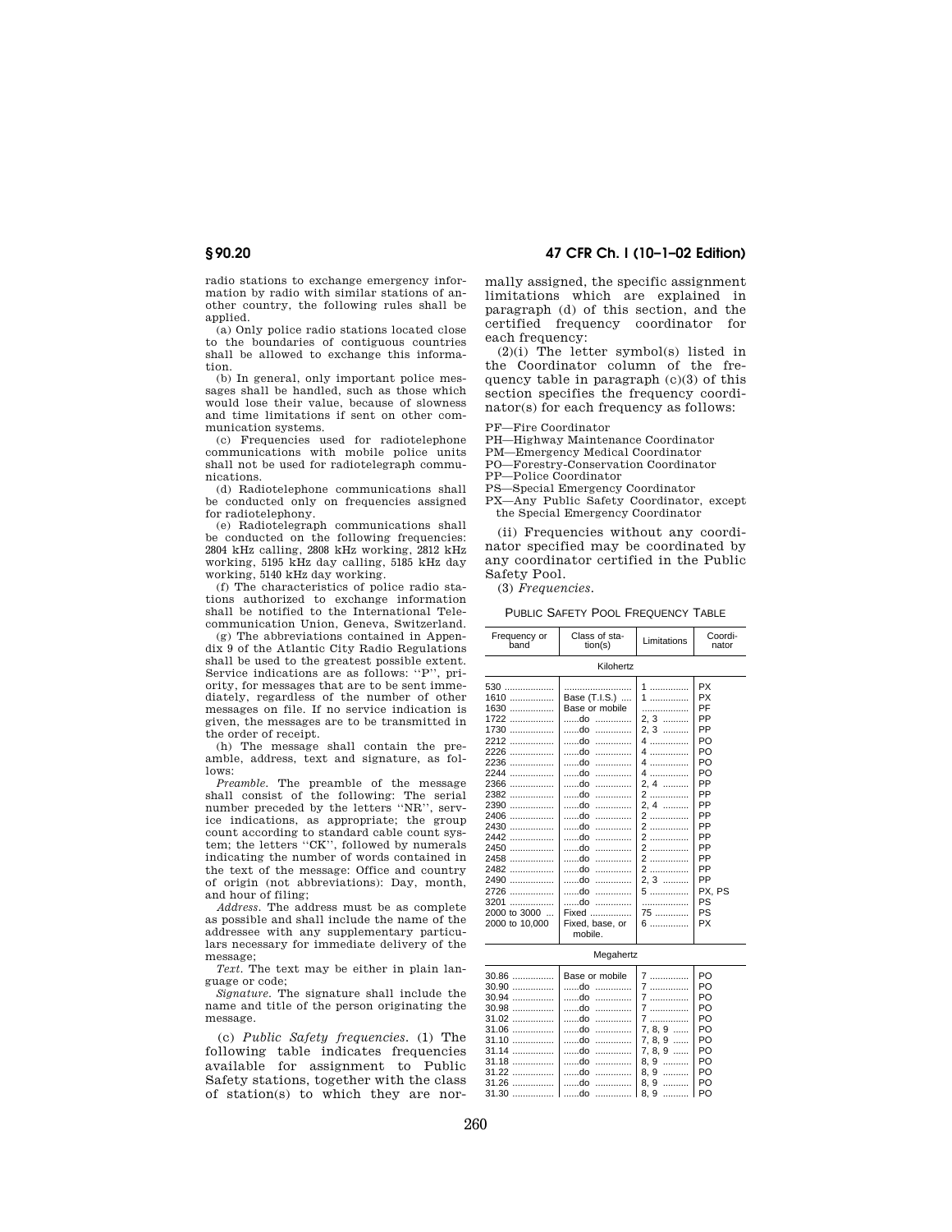radio stations to exchange emergency information by radio with similar stations of another country, the following rules shall be applied.

(a) Only police radio stations located close to the boundaries of contiguous countries shall be allowed to exchange this information.

(b) In general, only important police messages shall be handled, such as those which would lose their value, because of slowness and time limitations if sent on other communication systems.

(c) Frequencies used for radiotelephone communications with mobile police units shall not be used for radiotelegraph communications.

(d) Radiotelephone communications shall be conducted only on frequencies assigned for radiotelephony.

(e) Radiotelegraph communications shall be conducted on the following frequencies: 2804 kHz calling, 2808 kHz working, 2812 kHz working, 5195 kHz day calling, 5185 kHz day working, 5140 kHz day working.

(f) The characteristics of police radio stations authorized to exchange information shall be notified to the International Telecommunication Union, Geneva, Switzerland.

(g) The abbreviations contained in Appendix 9 of the Atlantic City Radio Regulations shall be used to the greatest possible extent. Service indications are as follows: ''P'', priority, for messages that are to be sent immediately, regardless of the number of other messages on file. If no service indication is given, the messages are to be transmitted in the order of receipt.

(h) The message shall contain the preamble, address, text and signature, as follows:

*Preamble.* The preamble of the message shall consist of the following: The serial number preceded by the letters ''NR'', service indications, as appropriate; the group count according to standard cable count system; the letters ''CK'', followed by numerals indicating the number of words contained in the text of the message: Office and country of origin (not abbreviations): Day, month, and hour of filing;

*Address.* The address must be as complete as possible and shall include the name of the addressee with any supplementary particulars necessary for immediate delivery of the message;

*Text.* The text may be either in plain language or code;

*Signature.* The signature shall include the name and title of the person originating the message.

(c) *Public Safety frequencies.* (1) The following table indicates frequencies available for assignment to Public Safety stations, together with the class of station(s) to which they are normally assigned, the specific assignment limitations which are explained in paragraph (d) of this section, and the certified frequency coordinator for each frequency:

(2)(i) The letter symbol(s) listed in the Coordinator column of the frequency table in paragraph (c)(3) of this section specifies the frequency coordinator(s) for each frequency as follows:

PF—Fire Coordinator
PH—Highway Maintenance Coordinator
PM—Emergency Medical Coordinator
PO—Forestry-Conservation Coordinator
PP—Police Coordinator
PS—Special Emergency Coordinator
PX—Any Public Safety Coordinator, except the Special Emergency Coordinator

(ii) Frequencies without any coordinator specified may be coordinated by any coordinator certified in the Public Safety Pool.

(3) *Frequencies.*

PUBLIC SAFETY POOL FREQUENCY TABLE

| Frequency or band | Class of station(s) | Limitations | Coordinator |
|---|---|---|---|
| **Kilohertz** | | | |
| 530 | | 1 | PX |
| 1610 | Base (T.I.S.) | 1 | PX |
| 1630 | Base or mobile | | PF |
| 1722 | do | 2, 3 | PP |
| 1730 | do | 2, 3 | PP |
| 2212 | do | 4 | PO |
| 2226 | do | 4 | PO |
| 2236 | do | 4 | PO |
| 2244 | do | 4 | PO |
| 2366 | do | 2, 4 | PP |
| 2382 | do | 2 | PP |
| 2390 | do | 2, 4 | PP |
| 2406 | do | 2 | PP |
| 2430 | do | 2 | PP |
| 2442 | do | 2 | PP |
| 2450 | do | 2 | PP |
| 2458 | do | 2 | PP |
| 2482 | do | 2 | PP |
| 2490 | do | 2, 3 | PP |
| 2726 | do | 5 | PX, PS |
| 3201 | do | | PS |
| 2000 to 3000 | Fixed | 75 | PS |
| 2000 to 10,000 | Fixed, base, or mobile. | 6 | PX |
| **Megahertz** | | | |
| 30.86 | Base or mobile | 7 | PO |
| 30.90 | do | 7 | PO |
| 30.94 | do | 7 | PO |
| 30.98 | do | 7 | PO |
| 31.02 | do | 7 | PO |
| 31.06 | do | 7, 8, 9 | PO |
| 31.10 | do | 7, 8, 9 | PO |
| 31.14 | do | 7, 8, 9 | PO |
| 31.18 | do | 8, 9 | PO |
| 31.22 | do | 8, 9 | PO |
| 31.26 | do | 8, 9 | PO |
| 31.30 | do | 8, 9 | PO |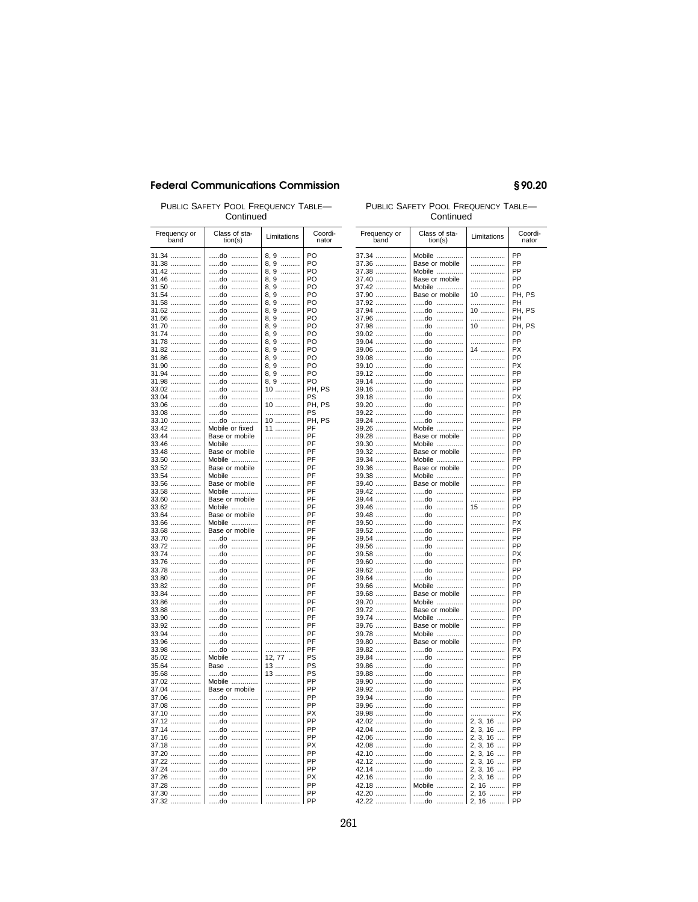PUBLIC SAFETY POOL FREQUENCY TABLE—Continued

| Frequency or band | Class of station(s) | Limitations | Coordinator |
|---|---|---|---|
| 31.34 | ......do | 8, 9 | PO |
| 31.38 | ......do | 8, 9 | PO |
| 31.42 | ......do | 8, 9 | PO |
| 31.46 | ......do | 8, 9 | PO |
| 31.50 | ......do | 8, 9 | PO |
| 31.54 | ......do | 8, 9 | PO |
| 31.58 | ......do | 8, 9 | PO |
| 31.62 | ......do | 8, 9 | PO |
| 31.66 | ......do | 8, 9 | PO |
| 31.70 | ......do | 8, 9 | PO |
| 31.74 | ......do | 8, 9 | PO |
| 31.78 | ......do | 8, 9 | PO |
| 31.82 | ......do | 8, 9 | PO |
| 31.86 | ......do | 8, 9 | PO |
| 31.90 | ......do | 8, 9 | PO |
| 31.94 | ......do | 8, 9 | PO |
| 31.98 | ......do | 8, 9 | PO |
| 33.02 | ......do | 10 | PH, PS |
| 33.04 | ......do | | PS |
| 33.06 | ......do | 10 | PH, PS |
| 33.08 | ......do | | PS |
| 33.10 | ......do | 10 | PH, PS |
| 33.42 | Mobile or fixed | 11 | PF |
| 33.44 | Base or mobile | | PF |
| 33.46 | Mobile | | PF |
| 33.48 | Base or mobile | | PF |
| 33.50 | Mobile | | PF |
| 33.52 | Base or mobile | | PF |
| 33.54 | Mobile | | PF |
| 33.56 | Base or mobile | | PF |
| 33.58 | Mobile | | PF |
| 33.60 | Base or mobile | | PF |
| 33.62 | Mobile | | PF |
| 33.64 | Base or mobile | | PF |
| 33.66 | Mobile | | PF |
| 33.68 | Base or mobile | | PF |
| 33.70 | ......do | | PF |
| 33.72 | ......do | | PF |
| 33.74 | ......do | | PF |
| 33.76 | ......do | | PF |
| 33.78 | ......do | | PF |
| 33.80 | ......do | | PF |
| 33.82 | ......do | | PF |
| 33.84 | ......do | | PF |
| 33.86 | ......do | | PF |
| 33.88 | ......do | | PF |
| 33.90 | ......do | | PF |
| 33.92 | ......do | | PF |
| 33.94 | ......do | | PF |
| 33.96 | ......do | | PF |
| 33.98 | ......do | | PF |
| 35.02 | Mobile | 12, 77 | PS |
| 35.64 | Base | 13 | PS |
| 35.68 | ......do | 13 | PS |
| 37.02 | Mobile | | PP |
| 37.04 | Base or mobile | | PP |
| 37.06 | ......do | | PP |
| 37.08 | ......do | | PP |
| 37.10 | ......do | | PX |
| 37.12 | ......do | | PP |
| 37.14 | ......do | | PP |
| 37.16 | ......do | | PP |
| 37.18 | ......do | | PX |
| 37.20 | ......do | | PP |
| 37.22 | ......do | | PP |
| 37.24 | ......do | | PP |
| 37.26 | ......do | | PX |
| 37.28 | ......do | | PP |
| 37.30 | ......do | | PP |
| 37.32 | ......do | | PP |
| 37.34 | Mobile | | PP |
| 37.36 | Base or mobile | | PP |
| 37.38 | Mobile | | PP |
| 37.40 | Base or mobile | | PP |
| 37.42 | Mobile | | PP |
| 37.90 | Base or mobile | 10 | PH, PS |
| 37.92 | ......do | | PH |
| 37.94 | ......do | 10 | PH, PS |
| 37.96 | ......do | | PH |
| 37.98 | ......do | 10 | PH, PS |
| 39.02 | ......do | | PP |
| 39.04 | ......do | | PP |
| 39.06 | ......do | 14 | PX |
| 39.08 | ......do | | PP |
| 39.10 | ......do | | PX |
| 39.12 | ......do | | PP |
| 39.14 | ......do | | PP |
| 39.16 | ......do | | PP |
| 39.18 | ......do | | PX |
| 39.20 | ......do | | PP |
| 39.22 | ......do | | PP |
| 39.24 | ......do | | PP |
| 39.26 | Mobile | | PP |
| 39.28 | Base or mobile | | PP |
| 39.30 | Mobile | | PP |
| 39.32 | Base or mobile | | PP |
| 39.34 | Mobile | | PP |
| 39.36 | Base or mobile | | PP |
| 39.38 | Mobile | | PP |
| 39.40 | Base or mobile | | PP |
| 39.42 | ......do | | PP |
| 39.44 | ......do | | PP |
| 39.46 | ......do | 15 | PP |
| 39.48 | ......do | | PP |
| 39.50 | ......do | | PX |
| 39.52 | ......do | | PP |
| 39.54 | ......do | | PP |
| 39.56 | ......do | | PP |
| 39.58 | ......do | | PX |
| 39.60 | ......do | | PP |
| 39.62 | ......do | | PP |
| 39.64 | ......do | | PP |
| 39.66 | Mobile | | PP |
| 39.68 | Base or mobile | | PP |
| 39.70 | Mobile | | PP |
| 39.72 | Base or mobile | | PP |
| 39.74 | Mobile | | PP |
| 39.76 | Base or mobile | | PP |
| 39.78 | Mobile | | PP |
| 39.80 | Base or mobile | | PP |
| 39.82 | ......do | | PX |
| 39.84 | ......do | | PP |
| 39.86 | ......do | | PP |
| 39.88 | ......do | | PP |
| 39.90 | ......do | | PX |
| 39.92 | ......do | | PP |
| 39.94 | ......do | | PP |
| 39.96 | ......do | | PP |
| 39.98 | ......do | | PX |
| 42.02 | ......do | 2, 3, 16 | PP |
| 42.04 | ......do | 2, 3, 16 | PP |
| 42.06 | ......do | 2, 3, 16 | PP |
| 42.08 | ......do | 2, 3, 16 | PP |
| 42.10 | ......do | 2, 3, 16 | PP |
| 42.12 | ......do | 2, 3, 16 | PP |
| 42.14 | ......do | 2, 3, 16 | PP |
| 42.16 | ......do | 2, 3, 16 | PP |
| 42.18 | Mobile | 2, 16 | PP |
| 42.20 | ......do | 2, 16 | PP |
| 42.22 | ......do | 2, 16 | PP |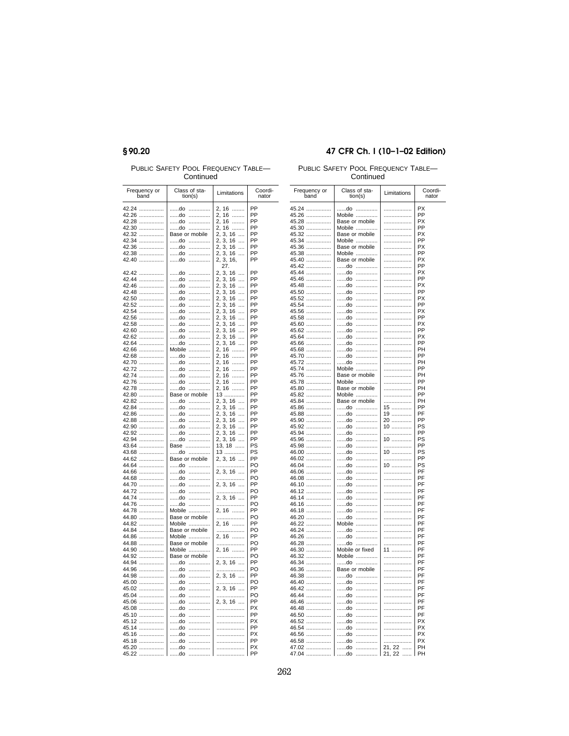PUBLIC SAFETY POOL FREQUENCY TABLE—Continued

| Frequency or band | Class of station(s) | Limitations | Coordinator |
|---|---|---|---|
| 42.24 | ......do | 2, 16 | PP |
| 42.26 | ......do | 2, 16 | PP |
| 42.28 | ......do | 2, 16 | PP |
| 42.30 | ......do | 2, 16 | PP |
| 42.32 | Base or mobile | 2, 3, 16 | PP |
| 42.34 | ......do | 2, 3, 16 | PP |
| 42.36 | ......do | 2, 3, 16 | PP |
| 42.38 | ......do | 2, 3, 16 | PP |
| 42.40 | ......do | 2, 3, 16, 27. | PP |
| 42.42 | ......do | 2, 3, 16 | PP |
| 42.44 | ......do | 2, 3, 16 | PP |
| 42.46 | ......do | 2, 3, 16 | PP |
| 42.48 | ......do | 2, 3, 16 | PP |
| 42.50 | ......do | 2, 3, 16 | PP |
| 42.52 | ......do | 2, 3, 16 | PP |
| 42.54 | ......do | 2, 3, 16 | PP |
| 42.56 | ......do | 2, 3, 16 | PP |
| 42.58 | ......do | 2, 3, 16 | PP |
| 42.60 | ......do | 2, 3, 16 | PP |
| 42.62 | ......do | 2, 3, 16 | PP |
| 42.64 | ......do | 2, 3, 16 | PP |
| 42.66 | Mobile | 2, 16 | PP |
| 42.68 | ......do | 2, 16 | PP |
| 42.70 | ......do | 2, 16 | PP |
| 42.72 | ......do | 2, 16 | PP |
| 42.74 | ......do | 2, 16 | PP |
| 42.76 | ......do | 2, 16 | PP |
| 42.78 | ......do | 2, 16 | PP |
| 42.80 | Base or mobile | 13 | PP |
| 42.82 | ......do | 2, 3, 16 | PP |
| 42.84 | ......do | 2, 3, 16 | PP |
| 42.86 | ......do | 2, 3, 16 | PP |
| 42.88 | ......do | 2, 3, 16 | PP |
| 42.90 | ......do | 2, 3, 16 | PP |
| 42.92 | ......do | 2, 3, 16 | PP |
| 42.94 | ......do | 2, 3, 16 | PP |
| 43.64 | Base | 13, 18 | PS |
| 43.68 | ......do | 13 | PS |
| 44.62 | Base or mobile | 2, 3, 16 | PP |
| 44.64 | ......do | | PO |
| 44.66 | ......do | 2, 3, 16 | PP |
| 44.68 | ......do | | PO |
| 44.70 | ......do | 2, 3, 16 | PP |
| 44.72 | ......do | | PO |
| 44.74 | ......do | 2, 3, 16 | PP |
| 44.76 | ......do | | PO |
| 44.78 | Mobile | 2, 16 | PP |
| 44.80 | Base or mobile | | PO |
| 44.82 | Mobile | 2, 16 | PP |
| 44.84 | Base or mobile | | PO |
| 44.86 | Mobile | 2, 16 | PP |
| 44.88 | Base or mobile | | PO |
| 44.90 | Mobile | 2, 16 | PP |
| 44.92 | Base or mobile | | PO |
| 44.94 | ......do | 2, 3, 16 | PP |
| 44.96 | ......do | | PO |
| 44.98 | ......do | 2, 3, 16 | PP |
| 45.00 | ......do | | PO |
| 45.02 | ......do | 2, 3, 16 | PP |
| 45.04 | ......do | | PO |
| 45.06 | ......do | 2, 3, 16 | PP |
| 45.08 | ......do | | PX |
| 45.10 | ......do | | PP |
| 45.12 | ......do | | PX |
| 45.14 | ......do | | PP |
| 45.16 | ......do | | PX |
| 45.18 | ......do | | PP |
| 45.20 | ......do | | PX |
| 45.22 | ......do | | PP |
| 45.24 | ......do | | PX |
| 45.26 | Mobile | | PP |
| 45.28 | Base or mobile | | PX |
| 45.30 | Mobile | | PP |
| 45.32 | Base or mobile | | PX |
| 45.34 | Mobile | | PP |
| 45.36 | Base or mobile | | PX |
| 45.38 | Mobile | | PP |
| 45.40 | Base or mobile | | PX |
| 45.42 | ......do | | PP |
| 45.44 | ......do | | PX |
| 45.46 | ......do | | PP |
| 45.48 | ......do | | PX |
| 45.50 | ......do | | PP |
| 45.52 | ......do | | PX |
| 45.54 | ......do | | PP |
| 45.56 | ......do | | PX |
| 45.58 | ......do | | PP |
| 45.60 | ......do | | PX |
| 45.62 | ......do | | PP |
| 45.64 | ......do | | PX |
| 45.66 | ......do | | PP |
| 45.68 | ......do | | PH |
| 45.70 | ......do | | PP |
| 45.72 | ......do | | PH |
| 45.74 | Mobile | | PP |
| 45.76 | Base or mobile | | PH |
| 45.78 | Mobile | | PP |
| 45.80 | Base or mobile | | PH |
| 45.82 | Mobile | | PP |
| 45.84 | Base or mobile | | PH |
| 45.86 | ......do | 15 | PP |
| 45.88 | ......do | 19 | PF |
| 45.90 | ......do | 20 | PP |
| 45.92 | ......do | 10 | PS |
| 45.94 | ......do | | PP |
| 45.96 | ......do | 10 | PS |
| 45.98 | ......do | | PP |
| 46.00 | ......do | 10 | PS |
| 46.02 | ......do | | PP |
| 46.04 | ......do | 10 | PS |
| 46.06 | ......do | | PF |
| 46.08 | ......do | | PF |
| 46.10 | ......do | | PF |
| 46.12 | ......do | | PF |
| 46.14 | ......do | | PF |
| 46.16 | ......do | | PF |
| 46.18 | ......do | | PF |
| 46.20 | ......do | | PF |
| 46.22 | Mobile | | PF |
| 46.24 | ......do | | PF |
| 46.26 | ......do | | PF |
| 46.28 | ......do | | PF |
| 46.30 | Mobile or fixed | 11 | PF |
| 46.32 | Mobile | | PF |
| 46.34 | ......do | | PF |
| 46.36 | Base or mobile | | PF |
| 46.38 | ......do | | PF |
| 46.40 | ......do | | PF |
| 46.42 | ......do | | PF |
| 46.44 | ......do | | PF |
| 46.46 | ......do | | PF |
| 46.48 | ......do | | PF |
| 46.50 | ......do | | PF |
| 46.52 | ......do | | PX |
| 46.54 | ......do | | PX |
| 46.56 | ......do | | PX |
| 46.58 | ......do | | PX |
| 47.02 | ......do | 21, 22 | PH |
| 47.04 | ......do | 21, 22 | PH |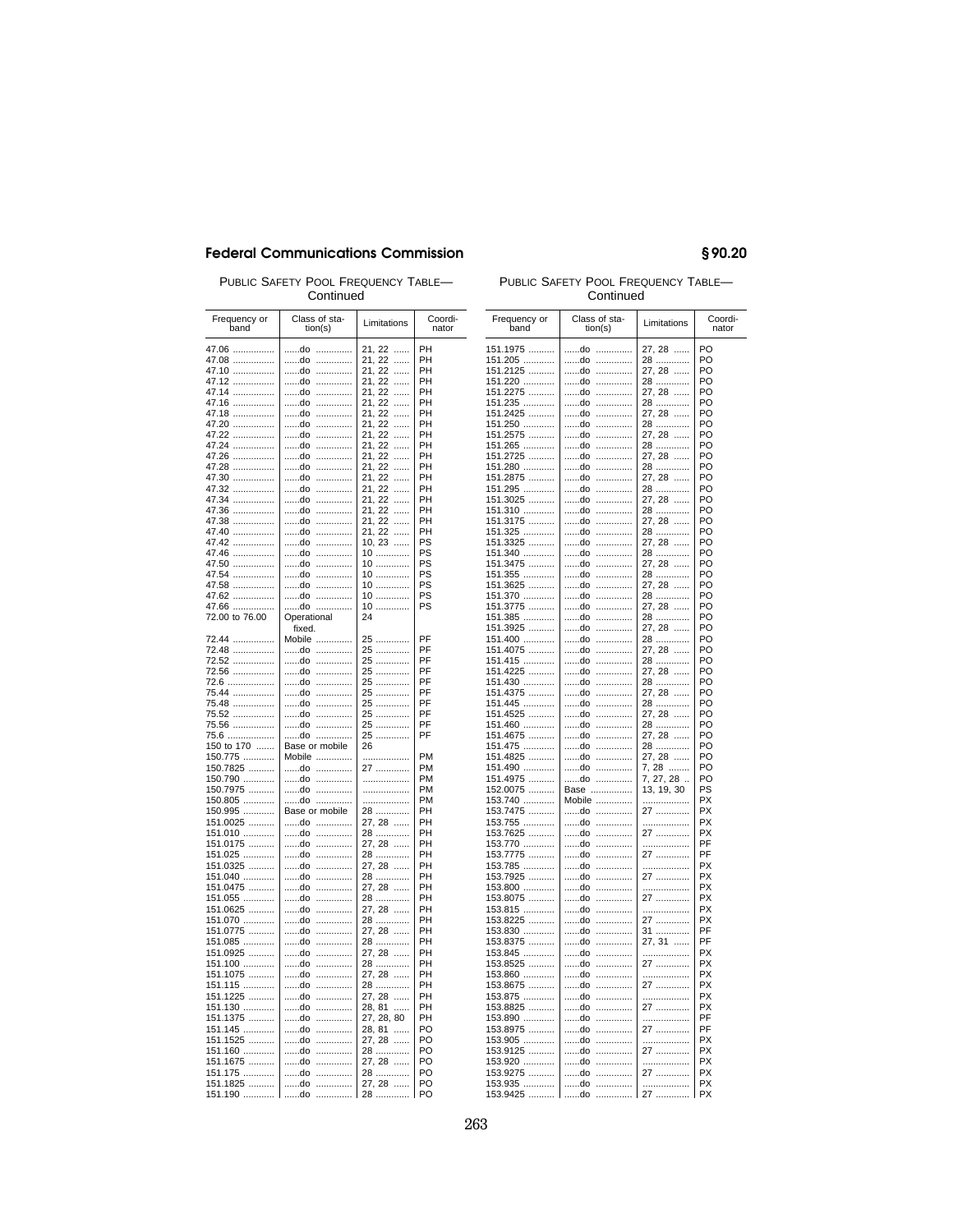PUBLIC SAFETY POOL FREQUENCY TABLE—Continued

| Frequency or band | Class of station(s) | Limitations | Coordinator |
|---|---|---|---|
| 47.06 | ......do | 21, 22 | PH |
| 47.08 | ......do | 21, 22 | PH |
| 47.10 | ......do | 21, 22 | PH |
| 47.12 | ......do | 21, 22 | PH |
| 47.14 | ......do | 21, 22 | PH |
| 47.16 | ......do | 21, 22 | PH |
| 47.18 | ......do | 21, 22 | PH |
| 47.20 | ......do | 21, 22 | PH |
| 47.22 | ......do | 21, 22 | PH |
| 47.24 | ......do | 21, 22 | PH |
| 47.26 | ......do | 21, 22 | PH |
| 47.28 | ......do | 21, 22 | PH |
| 47.30 | ......do | 21, 22 | PH |
| 47.32 | ......do | 21, 22 | PH |
| 47.34 | ......do | 21, 22 | PH |
| 47.36 | ......do | 21, 22 | PH |
| 47.38 | ......do | 21, 22 | PH |
| 47.40 | ......do | 21, 22 | PH |
| 47.42 | ......do | 10, 23 | PS |
| 47.46 | ......do | 10 | PS |
| 47.50 | ......do | 10 | PS |
| 47.54 | ......do | 10 | PS |
| 47.58 | ......do | 10 | PS |
| 47.62 | ......do | 10 | PS |
| 47.66 | ......do | 10 | PS |
| 72.00 to 76.00 | Operational fixed. | 24 | |
| 72.44 | Mobile | 25 | PF |
| 72.48 | ......do | 25 | PF |
| 72.52 | ......do | 25 | PF |
| 72.56 | ......do | 25 | PF |
| 72.6 | ......do | 25 | PF |
| 75.44 | ......do | 25 | PF |
| 75.48 | ......do | 25 | PF |
| 75.52 | ......do | 25 | PF |
| 75.56 | ......do | 25 | PF |
| 75.6 | ......do | 25 | PF |
| 150 to 170 | Base or mobile | 26 | |
| 150.775 | Mobile | | PM |
| 150.7825 | ......do | 27 | PM |
| 150.790 | ......do | | PM |
| 150.7975 | ......do | | PM |
| 150.805 | ......do | | PM |
| 150.995 | Base or mobile | 28 | PH |
| 151.0025 | ......do | 27, 28 | PH |
| 151.010 | ......do | 28 | PH |
| 151.0175 | ......do | 27, 28 | PH |
| 151.025 | ......do | 28 | PH |
| 151.0325 | ......do | 27, 28 | PH |
| 151.040 | ......do | 28 | PH |
| 151.0475 | ......do | 27, 28 | PH |
| 151.055 | ......do | 28 | PH |
| 151.0625 | ......do | 27, 28 | PH |
| 151.070 | ......do | 28 | PH |
| 151.0775 | ......do | 27, 28 | PH |
| 151.085 | ......do | 28 | PH |
| 151.0925 | ......do | 27, 28 | PH |
| 151.100 | ......do | 28 | PH |
| 151.1075 | ......do | 27, 28 | PH |
| 151.115 | ......do | 28 | PH |
| 151.1225 | ......do | 27, 28 | PH |
| 151.130 | ......do | 28, 81 | PH |
| 151.1375 | ......do | 27, 28, 80 | PH |
| 151.145 | ......do | 28, 81 | PO |
| 151.1525 | ......do | 27, 28 | PO |
| 151.160 | ......do | 28 | PO |
| 151.1675 | ......do | 27, 28 | PO |
| 151.175 | ......do | 28 | PO |
| 151.1825 | ......do | 27, 28 | PO |
| 151.190 | ......do | 28 | PO |
| 151.1975 | ......do | 27, 28 | PO |
| 151.205 | ......do | 28 | PO |
| 151.2125 | ......do | 27, 28 | PO |
| 151.220 | ......do | 28 | PO |
| 151.2275 | ......do | 27, 28 | PO |
| 151.235 | ......do | 28 | PO |
| 151.2425 | ......do | 27, 28 | PO |
| 151.250 | ......do | 28 | PO |
| 151.2575 | ......do | 27, 28 | PO |
| 151.265 | ......do | 28 | PO |
| 151.2725 | ......do | 27, 28 | PO |
| 151.280 | ......do | 28 | PO |
| 151.2875 | ......do | 27, 28 | PO |
| 151.295 | ......do | 28 | PO |
| 151.3025 | ......do | 27, 28 | PO |
| 151.310 | ......do | 28 | PO |
| 151.3175 | ......do | 27, 28 | PO |
| 151.325 | ......do | 28 | PO |
| 151.3325 | ......do | 27, 28 | PO |
| 151.340 | ......do | 28 | PO |
| 151.3475 | ......do | 27, 28 | PO |
| 151.355 | ......do | 28 | PO |
| 151.3625 | ......do | 27, 28 | PO |
| 151.370 | ......do | 28 | PO |
| 151.3775 | ......do | 27, 28 | PO |
| 151.385 | ......do | 28 | PO |
| 151.3925 | ......do | 27, 28 | PO |
| 151.400 | ......do | 28 | PO |
| 151.4075 | ......do | 27, 28 | PO |
| 151.415 | ......do | 28 | PO |
| 151.4225 | ......do | 27, 28 | PO |
| 151.430 | ......do | 28 | PO |
| 151.4375 | ......do | 27, 28 | PO |
| 151.445 | ......do | 28 | PO |
| 151.4525 | ......do | 27, 28 | PO |
| 151.460 | ......do | 28 | PO |
| 151.4675 | ......do | 27, 28 | PO |
| 151.475 | ......do | 28 | PO |
| 151.4825 | ......do | 27, 28 | PO |
| 151.490 | ......do | 7, 28 | PO |
| 151.4975 | ......do | 7, 27, 28 | PO |
| 152.0075 | Base | 13, 19, 30 | PS |
| 153.740 | Mobile | | PX |
| 153.7475 | ......do | 27 | PX |
| 153.755 | ......do | | PX |
| 153.7625 | ......do | 27 | PX |
| 153.770 | ......do | | PF |
| 153.7775 | ......do | 27 | PF |
| 153.785 | ......do | | PX |
| 153.7925 | ......do | 27 | PX |
| 153.800 | ......do | | PX |
| 153.8075 | ......do | 27 | PX |
| 153.815 | ......do | | PX |
| 153.8225 | ......do | 27 | PX |
| 153.830 | ......do | 31 | PF |
| 153.8375 | ......do | 27, 31 | PF |
| 153.845 | ......do | | PX |
| 153.8525 | ......do | 27 | PX |
| 153.860 | ......do | | PX |
| 153.8675 | ......do | 27 | PX |
| 153.875 | ......do | | PX |
| 153.8825 | ......do | 27 | PX |
| 153.890 | ......do | | PF |
| 153.8975 | ......do | 27 | PF |
| 153.905 | ......do | | PX |
| 153.9125 | ......do | 27 | PX |
| 153.920 | ......do | | PX |
| 153.9275 | ......do | 27 | PX |
| 153.935 | ......do | | PX |
| 153.9425 | ......do | 27 | PX |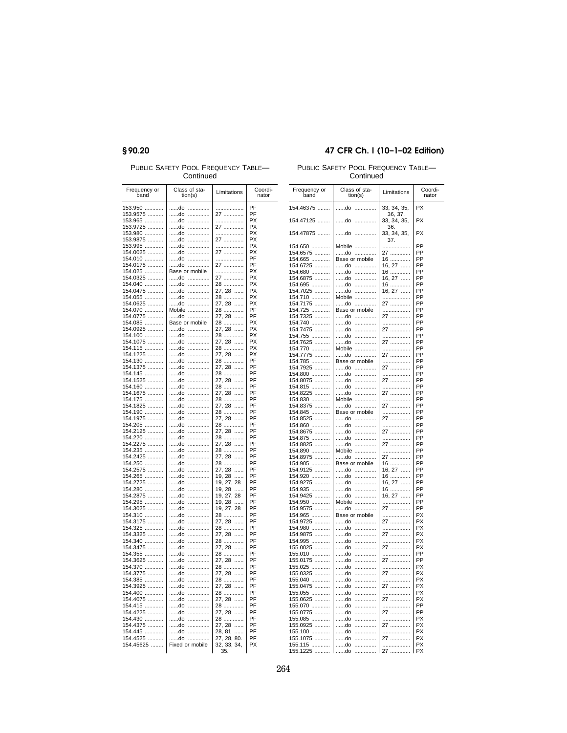PUBLIC SAFETY POOL FREQUENCY TABLE—Continued

| Frequency or band | Class of station(s) | Limitations | Coordinator |
|---|---|---|---|
| 153.950 | ......do | | PF |
| 153.9575 | ......do | 27 | PF |
| 153.965 | ......do | | PX |
| 153.9725 | ......do | 27 | PX |
| 153.980 | ......do | | PX |
| 153.9875 | ......do | 27 | PX |
| 153.995 | ......do | | PX |
| 154.0025 | ......do | 27 | PX |
| 154.010 | ......do | | PF |
| 154.0175 | ......do | 27 | PF |
| 154.025 | Base or mobile | | PX |
| 154.0325 | ......do | 27 | PX |
| 154.040 | ......do | 28 | PX |
| 154.0475 | ......do | 27, 28 | PX |
| 154.055 | ......do | 28 | PX |
| 154.0625 | ......do | 27, 28 | PX |
| 154.070 | Mobile | 28 | PF |
| 154.0775 | ......do | 27, 28 | PF |
| 154.085 | Base or mobile | 28 | PX |
| 154.0925 | ......do | 27, 28 | PX |
| 154.100 | ......do | 28 | PX |
| 154.1075 | ......do | 27, 28 | PX |
| 154.115 | ......do | 28 | PX |
| 154.1225 | ......do | 27, 28 | PX |
| 154.130 | ......do | 28 | PF |
| 154.1375 | ......do | 27, 28 | PF |
| 154.145 | ......do | 28 | PF |
| 154.1525 | ......do | 27, 28 | PF |
| 154.160 | ......do | 28 | PF |
| 154.1675 | ......do | 27, 28 | PF |
| 154.175 | ......do | 28 | PF |
| 154.1825 | ......do | 27, 28 | PF |
| 154.190 | ......do | 28 | PF |
| 154.1975 | ......do | 27, 28 | PF |
| 154.205 | ......do | 28 | PF |
| 154.2125 | ......do | 27, 28 | PF |
| 154.220 | ......do | 28 | PF |
| 154.2275 | ......do | 27, 28 | PF |
| 154.235 | ......do | 28 | PF |
| 154.2425 | ......do | 27, 28 | PF |
| 154.250 | ......do | 28 | PF |
| 154.2575 | ......do | 27, 28 | PF |
| 154.265 | ......do | 19, 28 | PF |
| 154.2725 | ......do | 19, 27, 28 | PF |
| 154.280 | ......do | 19, 28 | PF |
| 154.2875 | ......do | 19, 27, 28 | PF |
| 154.295 | ......do | 19, 28 | PF |
| 154.3025 | ......do | 19, 27, 28 | PF |
| 154.310 | ......do | 28 | PF |
| 154.3175 | ......do | 27, 28 | PF |
| 154.325 | ......do | 28 | PF |
| 154.3325 | ......do | 27, 28 | PF |
| 154.340 | ......do | 28 | PF |
| 154.3475 | ......do | 27, 28 | PF |
| 154.355 | ......do | 28 | PF |
| 154.3625 | ......do | 27, 28 | PF |
| 154.370 | ......do | 28 | PF |
| 154.3775 | ......do | 27, 28 | PF |
| 154.385 | ......do | 28 | PF |
| 154.3925 | ......do | 27, 28 | PF |
| 154.400 | ......do | 28 | PF |
| 154.4075 | ......do | 27, 28 | PF |
| 154.415 | ......do | 28 | PF |
| 154.4225 | ......do | 27, 28 | PF |
| 154.430 | ......do | 28 | PF |
| 154.4375 | ......do | 27, 28 | PF |
| 154.445 | ......do | 28, 81 | PF |
| 154.4525 | ......do | 27, 28, 80. | PF |
| 154.45625 | Fixed or mobile | 32, 33, 34, 35. | PX |
| 154.46375 | ......do | 33, 34, 35, 36, 37. | PX |
| 154.47125 | ......do | 33, 34, 35, 36. | PX |
| 154.47875 | ......do | 33, 34, 35, 37. | PX |
| 154.650 | Mobile | | PP |
| 154.6575 | ......do | 27 | PP |
| 154.665 | Base or mobile | 16 | PP |
| 154.6725 | ......do | 16, 27 | PP |
| 154.680 | ......do | 16 | PP |
| 154.6875 | ......do | 16, 27 | PP |
| 154.695 | ......do | 16 | PP |
| 154.7025 | ......do | 16, 27 | PP |
| 154.710 | Mobile | | PP |
| 154.7175 | ......do | 27 | PP |
| 154.725 | Base or mobile | | PP |
| 154.7325 | ......do | 27 | PP |
| 154.740 | ......do | | PP |
| 154.7475 | ......do | 27 | PP |
| 154.755 | ......do | | PP |
| 154.7625 | ......do | 27 | PP |
| 154.770 | Mobile | | PP |
| 154.7775 | ......do | 27 | PP |
| 154.785 | Base or mobile | | PP |
| 154.7925 | ......do | 27 | PP |
| 154.800 | ......do | | PP |
| 154.8075 | ......do | 27 | PP |
| 154.815 | ......do | | PP |
| 154.8225 | ......do | 27 | PP |
| 154.830 | Mobile | | PP |
| 154.8375 | ......do | 27 | PP |
| 154.845 | Base or mobile | | PP |
| 154.8525 | ......do | 27 | PP |
| 154.860 | ......do | | PP |
| 154.8675 | ......do | 27 | PP |
| 154.875 | ......do | | PP |
| 154.8825 | ......do | 27 | PP |
| 154.890 | Mobile | | PP |
| 154.8975 | ......do | 27 | PP |
| 154.905 | Base or mobile | 16 | PP |
| 154.9125 | ......do | 16, 27 | PP |
| 154.920 | ......do | 16 | PP |
| 154.9275 | ......do | 16, 27 | PP |
| 154.935 | ......do | 16 | PP |
| 154.9425 | ......do | 16, 27 | PP |
| 154.950 | Mobile | | PP |
| 154.9575 | ......do | 27 | PP |
| 154.965 | Base or mobile | | PX |
| 154.9725 | ......do | 27 | PX |
| 154.980 | ......do | | PX |
| 154.9875 | ......do | 27 | PX |
| 154.995 | ......do | | PX |
| 155.0025 | ......do | 27 | PX |
| 155.010 | ......do | | PP |
| 155.0175 | ......do | 27 | PP |
| 155.025 | ......do | | PX |
| 155.0325 | ......do | 27 | PX |
| 155.040 | ......do | | PX |
| 155.0475 | ......do | 27 | PX |
| 155.055 | ......do | | PX |
| 155.0625 | ......do | 27 | PX |
| 155.070 | ......do | | PP |
| 155.0775 | ......do | 27 | PP |
| 155.085 | ......do | | PX |
| 155.0925 | ......do | 27 | PX |
| 155.100 | ......do | | PX |
| 155.1075 | ......do | 27 | PX |
| 155.115 | ......do | | PX |
| 155.1225 | ......do | 27 | PX |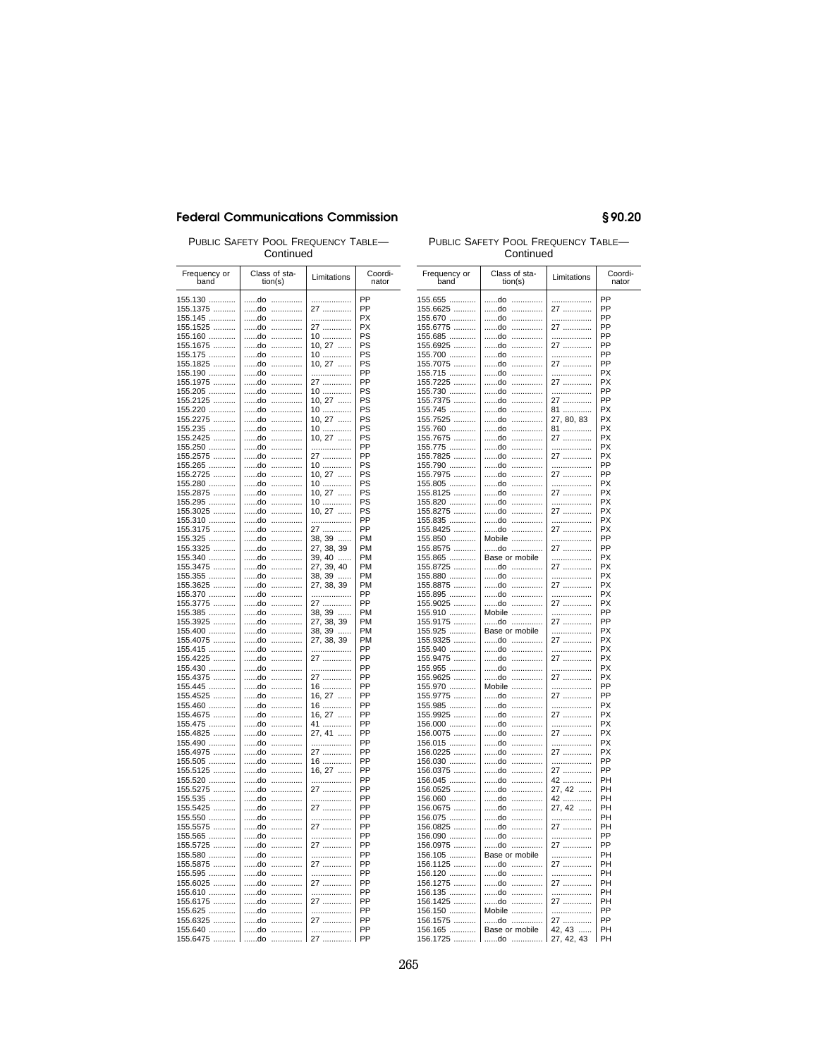PUBLIC SAFETY POOL FREQUENCY TABLE—Continued

| Frequency or band | Class of station(s) | Limitations | Coordinator |
|---|---|---|---|
| 155.130 | ......do | | PP |
| 155.1375 | ......do | 27 | PP |
| 155.145 | ......do | | PX |
| 155.1525 | ......do | 27 | PX |
| 155.160 | ......do | 10 | PS |
| 155.1675 | ......do | 10, 27 | PS |
| 155.175 | ......do | 10 | PS |
| 155.1825 | ......do | 10, 27 | PS |
| 155.190 | ......do | | PP |
| 155.1975 | ......do | 27 | PP |
| 155.205 | ......do | 10 | PS |
| 155.2125 | ......do | 10, 27 | PS |
| 155.220 | ......do | 10 | PS |
| 155.2275 | ......do | 10, 27 | PS |
| 155.235 | ......do | 10 | PS |
| 155.2425 | ......do | 10, 27 | PS |
| 155.250 | ......do | | PP |
| 155.2575 | ......do | 27 | PP |
| 155.265 | ......do | 10 | PS |
| 155.2725 | ......do | 10, 27 | PS |
| 155.280 | ......do | 10 | PS |
| 155.2875 | ......do | 10, 27 | PS |
| 155.295 | ......do | 10 | PS |
| 155.3025 | ......do | 10, 27 | PS |
| 155.310 | ......do | | PP |
| 155.3175 | ......do | 27 | PP |
| 155.325 | ......do | 38, 39 | PM |
| 155.3325 | ......do | 27, 38, 39 | PM |
| 155.340 | ......do | 39, 40 | PM |
| 155.3475 | ......do | 27, 39, 40 | PM |
| 155.355 | ......do | 38, 39 | PM |
| 155.3625 | ......do | 27, 38, 39 | PM |
| 155.370 | ......do | | PP |
| 155.3775 | ......do | 27 | PP |
| 155.385 | ......do | 38, 39 | PM |
| 155.3925 | ......do | 27, 38, 39 | PM |
| 155.400 | ......do | 38, 39 | PM |
| 155.4075 | ......do | 27, 38, 39 | PM |
| 155.415 | ......do | | PP |
| 155.4225 | ......do | 27 | PP |
| 155.430 | ......do | | PP |
| 155.4375 | ......do | 27 | PP |
| 155.445 | ......do | 16 | PP |
| 155.4525 | ......do | 16, 27 | PP |
| 155.460 | ......do | 16 | PP |
| 155.4675 | ......do | 16, 27 | PP |
| 155.475 | ......do | 41 | PP |
| 155.4825 | ......do | 27, 41 | PP |
| 155.490 | ......do | | PP |
| 155.4975 | ......do | 27 | PP |
| 155.505 | ......do | 16 | PP |
| 155.5125 | ......do | 16, 27 | PP |
| 155.520 | ......do | | PP |
| 155.5275 | ......do | 27 | PP |
| 155.535 | ......do | | PP |
| 155.5425 | ......do | 27 | PP |
| 155.550 | ......do | | PP |
| 155.5575 | ......do | 27 | PP |
| 155.565 | ......do | | PP |
| 155.5725 | ......do | 27 | PP |
| 155.580 | ......do | | PP |
| 155.5875 | ......do | 27 | PP |
| 155.595 | ......do | | PP |
| 155.6025 | ......do | 27 | PP |
| 155.610 | ......do | | PP |
| 155.6175 | ......do | 27 | PP |
| 155.625 | ......do | | PP |
| 155.6325 | ......do | 27 | PP |
| 155.640 | ......do | | PP |
| 155.6475 | ......do | 27 | PP |
| 155.655 | ......do | | PP |
| 155.6625 | ......do | 27 | PP |
| 155.670 | ......do | | PP |
| 155.6775 | ......do | 27 | PP |
| 155.685 | ......do | | PP |
| 155.6925 | ......do | 27 | PP |
| 155.700 | ......do | | PP |
| 155.7075 | ......do | 27 | PP |
| 155.715 | ......do | | PX |
| 155.7225 | ......do | 27 | PX |
| 155.730 | ......do | | PP |
| 155.7375 | ......do | 27 | PP |
| 155.745 | ......do | 81 | PX |
| 155.7525 | ......do | 27, 80, 83 | PX |
| 155.760 | ......do | 81 | PX |
| 155.7675 | ......do | 27 | PX |
| 155.775 | ......do | | PX |
| 155.7825 | ......do | 27 | PX |
| 155.790 | ......do | | PP |
| 155.7975 | ......do | 27 | PP |
| 155.805 | ......do | | PX |
| 155.8125 | ......do | 27 | PX |
| 155.820 | ......do | | PX |
| 155.8275 | ......do | 27 | PX |
| 155.835 | ......do | | PX |
| 155.8425 | ......do | 27 | PX |
| 155.850 | Mobile | | PP |
| 155.8575 | ......do | 27 | PP |
| 155.865 | Base or mobile | | PX |
| 155.8725 | ......do | 27 | PX |
| 155.880 | ......do | | PX |
| 155.8875 | ......do | 27 | PX |
| 155.895 | ......do | | PX |
| 155.9025 | ......do | 27 | PX |
| 155.910 | Mobile | | PP |
| 155.9175 | ......do | 27 | PP |
| 155.925 | Base or mobile | | PX |
| 155.9325 | ......do | 27 | PX |
| 155.940 | ......do | | PX |
| 155.9475 | ......do | 27 | PX |
| 155.955 | ......do | | PX |
| 155.9625 | ......do | 27 | PX |
| 155.970 | Mobile | | PP |
| 155.9775 | ......do | 27 | PP |
| 155.985 | ......do | | PX |
| 155.9925 | ......do | 27 | PX |
| 156.000 | ......do | | PX |
| 156.0075 | ......do | 27 | PX |
| 156.015 | ......do | | PX |
| 156.0225 | ......do | 27 | PX |
| 156.030 | ......do | | PP |
| 156.0375 | ......do | 27 | PP |
| 156.045 | ......do | 42 | PH |
| 156.0525 | ......do | 27, 42 | PH |
| 156.060 | ......do | 42 | PH |
| 156.0675 | ......do | 27, 42 | PH |
| 156.075 | ......do | | PH |
| 156.0825 | ......do | 27 | PH |
| 156.090 | ......do | | PP |
| 156.0975 | ......do | 27 | PP |
| 156.105 | Base or mobile | | PH |
| 156.1125 | ......do | 27 | PH |
| 156.120 | ......do | | PH |
| 156.1275 | ......do | 27 | PH |
| 156.135 | ......do | | PH |
| 156.1425 | ......do | 27 | PH |
| 156.150 | Mobile | | PP |
| 156.1575 | ......do | 27 | PP |
| 156.165 | Base or mobile | 42, 43 | PH |
| 156.1725 | ......do | 27, 42, 43 | PH |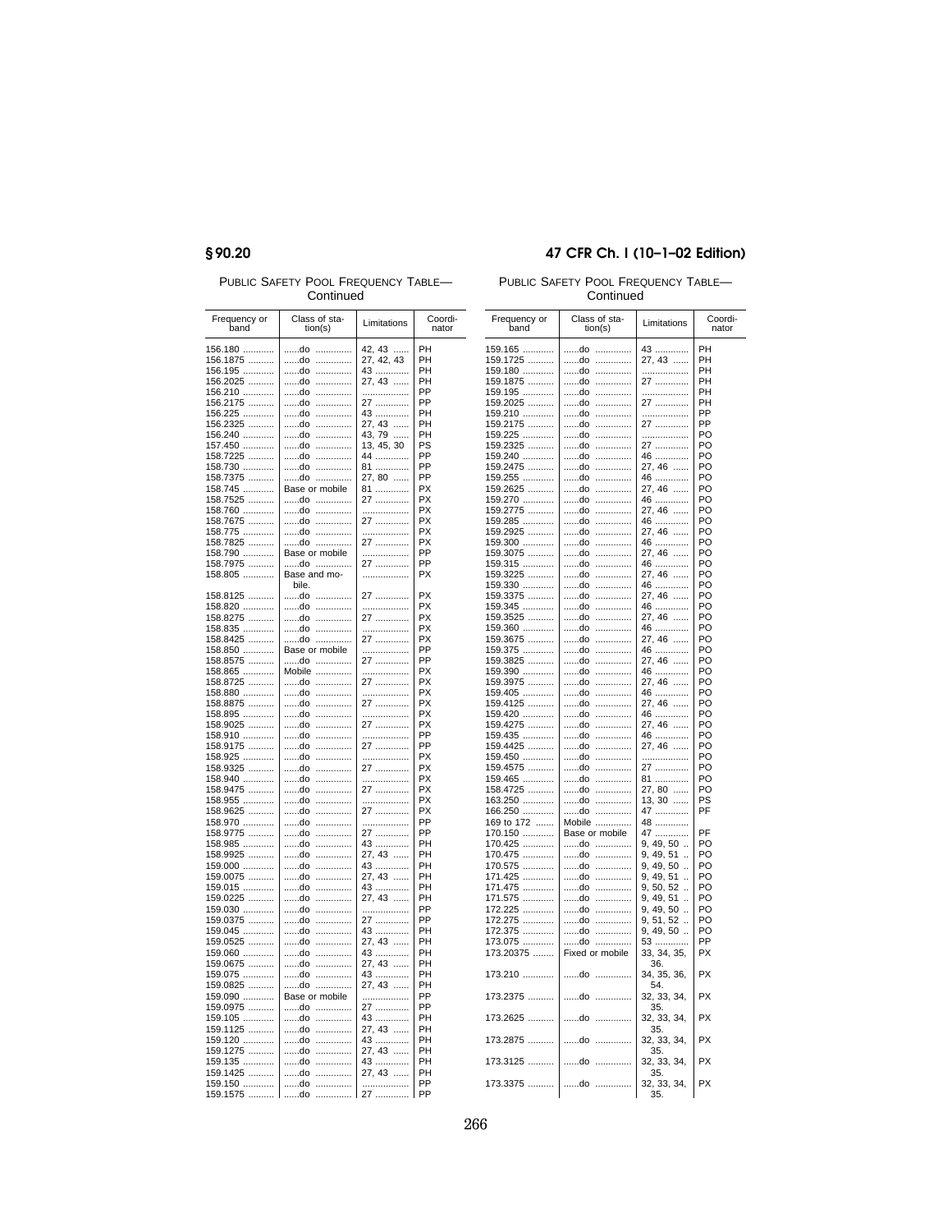PUBLIC SAFETY POOL FREQUENCY TABLE—Continued

| Frequency or band | Class of station(s) | Limitations | Coordinator |
|---|---|---|---|
| 156.180 | ......do | 42, 43 | PH |
| 156.1875 | ......do | 27, 42, 43 | PH |
| 156.195 | ......do | 43 | PH |
| 156.2025 | ......do | 27, 43 | PH |
| 156.210 | ......do | | PP |
| 156.2175 | ......do | 27 | PP |
| 156.225 | ......do | 43 | PH |
| 156.2325 | ......do | 27, 43 | PH |
| 156.240 | ......do | 43, 79 | PH |
| 157.450 | ......do | 13, 45, 30 | PS |
| 158.7225 | ......do | 44 | PP |
| 158.730 | ......do | 81 | PP |
| 158.7375 | ......do | 27, 80 | PP |
| 158.745 | Base or mobile | 81 | PX |
| 158.7525 | ......do | 27 | PX |
| 158.760 | ......do | | PX |
| 158.7675 | ......do | 27 | PX |
| 158.775 | ......do | | PX |
| 158.7825 | ......do | 27 | PX |
| 158.790 | Base or mobile | | PP |
| 158.7975 | ......do | 27 | PP |
| 158.805 | Base and mobile. | | PX |
| 158.8125 | ......do | 27 | PX |
| 158.820 | ......do | | PX |
| 158.8275 | ......do | 27 | PX |
| 158.835 | ......do | | PX |
| 158.8425 | ......do | 27 | PX |
| 158.850 | Base or mobile | | PP |
| 158.8575 | ......do | 27 | PP |
| 158.865 | Mobile | | PX |
| 158.8725 | ......do | 27 | PX |
| 158.880 | ......do | | PX |
| 158.8875 | ......do | 27 | PX |
| 158.895 | ......do | | PX |
| 158.9025 | ......do | 27 | PX |
| 158.910 | ......do | | PP |
| 158.9175 | ......do | 27 | PP |
| 158.925 | ......do | | PX |
| 158.9325 | ......do | 27 | PX |
| 158.940 | ......do | | PX |
| 158.9475 | ......do | 27 | PX |
| 158.955 | ......do | | PX |
| 158.9625 | ......do | 27 | PX |
| 158.970 | ......do | | PP |
| 158.9775 | ......do | 27 | PP |
| 158.985 | ......do | 43 | PH |
| 158.9925 | ......do | 27, 43 | PH |
| 159.000 | ......do | 43 | PH |
| 159.0075 | ......do | 27, 43 | PH |
| 159.015 | ......do | 43 | PH |
| 159.0225 | ......do | 27, 43 | PH |
| 159.030 | ......do | | PP |
| 159.0375 | ......do | 27 | PP |
| 159.045 | ......do | 43 | PH |
| 159.0525 | ......do | 27, 43 | PH |
| 159.060 | ......do | 43 | PH |
| 159.0675 | ......do | 27, 43 | PH |
| 159.075 | ......do | 43 | PH |
| 159.0825 | ......do | 27, 43 | PH |
| 159.090 | Base or mobile | | PP |
| 159.0975 | ......do | 27 | PP |
| 159.105 | ......do | 43 | PH |
| 159.1125 | ......do | 27, 43 | PH |
| 159.120 | ......do | 43 | PH |
| 159.1275 | ......do | 27, 43 | PH |
| 159.135 | ......do | 43 | PH |
| 159.1425 | ......do | 27, 43 | PH |
| 159.150 | ......do | | PP |
| 159.1575 | ......do | 27 | PP |
| 159.165 | ......do | 43 | PH |
| 159.1725 | ......do | 27, 43 | PH |
| 159.180 | ......do | | PH |
| 159.1875 | ......do | 27 | PH |
| 159.195 | ......do | | PH |
| 159.2025 | ......do | 27 | PH |
| 159.210 | ......do | | PP |
| 159.2175 | ......do | 27 | PP |
| 159.225 | ......do | | PO |
| 159.2325 | ......do | 27 | PO |
| 159.240 | ......do | 46 | PO |
| 159.2475 | ......do | 27, 46 | PO |
| 159.255 | ......do | 46 | PO |
| 159.2625 | ......do | 27, 46 | PO |
| 159.270 | ......do | 46 | PO |
| 159.2775 | ......do | 27, 46 | PO |
| 159.285 | ......do | 46 | PO |
| 159.2925 | ......do | 27, 46 | PO |
| 159.300 | ......do | 46 | PO |
| 159.3075 | ......do | 27, 46 | PO |
| 159.315 | ......do | 46 | PO |
| 159.3225 | ......do | 27, 46 | PO |
| 159.330 | ......do | 46 | PO |
| 159.3375 | ......do | 27, 46 | PO |
| 159.345 | ......do | 46 | PO |
| 159.3525 | ......do | 27, 46 | PO |
| 159.360 | ......do | 46 | PO |
| 159.3675 | ......do | 27, 46 | PO |
| 159.375 | ......do | 46 | PO |
| 159.3825 | ......do | 27, 46 | PO |
| 159.390 | ......do | 46 | PO |
| 159.3975 | ......do | 27, 46 | PO |
| 159.405 | ......do | 46 | PO |
| 159.4125 | ......do | 27, 46 | PO |
| 159.420 | ......do | 46 | PO |
| 159.4275 | ......do | 27, 46 | PO |
| 159.435 | ......do | 46 | PO |
| 159.4425 | ......do | 27, 46 | PO |
| 159.450 | ......do | | PO |
| 159.4575 | ......do | 27 | PO |
| 159.465 | ......do | 81 | PO |
| 158.4725 | ......do | 27, 80 | PO |
| 163.250 | ......do | 13, 30 | PS |
| 166.250 | ......do | 47 | PF |
| 169 to 172 | Mobile | 48 | |
| 170.150 | Base or mobile | 47 | PF |
| 170.425 | ......do | 9, 49, 50 | PO |
| 170.475 | ......do | 9, 49, 51 | PO |
| 170.575 | ......do | 9, 49, 50 | PO |
| 171.425 | ......do | 9, 49, 51 | PO |
| 171.475 | ......do | 9, 50, 52 | PO |
| 171.575 | ......do | 9, 49, 51 | PO |
| 172.225 | ......do | 9, 49, 50 | PO |
| 172.275 | ......do | 9, 51, 52 | PO |
| 172.375 | ......do | 9, 49, 50 | PO |
| 173.075 | ......do | 53 | PP |
| 173.20375 | Fixed or mobile | 33, 34, 35, 36. | PX |
| 173.210 | ......do | 34, 35, 36, 54. | PX |
| 173.2375 | ......do | 32, 33, 34, 35. | PX |
| 173.2625 | ......do | 32, 33, 34, 35. | PX |
| 173.2875 | ......do | 32, 33, 34, 35. | PX |
| 173.3125 | ......do | 32, 33, 34, 35. | PX |
| 173.3375 | ......do | 32, 33, 34, 35. | PX |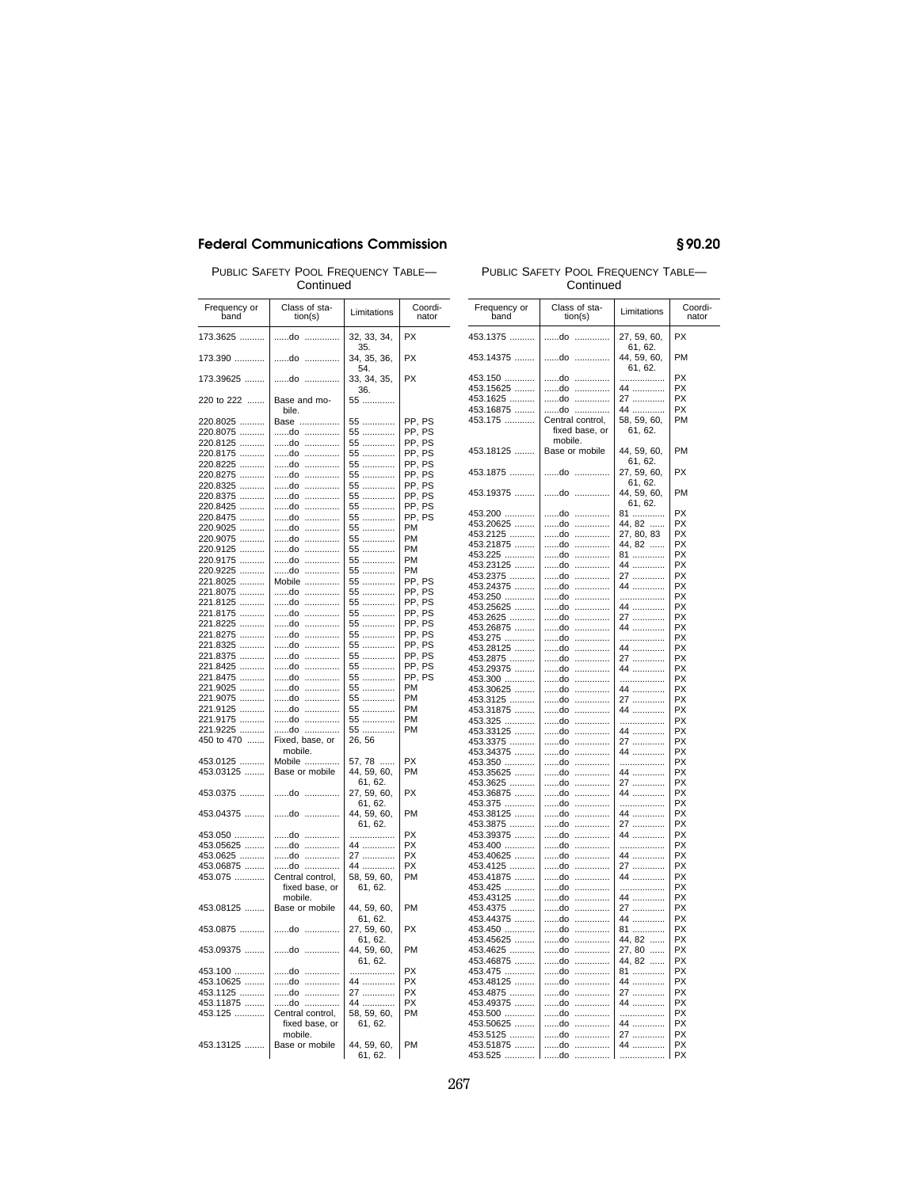PUBLIC SAFETY POOL FREQUENCY TABLE—Continued

| Frequency or band | Class of station(s) | Limitations | Coordinator |
|---|---|---|---|
| 173.3625 | ......do | 32, 33, 34, 35. | PX |
| 173.390 | ......do | 34, 35, 36, 54. | PX |
| 173.39625 | ......do | 33, 34, 35, 36. | PX |
| 220 to 222 | Base and mobile. | 55 | |
| 220.8025 | Base | 55 | PP, PS |
| 220.8075 | ......do | 55 | PP, PS |
| 220.8125 | ......do | 55 | PP, PS |
| 220.8175 | ......do | 55 | PP, PS |
| 220.8225 | ......do | 55 | PP, PS |
| 220.8275 | ......do | 55 | PP, PS |
| 220.8325 | ......do | 55 | PP, PS |
| 220.8375 | ......do | 55 | PP, PS |
| 220.8425 | ......do | 55 | PP, PS |
| 220.8475 | ......do | 55 | PP, PS |
| 220.9025 | ......do | 55 | PM |
| 220.9075 | ......do | 55 | PM |
| 220.9125 | ......do | 55 | PM |
| 220.9175 | ......do | 55 | PM |
| 220.9225 | ......do | 55 | PM |
| 221.8025 | Mobile | 55 | PP, PS |
| 221.8075 | ......do | 55 | PP, PS |
| 221.8125 | ......do | 55 | PP, PS |
| 221.8175 | ......do | 55 | PP, PS |
| 221.8225 | ......do | 55 | PP, PS |
| 221.8275 | ......do | 55 | PP, PS |
| 221.8325 | ......do | 55 | PP, PS |
| 221.8375 | ......do | 55 | PP, PS |
| 221.8425 | ......do | 55 | PP, PS |
| 221.8475 | ......do | 55 | PP, PS |
| 221.9025 | ......do | 55 | PM |
| 221.9075 | ......do | 55 | PM |
| 221.9125 | ......do | 55 | PM |
| 221.9175 | ......do | 55 | PM |
| 221.9225 | ......do | 55 | PM |
| 450 to 470 | Fixed, base, or mobile. | 26, 56 | |
| 453.0125 | Mobile | 57, 78 | PX |
| 453.03125 | Base or mobile | 44, 59, 60, 61, 62. | PM |
| 453.0375 | ......do | 27, 59, 60, 61, 62. | PX |
| 453.04375 | ......do | 44, 59, 60, 61, 62. | PM |
| 453.050 | ......do | | PX |
| 453.05625 | ......do | 44 | PX |
| 453.0625 | ......do | 27 | PX |
| 453.06875 | ......do | 44 | PX |
| 453.075 | Central control, fixed base, or mobile. | 58, 59, 60, 61, 62. | PM |
| 453.08125 | Base or mobile | 44, 59, 60, 61, 62. | PM |
| 453.0875 | ......do | 27, 59, 60, 61, 62. | PX |
| 453.09375 | ......do | 44, 59, 60, 61, 62. | PM |
| 453.100 | ......do | | PX |
| 453.10625 | ......do | 44 | PX |
| 453.1125 | ......do | 27 | PX |
| 453.11875 | ......do | 44 | PX |
| 453.125 | Central control, fixed base, or mobile. | 58, 59, 60, 61, 62. | PM |
| 453.13125 | Base or mobile | 44, 59, 60, 61, 62. | PM |
| 453.1375 | ......do | 27, 59, 60, 61, 62. | PX |
| 453.14375 | ......do | 44, 59, 60, 61, 62. | PM |
| 453.150 | ......do | | PX |
| 453.15625 | ......do | 44 | PX |
| 453.1625 | ......do | 27 | PX |
| 453.16875 | ......do | 44 | PX |
| 453.175 | Central control, fixed base, or mobile. | 58, 59, 60, 61, 62. | PM |
| 453.18125 | Base or mobile | 44, 59, 60, 61, 62. | PM |
| 453.1875 | ......do | 27, 59, 60, 61, 62. | PX |
| 453.19375 | ......do | 44, 59, 60, 61, 62. | PM |
| 453.200 | ......do | 81 | PX |
| 453.20625 | ......do | 44, 82 | PX |
| 453.2125 | ......do | 27, 80, 83 | PX |
| 453.21875 | ......do | 44, 82 | PX |
| 453.225 | ......do | 81 | PX |
| 453.23125 | ......do | 44 | PX |
| 453.2375 | ......do | 27 | PX |
| 453.24375 | ......do | 44 | PX |
| 453.250 | ......do | | PX |
| 453.25625 | ......do | 44 | PX |
| 453.2625 | ......do | 27 | PX |
| 453.26875 | ......do | 44 | PX |
| 453.275 | ......do | | PX |
| 453.28125 | ......do | 44 | PX |
| 453.2875 | ......do | 27 | PX |
| 453.29375 | ......do | 44 | PX |
| 453.300 | ......do | | PX |
| 453.30625 | ......do | 44 | PX |
| 453.3125 | ......do | 27 | PX |
| 453.31875 | ......do | 44 | PX |
| 453.325 | ......do | | PX |
| 453.33125 | ......do | 44 | PX |
| 453.3375 | ......do | 27 | PX |
| 453.34375 | ......do | 44 | PX |
| 453.350 | ......do | | PX |
| 453.35625 | ......do | 44 | PX |
| 453.3625 | ......do | 27 | PX |
| 453.36875 | ......do | 44 | PX |
| 453.375 | ......do | | PX |
| 453.38125 | ......do | 44 | PX |
| 453.3875 | ......do | 27 | PX |
| 453.39375 | ......do | 44 | PX |
| 453.400 | ......do | | PX |
| 453.40625 | ......do | 44 | PX |
| 453.4125 | ......do | 27 | PX |
| 453.41875 | ......do | 44 | PX |
| 453.425 | ......do | | PX |
| 453.43125 | ......do | 44 | PX |
| 453.4375 | ......do | 27 | PX |
| 453.44375 | ......do | 44 | PX |
| 453.450 | ......do | 81 | PX |
| 453.45625 | ......do | 44, 82 | PX |
| 453.4625 | ......do | 27, 80 | PX |
| 453.46875 | ......do | 44, 82 | PX |
| 453.475 | ......do | 81 | PX |
| 453.48125 | ......do | 44 | PX |
| 453.4875 | ......do | 27 | PX |
| 453.49375 | ......do | 44 | PX |
| 453.500 | ......do | | PX |
| 453.50625 | ......do | 44 | PX |
| 453.5125 | ......do | 27 | PX |
| 453.51875 | ......do | 44 | PX |
| 453.525 | ......do | | PX |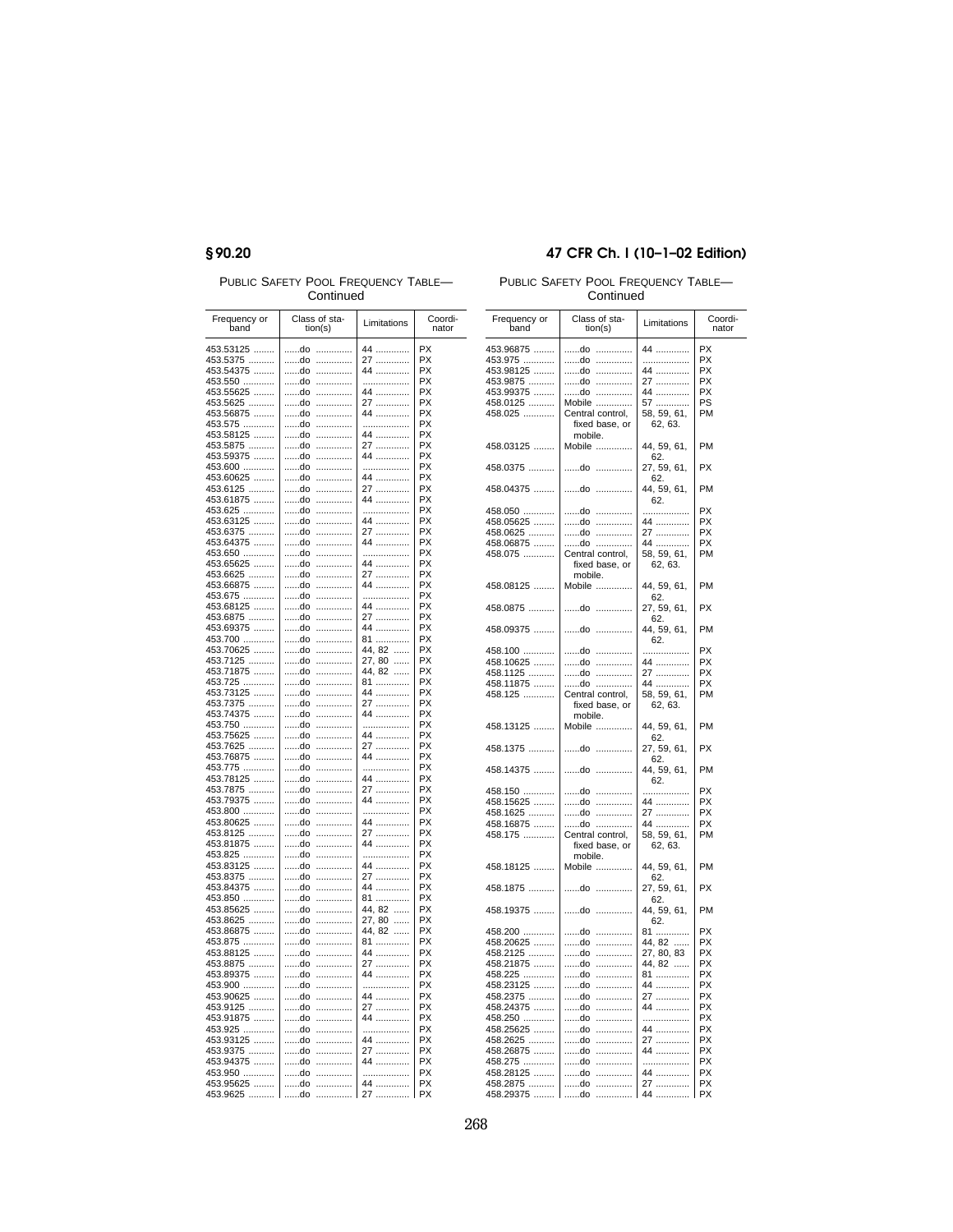PUBLIC SAFETY POOL FREQUENCY TABLE—Continued

| Frequency or band | Class of station(s) | Limitations | Coordinator |
|---|---|---|---|
| 453.53125 | ......do | 44 | PX |
| 453.5375 | ......do | 27 | PX |
| 453.54375 | ......do | 44 | PX |
| 453.550 | ......do | | PX |
| 453.55625 | ......do | 44 | PX |
| 453.5625 | ......do | 27 | PX |
| 453.56875 | ......do | 44 | PX |
| 453.575 | ......do | | PX |
| 453.58125 | ......do | 44 | PX |
| 453.5875 | ......do | 27 | PX |
| 453.59375 | ......do | 44 | PX |
| 453.600 | ......do | | PX |
| 453.60625 | ......do | 44 | PX |
| 453.6125 | ......do | 27 | PX |
| 453.61875 | ......do | 44 | PX |
| 453.625 | ......do | | PX |
| 453.63125 | ......do | 44 | PX |
| 453.6375 | ......do | 27 | PX |
| 453.64375 | ......do | 44 | PX |
| 453.650 | ......do | | PX |
| 453.65625 | ......do | 44 | PX |
| 453.6625 | ......do | 27 | PX |
| 453.66875 | ......do | 44 | PX |
| 453.675 | ......do | | PX |
| 453.68125 | ......do | 44 | PX |
| 453.6875 | ......do | 27 | PX |
| 453.69375 | ......do | 44 | PX |
| 453.700 | ......do | 81 | PX |
| 453.70625 | ......do | 44, 82 | PX |
| 453.7125 | ......do | 27, 80 | PX |
| 453.71875 | ......do | 44, 82 | PX |
| 453.725 | ......do | 81 | PX |
| 453.73125 | ......do | 44 | PX |
| 453.7375 | ......do | 27 | PX |
| 453.74375 | ......do | 44 | PX |
| 453.750 | ......do | | PX |
| 453.75625 | ......do | 44 | PX |
| 453.7625 | ......do | 27 | PX |
| 453.76875 | ......do | 44 | PX |
| 453.775 | ......do | | PX |
| 453.78125 | ......do | 44 | PX |
| 453.7875 | ......do | 27 | PX |
| 453.79375 | ......do | 44 | PX |
| 453.800 | ......do | | PX |
| 453.80625 | ......do | 44 | PX |
| 453.8125 | ......do | 27 | PX |
| 453.81875 | ......do | 44 | PX |
| 453.825 | ......do | | PX |
| 453.83125 | ......do | 44 | PX |
| 453.8375 | ......do | 27 | PX |
| 453.84375 | ......do | 44 | PX |
| 453.850 | ......do | 81 | PX |
| 453.85625 | ......do | 44, 82 | PX |
| 453.8625 | ......do | 27, 80 | PX |
| 453.86875 | ......do | 44, 82 | PX |
| 453.875 | ......do | 81 | PX |
| 453.88125 | ......do | 44 | PX |
| 453.8875 | ......do | 27 | PX |
| 453.89375 | ......do | 44 | PX |
| 453.900 | ......do | | PX |
| 453.90625 | ......do | 44 | PX |
| 453.9125 | ......do | 27 | PX |
| 453.91875 | ......do | 44 | PX |
| 453.925 | ......do | | PX |
| 453.93125 | ......do | 44 | PX |
| 453.9375 | ......do | 27 | PX |
| 453.94375 | ......do | 44 | PX |
| 453.950 | ......do | | PX |
| 453.95625 | ......do | 44 | PX |
| 453.9625 | ......do | 27 | PX |
| 453.96875 | ......do | 44 | PX |
| 453.975 | ......do | | PX |
| 453.98125 | ......do | 44 | PX |
| 453.9875 | ......do | 27 | PX |
| 453.99375 | ......do | 44 | PX |
| 458.0125 | Mobile | 57 | PS |
| 458.025 | Central control, fixed base, or mobile. | 58, 59, 61, 62, 63. | PM |
| 458.03125 | Mobile | 44, 59, 61, 62. | PM |
| 458.0375 | ......do | 27, 59, 61, 62. | PX |
| 458.04375 | ......do | 44, 59, 61, 62. | PM |
| 458.050 | ......do | | PX |
| 458.05625 | ......do | 44 | PX |
| 458.0625 | ......do | 27 | PX |
| 458.06875 | ......do | 44 | PX |
| 458.075 | Central control, fixed base, or mobile. | 58, 59, 61, 62, 63. | PM |
| 458.08125 | Mobile | 44, 59, 61, 62. | PM |
| 458.0875 | ......do | 27, 59, 61, 62. | PX |
| 458.09375 | ......do | 44, 59, 61, 62. | PM |
| 458.100 | ......do | | PX |
| 458.10625 | ......do | 44 | PX |
| 458.1125 | ......do | 27 | PX |
| 458.11875 | ......do | 44 | PX |
| 458.125 | Central control, fixed base, or mobile. | 58, 59, 61, 62, 63. | PM |
| 458.13125 | Mobile | 44, 59, 61, 62. | PM |
| 458.1375 | ......do | 27, 59, 61, 62. | PX |
| 458.14375 | ......do | 44, 59, 61, 62. | PM |
| 458.150 | ......do | | PX |
| 458.15625 | ......do | 44 | PX |
| 458.1625 | ......do | 27 | PX |
| 458.16875 | ......do | 44 | PX |
| 458.175 | Central control, fixed base, or mobile. | 58, 59, 61, 62, 63. | PM |
| 458.18125 | Mobile | 44, 59, 61, 62. | PM |
| 458.1875 | ......do | 27, 59, 61, 62. | PX |
| 458.19375 | ......do | 44, 59, 61, 62. | PM |
| 458.200 | ......do | 81 | PX |
| 458.20625 | ......do | 44, 82 | PX |
| 458.2125 | ......do | 27, 80, 83 | PX |
| 458.21875 | ......do | 44, 82 | PX |
| 458.225 | ......do | 81 | PX |
| 458.23125 | ......do | 44 | PX |
| 458.2375 | ......do | 27 | PX |
| 458.24375 | ......do | 44 | PX |
| 458.250 | ......do | | PX |
| 458.25625 | ......do | 44 | PX |
| 458.2625 | ......do | 27 | PX |
| 458.26875 | ......do | 44 | PX |
| 458.275 | ......do | | PX |
| 458.28125 | ......do | 44 | PX |
| 458.2875 | ......do | 27 | PX |
| 458.29375 | ......do | 44 | PX |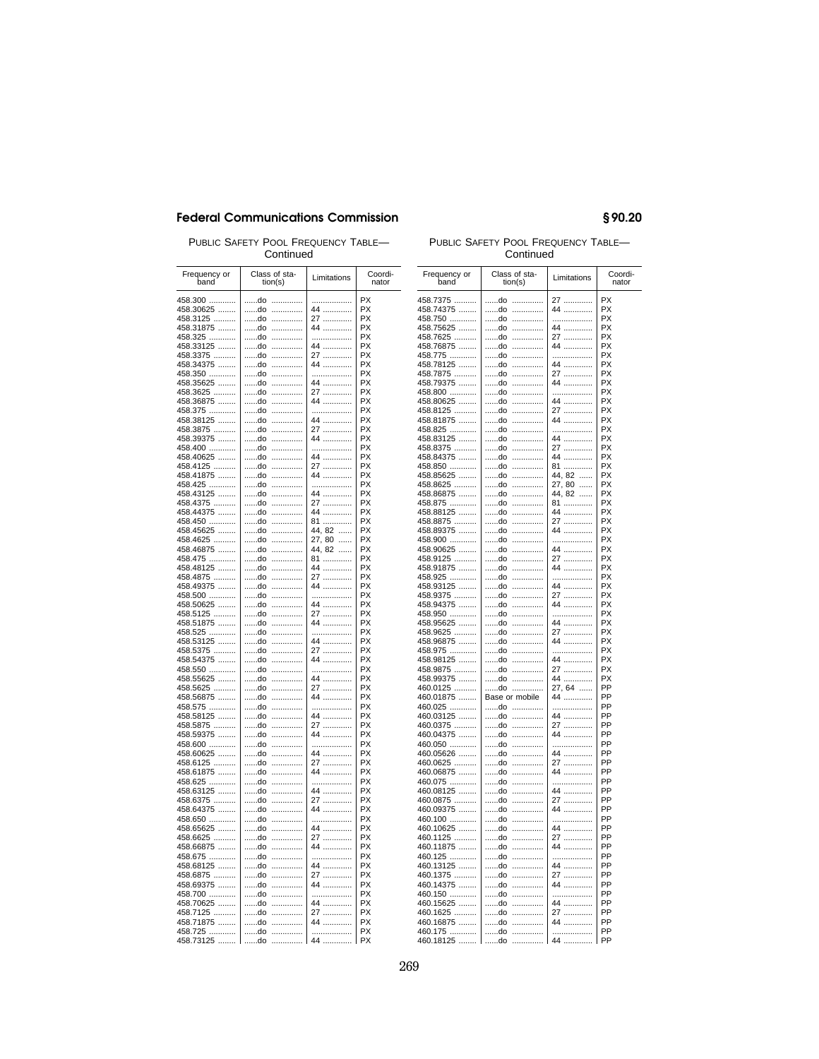PUBLIC SAFETY POOL FREQUENCY TABLE—Continued

| Frequency or band | Class of station(s) | Limitations | Coordinator |
|---|---|---|---|
| 458.300 | ......do |  | PX |
| 458.30625 | ......do | 44 | PX |
| 458.3125 | ......do | 27 | PX |
| 458.31875 | ......do | 44 | PX |
| 458.325 | ......do |  | PX |
| 458.33125 | ......do | 44 | PX |
| 458.3375 | ......do | 27 | PX |
| 458.34375 | ......do | 44 | PX |
| 458.350 | ......do |  | PX |
| 458.35625 | ......do | 44 | PX |
| 458.3625 | ......do | 27 | PX |
| 458.36875 | ......do | 44 | PX |
| 458.375 | ......do |  | PX |
| 458.38125 | ......do | 44 | PX |
| 458.3875 | ......do | 27 | PX |
| 458.39375 | ......do | 44 | PX |
| 458.400 | ......do |  | PX |
| 458.40625 | ......do | 44 | PX |
| 458.4125 | ......do | 27 | PX |
| 458.41875 | ......do | 44 | PX |
| 458.425 | ......do |  | PX |
| 458.43125 | ......do | 44 | PX |
| 458.4375 | ......do | 27 | PX |
| 458.44375 | ......do | 44 | PX |
| 458.450 | ......do | 81 | PX |
| 458.45625 | ......do | 44, 82 | PX |
| 458.4625 | ......do | 27, 80 | PX |
| 458.46875 | ......do | 44, 82 | PX |
| 458.475 | ......do | 81 | PX |
| 458.48125 | ......do | 44 | PX |
| 458.4875 | ......do | 27 | PX |
| 458.49375 | ......do | 44 | PX |
| 458.500 | ......do |  | PX |
| 458.50625 | ......do | 44 | PX |
| 458.5125 | ......do | 27 | PX |
| 458.51875 | ......do | 44 | PX |
| 458.525 | ......do |  | PX |
| 458.53125 | ......do | 44 | PX |
| 458.5375 | ......do | 27 | PX |
| 458.54375 | ......do | 44 | PX |
| 458.550 | ......do |  | PX |
| 458.55625 | ......do | 44 | PX |
| 458.5625 | ......do | 27 | PX |
| 458.56875 | ......do | 44 | PX |
| 458.575 | ......do |  | PX |
| 458.58125 | ......do | 44 | PX |
| 458.5875 | ......do | 27 | PX |
| 458.59375 | ......do | 44 | PX |
| 458.600 | ......do |  | PX |
| 458.60625 | ......do | 44 | PX |
| 458.6125 | ......do | 27 | PX |
| 458.61875 | ......do | 44 | PX |
| 458.625 | ......do |  | PX |
| 458.63125 | ......do | 44 | PX |
| 458.6375 | ......do | 27 | PX |
| 458.64375 | ......do | 44 | PX |
| 458.650 | ......do |  | PX |
| 458.65625 | ......do | 44 | PX |
| 458.6625 | ......do | 27 | PX |
| 458.66875 | ......do | 44 | PX |
| 458.675 | ......do |  | PX |
| 458.68125 | ......do | 44 | PX |
| 458.6875 | ......do | 27 | PX |
| 458.69375 | ......do | 44 | PX |
| 458.700 | ......do |  | PX |
| 458.70625 | ......do | 44 | PX |
| 458.7125 | ......do | 27 | PX |
| 458.71875 | ......do | 44 | PX |
| 458.725 | ......do |  | PX |
| 458.73125 | ......do | 44 | PX |
| 458.7375 | ......do | 27 | PX |
| 458.74375 | ......do | 44 | PX |
| 458.750 | ......do |  | PX |
| 458.75625 | ......do | 44 | PX |
| 458.7625 | ......do | 27 | PX |
| 458.76875 | ......do | 44 | PX |
| 458.775 | ......do |  | PX |
| 458.78125 | ......do | 44 | PX |
| 458.7875 | ......do | 27 | PX |
| 458.79375 | ......do | 44 | PX |
| 458.800 | ......do |  | PX |
| 458.80625 | ......do | 44 | PX |
| 458.8125 | ......do | 27 | PX |
| 458.81875 | ......do | 44 | PX |
| 458.825 | ......do |  | PX |
| 458.83125 | ......do | 44 | PX |
| 458.8375 | ......do | 27 | PX |
| 458.84375 | ......do | 44 | PX |
| 458.850 | ......do | 81 | PX |
| 458.85625 | ......do | 44, 82 | PX |
| 458.8625 | ......do | 27, 80 | PX |
| 458.86875 | ......do | 44, 82 | PX |
| 458.875 | ......do | 81 | PX |
| 458.88125 | ......do | 44 | PX |
| 458.8875 | ......do | 27 | PX |
| 458.89375 | ......do | 44 | PX |
| 458.900 | ......do |  | PX |
| 458.90625 | ......do | 44 | PX |
| 458.9125 | ......do | 27 | PX |
| 458.91875 | ......do | 44 | PX |
| 458.925 | ......do |  | PX |
| 458.93125 | ......do | 44 | PX |
| 458.9375 | ......do | 27 | PX |
| 458.94375 | ......do | 44 | PX |
| 458.950 | ......do |  | PX |
| 458.95625 | ......do | 44 | PX |
| 458.9625 | ......do | 27 | PX |
| 458.96875 | ......do | 44 | PX |
| 458.975 | ......do |  | PX |
| 458.98125 | ......do | 44 | PX |
| 458.9875 | ......do | 27 | PX |
| 458.99375 | ......do | 44 | PX |
| 460.0125 | ......do | 27, 64 | PP |
| 460.01875 | Base or mobile | 44 | PP |
| 460.025 | ......do |  | PP |
| 460.03125 | ......do | 44 | PP |
| 460.0375 | ......do | 27 | PP |
| 460.04375 | ......do | 44 | PP |
| 460.050 | ......do |  | PP |
| 460.05626 | ......do | 44 | PP |
| 460.0625 | ......do | 27 | PP |
| 460.06875 | ......do | 44 | PP |
| 460.075 | ......do |  | PP |
| 460.08125 | ......do | 44 | PP |
| 460.0875 | ......do | 27 | PP |
| 460.09375 | ......do | 44 | PP |
| 460.100 | ......do |  | PP |
| 460.10625 | ......do | 44 | PP |
| 460.1125 | ......do | 27 | PP |
| 460.11875 | ......do | 44 | PP |
| 460.125 | ......do |  | PP |
| 460.13125 | ......do | 44 | PP |
| 460.1375 | ......do | 27 | PP |
| 460.14375 | ......do | 44 | PP |
| 460.150 | ......do |  | PP |
| 460.15625 | ......do | 44 | PP |
| 460.1625 | ......do | 27 | PP |
| 460.16875 | ......do | 44 | PP |
| 460.175 | ......do |  | PP |
| 460.18125 | ......do | 44 | PP |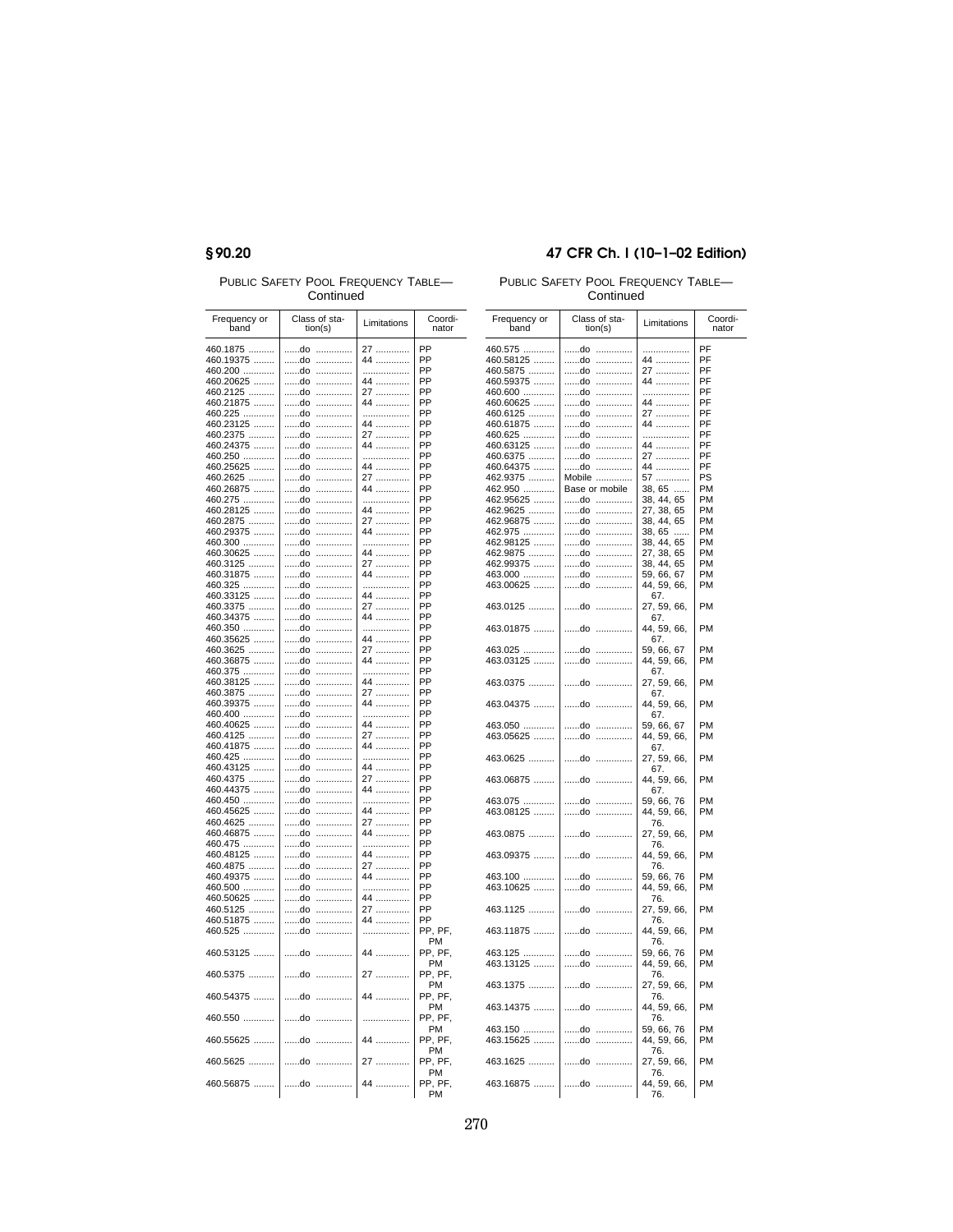PUBLIC SAFETY POOL FREQUENCY TABLE—Continued

| Frequency or band | Class of station(s) | Limitations | Coordinator |
|---|---|---|---|
| 460.1875 | ......do | 27 | PP |
| 460.19375 | ......do | 44 | PP |
| 460.200 | ......do | | PP |
| 460.20625 | ......do | 44 | PP |
| 460.2125 | ......do | 27 | PP |
| 460.21875 | ......do | 44 | PP |
| 460.225 | ......do | | PP |
| 460.23125 | ......do | 44 | PP |
| 460.2375 | ......do | 27 | PP |
| 460.24375 | ......do | 44 | PP |
| 460.250 | ......do | | PP |
| 460.25625 | ......do | 44 | PP |
| 460.2625 | ......do | 27 | PP |
| 460.26875 | ......do | 44 | PP |
| 460.275 | ......do | | PP |
| 460.28125 | ......do | 44 | PP |
| 460.2875 | ......do | 27 | PP |
| 460.29375 | ......do | 44 | PP |
| 460.300 | ......do | | PP |
| 460.30625 | ......do | 44 | PP |
| 460.3125 | ......do | 27 | PP |
| 460.31875 | ......do | 44 | PP |
| 460.325 | ......do | | PP |
| 460.33125 | ......do | 44 | PP |
| 460.3375 | ......do | 27 | PP |
| 460.34375 | ......do | 44 | PP |
| 460.350 | ......do | | PP |
| 460.35625 | ......do | 44 | PP |
| 460.3625 | ......do | 27 | PP |
| 460.36875 | ......do | 44 | PP |
| 460.375 | ......do | | PP |
| 460.38125 | ......do | 44 | PP |
| 460.3875 | ......do | 27 | PP |
| 460.39375 | ......do | 44 | PP |
| 460.400 | ......do | | PP |
| 460.40625 | ......do | 44 | PP |
| 460.4125 | ......do | 27 | PP |
| 460.41875 | ......do | 44 | PP |
| 460.425 | ......do | | PP |
| 460.43125 | ......do | 44 | PP |
| 460.4375 | ......do | 27 | PP |
| 460.44375 | ......do | 44 | PP |
| 460.450 | ......do | | PP |
| 460.45625 | ......do | 44 | PP |
| 460.4625 | ......do | 27 | PP |
| 460.46875 | ......do | 44 | PP |
| 460.475 | ......do | | PP |
| 460.48125 | ......do | 44 | PP |
| 460.4875 | ......do | 27 | PP |
| 460.49375 | ......do | 44 | PP |
| 460.500 | ......do | | PP |
| 460.50625 | ......do | 44 | PP |
| 460.5125 | ......do | 27 | PP |
| 460.51875 | ......do | 44 | PP |
| 460.525 | ......do | | PP, PF, PM |
| 460.53125 | ......do | 44 | PP, PF, PM |
| 460.5375 | ......do | 27 | PP, PF, PM |
| 460.54375 | ......do | 44 | PP, PF, PM |
| 460.550 | ......do | | PP, PF, PM |
| 460.55625 | ......do | 44 | PP, PF, PM |
| 460.5625 | ......do | 27 | PP, PF, PM |
| 460.56875 | ......do | 44 | PP, PF, PM |
| 460.575 | ......do | | PF |
| 460.58125 | ......do | 44 | PF |
| 460.5875 | ......do | 27 | PF |
| 460.59375 | ......do | 44 | PF |
| 460.600 | ......do | | PF |
| 460.60625 | ......do | 44 | PF |
| 460.6125 | ......do | 27 | PF |
| 460.61875 | ......do | 44 | PF |
| 460.625 | ......do | | PF |
| 460.63125 | ......do | 44 | PF |
| 460.6375 | ......do | 27 | PF |
| 460.64375 | ......do | 44 | PF |
| 462.9375 | Mobile | 57 | PS |
| 462.950 | Base or mobile | 38, 65 | PM |
| 462.95625 | ......do | 38, 44, 65 | PM |
| 462.9625 | ......do | 27, 38, 65 | PM |
| 462.96875 | ......do | 38, 44, 65 | PM |
| 462.975 | ......do | 38, 65 | PM |
| 462.98125 | ......do | 38, 44, 65 | PM |
| 462.9875 | ......do | 27, 38, 65 | PM |
| 462.99375 | ......do | 38, 44, 65 | PM |
| 463.000 | ......do | 59, 66, 67 | PM |
| 463.00625 | ......do | 44, 59, 66, 67. | PM |
| 463.0125 | ......do | 27, 59, 66, 67. | PM |
| 463.01875 | ......do | 44, 59, 66, 67. | PM |
| 463.025 | ......do | 59, 66, 67 | PM |
| 463.03125 | ......do | 44, 59, 66, 67. | PM |
| 463.0375 | ......do | 27, 59, 66, 67. | PM |
| 463.04375 | ......do | 44, 59, 66, 67. | PM |
| 463.050 | ......do | 59, 66, 67 | PM |
| 463.05625 | ......do | 44, 59, 66, 67. | PM |
| 463.0625 | ......do | 27, 59, 66, 67. | PM |
| 463.06875 | ......do | 44, 59, 66, 67. | PM |
| 463.075 | ......do | 59, 66, 76 | PM |
| 463.08125 | ......do | 44, 59, 66, 76. | PM |
| 463.0875 | ......do | 27, 59, 66, 76. | PM |
| 463.09375 | ......do | 44, 59, 66, 76. | PM |
| 463.100 | ......do | 59, 66, 76 | PM |
| 463.10625 | ......do | 44, 59, 66, 76. | PM |
| 463.1125 | ......do | 27, 59, 66, 76. | PM |
| 463.11875 | ......do | 44, 59, 66, 76. | PM |
| 463.125 | ......do | 59, 66, 76 | PM |
| 463.13125 | ......do | 44, 59, 66, 76. | PM |
| 463.1375 | ......do | 27, 59, 66, 76. | PM |
| 463.14375 | ......do | 44, 59, 66, 76. | PM |
| 463.150 | ......do | 59, 66, 76 | PM |
| 463.15625 | ......do | 44, 59, 66, 76. | PM |
| 463.1625 | ......do | 27, 59, 66, 76. | PM |
| 463.16875 | ......do | 44, 59, 66, 76. | PM |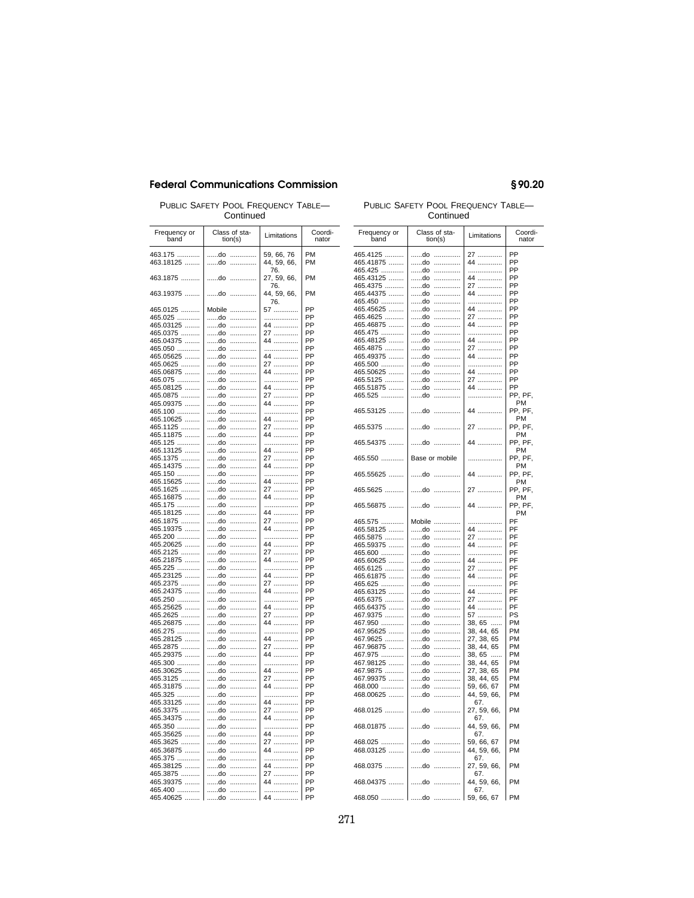PUBLIC SAFETY POOL FREQUENCY TABLE—Continued

| Frequency or band | Class of station(s) | Limitations | Coordinator |
|---|---|---|---|
| 463.175 | ......do | 59, 66, 76 | PM |
| 463.18125 | ......do | 44, 59, 66, 76. | PM |
| 463.1875 | ......do | 27, 59, 66, 76. | PM |
| 463.19375 | ......do | 44, 59, 66, 76. | PM |
| 465.0125 | Mobile | 57 | PP |
| 465.025 | ......do | | PP |
| 465.03125 | ......do | 44 | PP |
| 465.0375 | ......do | 27 | PP |
| 465.04375 | ......do | 44 | PP |
| 465.050 | ......do | | PP |
| 465.05625 | ......do | 44 | PP |
| 465.0625 | ......do | 27 | PP |
| 465.06875 | ......do | 44 | PP |
| 465.075 | ......do | | PP |
| 465.08125 | ......do | 44 | PP |
| 465.0875 | ......do | 27 | PP |
| 465.09375 | ......do | 44 | PP |
| 465.100 | ......do | | PP |
| 465.10625 | ......do | 44 | PP |
| 465.1125 | ......do | 27 | PP |
| 465.11875 | ......do | 44 | PP |
| 465.125 | ......do | | PP |
| 465.13125 | ......do | 44 | PP |
| 465.1375 | ......do | 27 | PP |
| 465.14375 | ......do | 44 | PP |
| 465.150 | ......do | | PP |
| 465.15625 | ......do | 44 | PP |
| 465.1625 | ......do | 27 | PP |
| 465.16875 | ......do | 44 | PP |
| 465.175 | ......do | | PP |
| 465.18125 | ......do | 44 | PP |
| 465.1875 | ......do | 27 | PP |
| 465.19375 | ......do | 44 | PP |
| 465.200 | ......do | | PP |
| 465.20625 | ......do | 44 | PP |
| 465.2125 | ......do | 27 | PP |
| 465.21875 | ......do | 44 | PP |
| 465.225 | ......do | | PP |
| 465.23125 | ......do | 44 | PP |
| 465.2375 | ......do | 27 | PP |
| 465.24375 | ......do | 44 | PP |
| 465.250 | ......do | | PP |
| 465.25625 | ......do | 44 | PP |
| 465.2625 | ......do | 27 | PP |
| 465.26875 | ......do | 44 | PP |
| 465.275 | ......do | | PP |
| 465.28125 | ......do | 44 | PP |
| 465.2875 | ......do | 27 | PP |
| 465.29375 | ......do | 44 | PP |
| 465.300 | ......do | | PP |
| 465.30625 | ......do | 44 | PP |
| 465.3125 | ......do | 27 | PP |
| 465.31875 | ......do | 44 | PP |
| 465.325 | ......do | | PP |
| 465.33125 | ......do | 44 | PP |
| 465.3375 | ......do | 27 | PP |
| 465.34375 | ......do | 44 | PP |
| 465.350 | ......do | | PP |
| 465.35625 | ......do | 44 | PP |
| 465.3625 | ......do | 27 | PP |
| 465.36875 | ......do | 44 | PP |
| 465.375 | ......do | | PP |
| 465.38125 | ......do | 44 | PP |
| 465.3875 | ......do | 27 | PP |
| 465.39375 | ......do | 44 | PP |
| 465.400 | ......do | | PP |
| 465.40625 | ......do | 44 | PP |
| 465.4125 | ......do | 27 | PP |
| 465.41875 | ......do | 44 | PP |
| 465.425 | ......do | | PP |
| 465.43125 | ......do | 44 | PP |
| 465.4375 | ......do | 27 | PP |
| 465.44375 | ......do | 44 | PP |
| 465.450 | ......do | | PP |
| 465.45625 | ......do | 44 | PP |
| 465.4625 | ......do | 27 | PP |
| 465.46875 | ......do | 44 | PP |
| 465.475 | ......do | | PP |
| 465.48125 | ......do | 44 | PP |
| 465.4875 | ......do | 27 | PP |
| 465.49375 | ......do | 44 | PP |
| 465.500 | ......do | | PP |
| 465.50625 | ......do | 44 | PP |
| 465.5125 | ......do | 27 | PP |
| 465.51875 | ......do | 44 | PP |
| 465.525 | ......do | | PP, PF, PM |
| 465.53125 | ......do | 44 | PP, PF, PM |
| 465.5375 | ......do | 27 | PP, PF, PM |
| 465.54375 | ......do | 44 | PP, PF, PM |
| 465.550 | Base or mobile | | PP, PF, PM |
| 465.55625 | ......do | 44 | PP, PF, PM |
| 465.5625 | ......do | 27 | PP, PF, PM |
| 465.56875 | ......do | 44 | PP, PF, PM |
| 465.575 | Mobile | | PF |
| 465.58125 | ......do | 44 | PF |
| 465.5875 | ......do | 27 | PF |
| 465.59375 | ......do | 44 | PF |
| 465.600 | ......do | | PF |
| 465.60625 | ......do | 44 | PF |
| 465.6125 | ......do | 27 | PF |
| 465.61875 | ......do | 44 | PF |
| 465.625 | ......do | | PF |
| 465.63125 | ......do | 44 | PF |
| 465.6375 | ......do | 27 | PF |
| 465.64375 | ......do | 44 | PF |
| 467.9375 | ......do | 57 | PS |
| 467.950 | ......do | 38, 65 | PM |
| 467.95625 | ......do | 38, 44, 65 | PM |
| 467.9625 | ......do | 27, 38, 65 | PM |
| 467.96875 | ......do | 38, 44, 65 | PM |
| 467.975 | ......do | 38, 65 | PM |
| 467.98125 | ......do | 38, 44, 65 | PM |
| 467.9875 | ......do | 27, 38, 65 | PM |
| 467.99375 | ......do | 38, 44, 65 | PM |
| 468.000 | ......do | 59, 66, 67 | PM |
| 468.00625 | ......do | 44, 59, 66, 67. | PM |
| 468.0125 | ......do | 27, 59, 66, 67. | PM |
| 468.01875 | ......do | 44, 59, 66, 67. | PM |
| 468.025 | ......do | 59, 66, 67 | PM |
| 468.03125 | ......do | 44, 59, 66, 67. | PM |
| 468.0375 | ......do | 27, 59, 66, 67. | PM |
| 468.04375 | ......do | 44, 59, 66, 67. | PM |
| 468.050 | ......do | 59, 66, 67 | PM |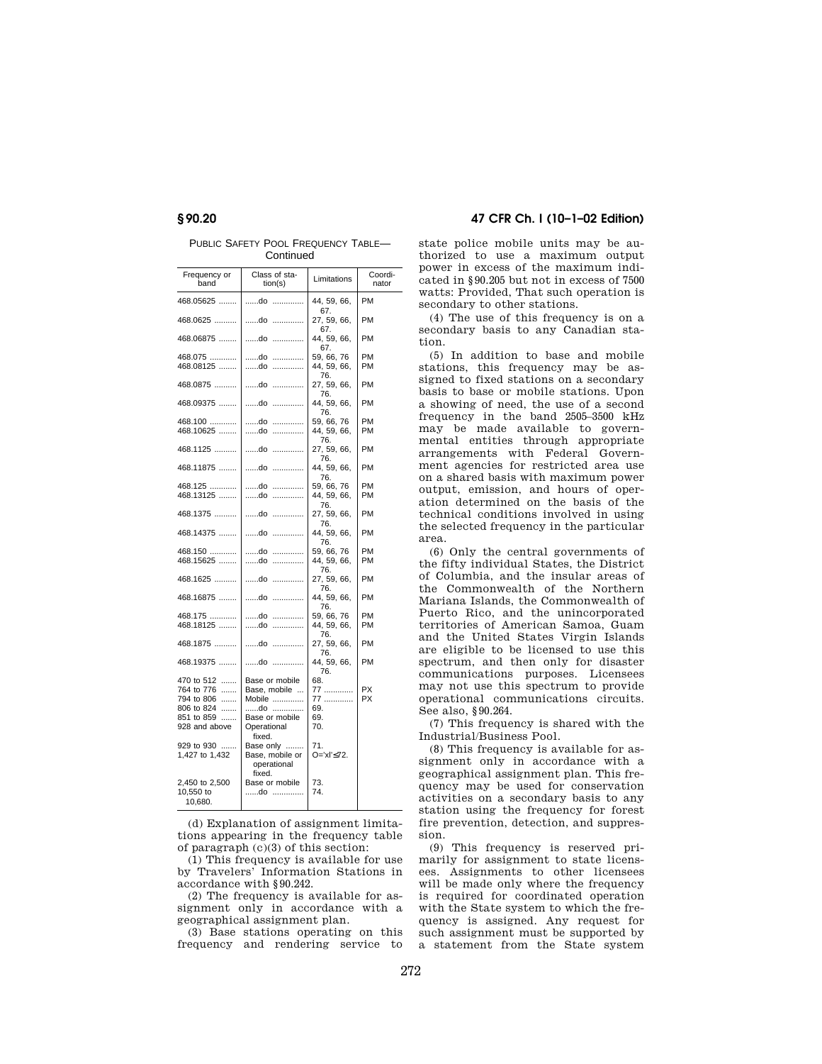PUBLIC SAFETY POOL FREQUENCY TABLE—Continued

| Frequency or band | Class of station(s) | Limitations | Coordinator |
|---|---|---|---|
| 468.05625 | ......do | 44, 59, 66, 67. | PM |
| 468.0625 | ......do | 27, 59, 66, 67. | PM |
| 468.06875 | ......do | 44, 59, 66, 67. | PM |
| 468.075 | ......do | 59, 66, 76 | PM |
| 468.08125 | ......do | 44, 59, 66, 76. | PM |
| 468.0875 | ......do | 27, 59, 66, 76. | PM |
| 468.09375 | ......do | 44, 59, 66, 76. | PM |
| 468.100 | ......do | 59, 66, 76 | PM |
| 468.10625 | ......do | 44, 59, 66, 76. | PM |
| 468.1125 | ......do | 27, 59, 66, 76. | PM |
| 468.11875 | ......do | 44, 59, 66, 76. | PM |
| 468.125 | ......do | 59, 66, 76 | PM |
| 468.13125 | ......do | 44, 59, 66, 76. | PM |
| 468.1375 | ......do | 27, 59, 66, 76. | PM |
| 468.14375 | ......do | 44, 59, 66, 76. | PM |
| 468.150 | ......do | 59, 66, 76 | PM |
| 468.15625 | ......do | 44, 59, 66, 76. | PM |
| 468.1625 | ......do | 27, 59, 66, 76. | PM |
| 468.16875 | ......do | 44, 59, 66, 76. | PM |
| 468.175 | ......do | 59, 66, 76 | PM |
| 468.18125 | ......do | 44, 59, 66, 76. | PM |
| 468.1875 | ......do | 27, 59, 66, 76. | PM |
| 468.19375 | ......do | 44, 59, 66, 76. | PM |
| 470 to 512 | Base or mobile | 68. | |
| 764 to 776 | Base, mobile | 77 | PX |
| 794 to 806 | Mobile | 77 | PX |
| 806 to 824 | ......do | 69. | |
| 851 to 859 | Base or mobile | 69. | |
| 928 and above | Operational fixed. | 70. | |
| 929 to 930 | Base only | 71. | |
| 1,427 to 1,432 | Base, mobile or operational fixed. | O='xl'≤72. | |
| 2,450 to 2,500 | Base or mobile | 73. | |
| 10,550 to 10,680. | ......do | 74. | |

(d) Explanation of assignment limitations appearing in the frequency table of paragraph (c)(3) of this section:

(1) This frequency is available for use by Travelers' Information Stations in accordance with §90.242.

(2) The frequency is available for assignment only in accordance with a geographical assignment plan.

(3) Base stations operating on this frequency and rendering service to state police mobile units may be authorized to use a maximum output power in excess of the maximum indicated in §90.205 but not in excess of 7500 watts: Provided, That such operation is secondary to other stations.

(4) The use of this frequency is on a secondary basis to any Canadian station.

(5) In addition to base and mobile stations, this frequency may be assigned to fixed stations on a secondary basis to base or mobile stations. Upon a showing of need, the use of a second frequency in the band 2505–3500 kHz may be made available to governmental entities through appropriate arrangements with Federal Government agencies for restricted area use on a shared basis with maximum power output, emission, and hours of operation determined on the basis of the technical conditions involved in using the selected frequency in the particular area.

(6) Only the central governments of the fifty individual States, the District of Columbia, and the insular areas of the Commonwealth of the Northern Mariana Islands, the Commonwealth of Puerto Rico, and the unincorporated territories of American Samoa, Guam and the United States Virgin Islands are eligible to be licensed to use this spectrum, and then only for disaster communications purposes. Licensees may not use this spectrum to provide operational communications circuits. See also, §90.264.

(7) This frequency is shared with the Industrial/Business Pool.

(8) This frequency is available for assignment only in accordance with a geographical assignment plan. This frequency may be used for conservation activities on a secondary basis to any station using the frequency for forest fire prevention, detection, and suppression.

(9) This frequency is reserved primarily for assignment to state licensees. Assignments to other licensees will be made only where the frequency is required for coordinated operation with the State system to which the frequency is assigned. Any request for such assignment must be supported by a statement from the State system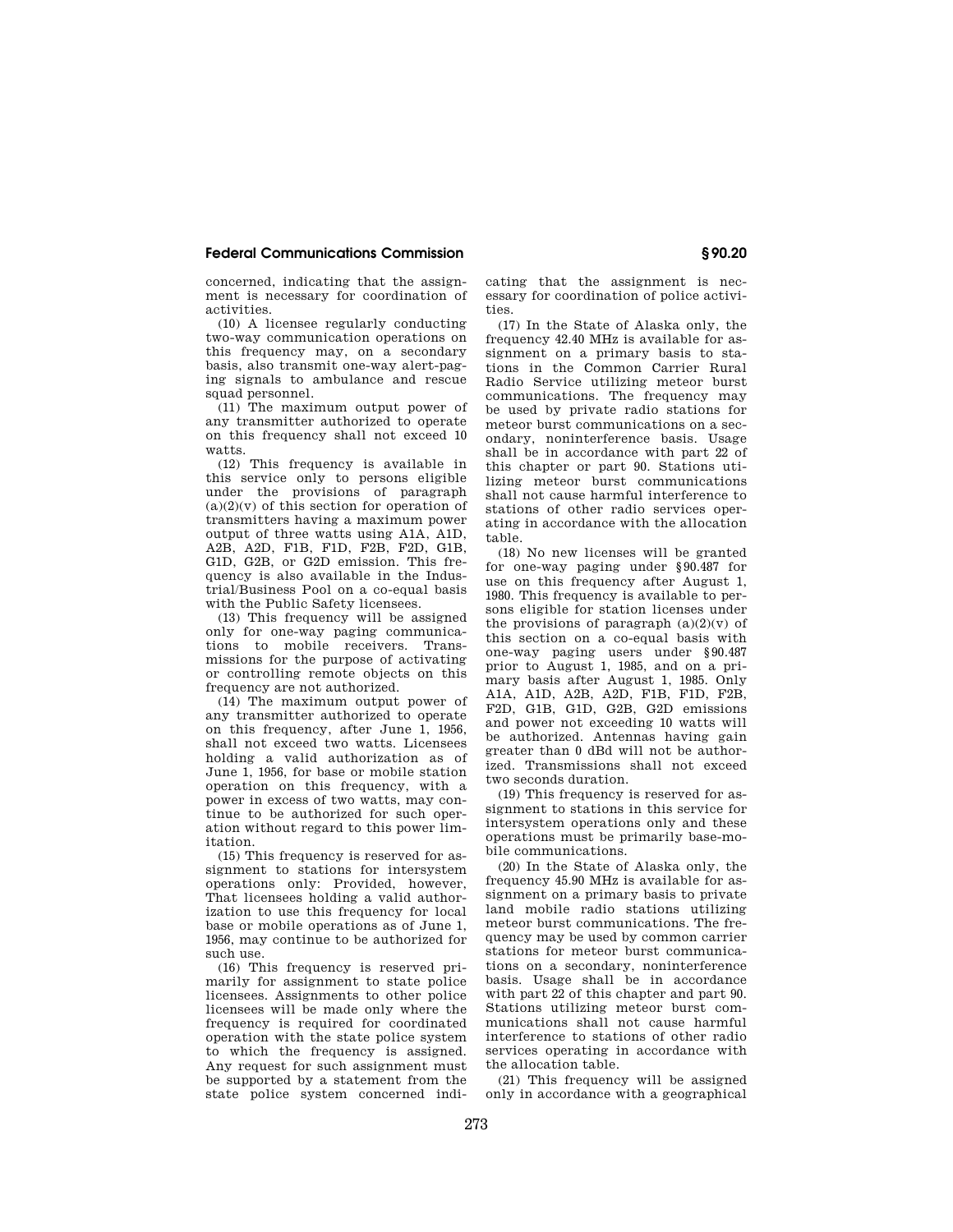concerned, indicating that the assignment is necessary for coordination of activities.

(10) A licensee regularly conducting two-way communication operations on this frequency may, on a secondary basis, also transmit one-way alert-paging signals to ambulance and rescue squad personnel.

(11) The maximum output power of any transmitter authorized to operate on this frequency shall not exceed 10 watts.

(12) This frequency is available in this service only to persons eligible under the provisions of paragraph (a)(2)(v) of this section for operation of transmitters having a maximum power output of three watts using A1A, A1D, A2B, A2D, F1B, F1D, F2B, F2D, G1B, G1D, G2B, or G2D emission. This frequency is also available in the Industrial/Business Pool on a co-equal basis with the Public Safety licensees.

(13) This frequency will be assigned only for one-way paging communications to mobile receivers. Transmissions for the purpose of activating or controlling remote objects on this frequency are not authorized.

(14) The maximum output power of any transmitter authorized to operate on this frequency, after June 1, 1956, shall not exceed two watts. Licensees holding a valid authorization as of June 1, 1956, for base or mobile station operation on this frequency, with a power in excess of two watts, may continue to be authorized for such operation without regard to this power limitation.

(15) This frequency is reserved for assignment to stations for intersystem operations only: Provided, however, That licensees holding a valid authorization to use this frequency for local base or mobile operations as of June 1, 1956, may continue to be authorized for such use.

(16) This frequency is reserved primarily for assignment to state police licensees. Assignments to other police licensees will be made only where the frequency is required for coordinated operation with the state police system to which the frequency is assigned. Any request for such assignment must be supported by a statement from the state police system concerned indicating that the assignment is necessary for coordination of police activities.

(17) In the State of Alaska only, the frequency 42.40 MHz is available for assignment on a primary basis to stations in the Common Carrier Rural Radio Service utilizing meteor burst communications. The frequency may be used by private radio stations for meteor burst communications on a secondary, noninterference basis. Usage shall be in accordance with part 22 of this chapter or part 90. Stations utilizing meteor burst communications shall not cause harmful interference to stations of other radio services operating in accordance with the allocation table.

(18) No new licenses will be granted for one-way paging under §90.487 for use on this frequency after August 1, 1980. This frequency is available to persons eligible for station licenses under the provisions of paragraph (a)(2)(v) of this section on a co-equal basis with one-way paging users under §90.487 prior to August 1, 1985, and on a primary basis after August 1, 1985. Only A1A, A1D, A2B, A2D, F1B, F1D, F2B, F2D, G1B, G1D, G2B, G2D emissions and power not exceeding 10 watts will be authorized. Antennas having gain greater than 0 dBd will not be authorized. Transmissions shall not exceed two seconds duration.

(19) This frequency is reserved for assignment to stations in this service for intersystem operations only and these operations must be primarily base-mobile communications.

(20) In the State of Alaska only, the frequency 45.90 MHz is available for assignment on a primary basis to private land mobile radio stations utilizing meteor burst communications. The frequency may be used by common carrier stations for meteor burst communications on a secondary, noninterference basis. Usage shall be in accordance with part 22 of this chapter and part 90. Stations utilizing meteor burst communications shall not cause harmful interference to stations of other radio services operating in accordance with the allocation table.

(21) This frequency will be assigned only in accordance with a geographical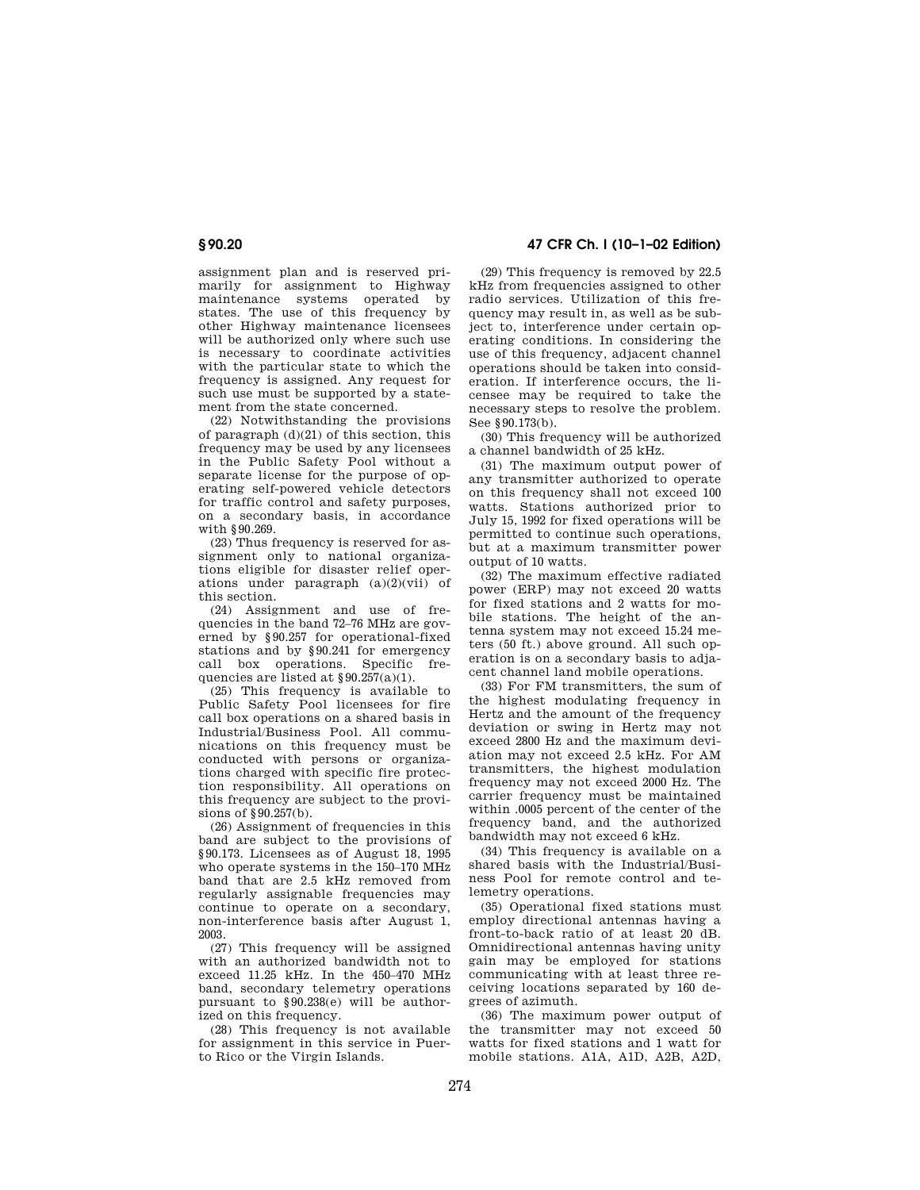assignment plan and is reserved primarily for assignment to Highway maintenance systems operated by states. The use of this frequency by other Highway maintenance licensees will be authorized only where such use is necessary to coordinate activities with the particular state to which the frequency is assigned. Any request for such use must be supported by a statement from the state concerned.

(22) Notwithstanding the provisions of paragraph (d)(21) of this section, this frequency may be used by any licensees in the Public Safety Pool without a separate license for the purpose of operating self-powered vehicle detectors for traffic control and safety purposes, on a secondary basis, in accordance with §90.269.

(23) Thus frequency is reserved for assignment only to national organizations eligible for disaster relief operations under paragraph (a)(2)(vii) of this section.

(24) Assignment and use of frequencies in the band 72–76 MHz are governed by §90.257 for operational-fixed stations and by §90.241 for emergency call box operations. Specific frequencies are listed at §90.257(a)(1).

(25) This frequency is available to Public Safety Pool licensees for fire call box operations on a shared basis in Industrial/Business Pool. All communications on this frequency must be conducted with persons or organizations charged with specific fire protection responsibility. All operations on this frequency are subject to the provisions of §90.257(b).

(26) Assignment of frequencies in this band are subject to the provisions of §90.173. Licensees as of August 18, 1995 who operate systems in the 150–170 MHz band that are 2.5 kHz removed from regularly assignable frequencies may continue to operate on a secondary, non-interference basis after August 1, 2003.

(27) This frequency will be assigned with an authorized bandwidth not to exceed 11.25 kHz. In the 450–470 MHz band, secondary telemetry operations pursuant to §90.238(e) will be authorized on this frequency.

(28) This frequency is not available for assignment in this service in Puerto Rico or the Virgin Islands.

(29) This frequency is removed by 22.5 kHz from frequencies assigned to other radio services. Utilization of this frequency may result in, as well as be subject to, interference under certain operating conditions. In considering the use of this frequency, adjacent channel operations should be taken into consideration. If interference occurs, the licensee may be required to take the necessary steps to resolve the problem. See §90.173(b).

(30) This frequency will be authorized a channel bandwidth of 25 kHz.

(31) The maximum output power of any transmitter authorized to operate on this frequency shall not exceed 100 watts. Stations authorized prior to July 15, 1992 for fixed operations will be permitted to continue such operations, but at a maximum transmitter power output of 10 watts.

(32) The maximum effective radiated power (ERP) may not exceed 20 watts for fixed stations and 2 watts for mobile stations. The height of the antenna system may not exceed 15.24 meters (50 ft.) above ground. All such operation is on a secondary basis to adjacent channel land mobile operations.

(33) For FM transmitters, the sum of the highest modulating frequency in Hertz and the amount of the frequency deviation or swing in Hertz may not exceed 2800 Hz and the maximum deviation may not exceed 2.5 kHz. For AM transmitters, the highest modulation frequency may not exceed 2000 Hz. The carrier frequency must be maintained within .0005 percent of the center of the frequency band, and the authorized bandwidth may not exceed 6 kHz.

(34) This frequency is available on a shared basis with the Industrial/Business Pool for remote control and telemetry operations.

(35) Operational fixed stations must employ directional antennas having a front-to-back ratio of at least 20 dB. Omnidirectional antennas having unity gain may be employed for stations communicating with at least three receiving locations separated by 160 degrees of azimuth.

(36) The maximum power output of the transmitter may not exceed 50 watts for fixed stations and 1 watt for mobile stations. A1A, A1D, A2B, A2D,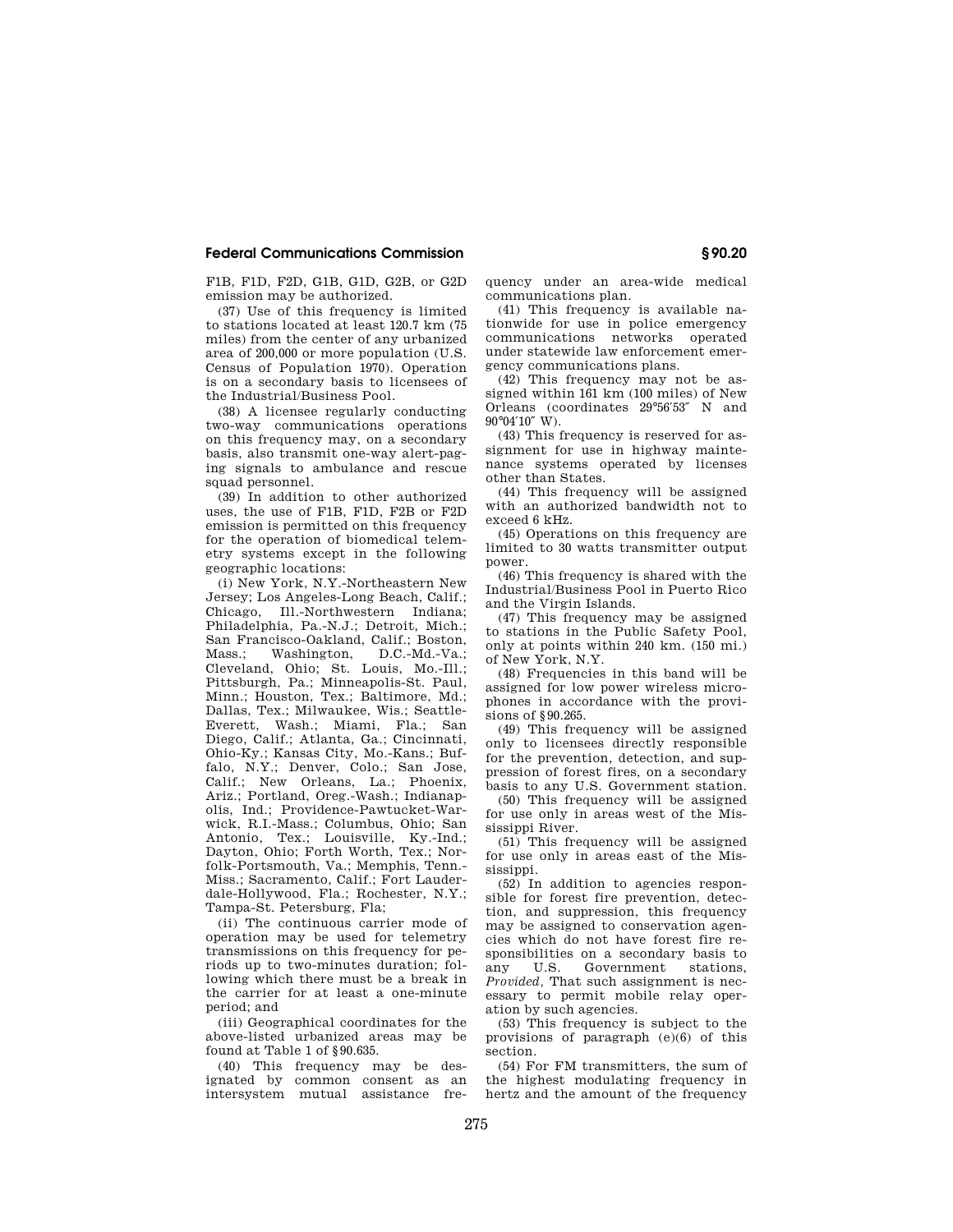F1B, F1D, F2D, G1B, G1D, G2B, or G2D emission may be authorized.

(37) Use of this frequency is limited to stations located at least 120.7 km (75 miles) from the center of any urbanized area of 200,000 or more population (U.S. Census of Population 1970). Operation is on a secondary basis to licensees of the Industrial/Business Pool.

(38) A licensee regularly conducting two-way communications operations on this frequency may, on a secondary basis, also transmit one-way alert-paging signals to ambulance and rescue squad personnel.

(39) In addition to other authorized uses, the use of F1B, F1D, F2B or F2D emission is permitted on this frequency for the operation of biomedical telemetry systems except in the following geographic locations:

(i) New York, N.Y.-Northeastern New Jersey; Los Angeles-Long Beach, Calif.; Chicago, Ill.-Northwestern Indiana; Philadelphia, Pa.-N.J.; Detroit, Mich.; San Francisco-Oakland, Calif.; Boston, Mass.; Washington, D.C.-Md.-Va.; Cleveland, Ohio; St. Louis, Mo.-Ill.; Pittsburgh, Pa.; Minneapolis-St. Paul, Minn.; Houston, Tex.; Baltimore, Md.; Dallas, Tex.; Milwaukee, Wis.; Seattle-Everett, Wash.; Miami, Fla.; San Diego, Calif.; Atlanta, Ga.; Cincinnati, Ohio-Ky.; Kansas City, Mo.-Kans.; Buffalo, N.Y.; Denver, Colo.; San Jose, Calif.; New Orleans, La.; Phoenix, Ariz.; Portland, Oreg.-Wash.; Indianapolis, Ind.; Providence-Pawtucket-Warwick, R.I.-Mass.; Columbus, Ohio; San Antonio, Tex.; Louisville, Ky.-Ind.; Dayton, Ohio; Forth Worth, Tex.; Norfolk-Portsmouth, Va.; Memphis, Tenn.-Miss.; Sacramento, Calif.; Fort Lauderdale-Hollywood, Fla.; Rochester, N.Y.; Tampa-St. Petersburg, Fla;

(ii) The continuous carrier mode of operation may be used for telemetry transmissions on this frequency for periods up to two-minutes duration; following which there must be a break in the carrier for at least a one-minute period; and

(iii) Geographical coordinates for the above-listed urbanized areas may be found at Table 1 of §90.635.

(40) This frequency may be designated by common consent as an intersystem mutual assistance frequency under an area-wide medical communications plan.

(41) This frequency is available nationwide for use in police emergency communications networks operated under statewide law enforcement emergency communications plans.

(42) This frequency may not be assigned within 161 km (100 miles) of New Orleans (coordinates 29°56′53″ N and 90°04′10″ W).

(43) This frequency is reserved for assignment for use in highway maintenance systems operated by licenses other than States.

(44) This frequency will be assigned with an authorized bandwidth not to exceed 6 kHz.

(45) Operations on this frequency are limited to 30 watts transmitter output power.

(46) This frequency is shared with the Industrial/Business Pool in Puerto Rico and the Virgin Islands.

(47) This frequency may be assigned to stations in the Public Safety Pool, only at points within 240 km. (150 mi.) of New York, N.Y.

(48) Frequencies in this band will be assigned for low power wireless microphones in accordance with the provisions of §90.265.

(49) This frequency will be assigned only to licensees directly responsible for the prevention, detection, and suppression of forest fires, on a secondary basis to any U.S. Government station.

(50) This frequency will be assigned for use only in areas west of the Mississippi River.

(51) This frequency will be assigned for use only in areas east of the Mississippi.

(52) In addition to agencies responsible for forest fire prevention, detection, and suppression, this frequency may be assigned to conservation agencies which do not have forest fire responsibilities on a secondary basis to any U.S. Government stations, *Provided*, That such assignment is necessary to permit mobile relay operation by such agencies.

(53) This frequency is subject to the provisions of paragraph (e)(6) of this section.

(54) For FM transmitters, the sum of the highest modulating frequency in hertz and the amount of the frequency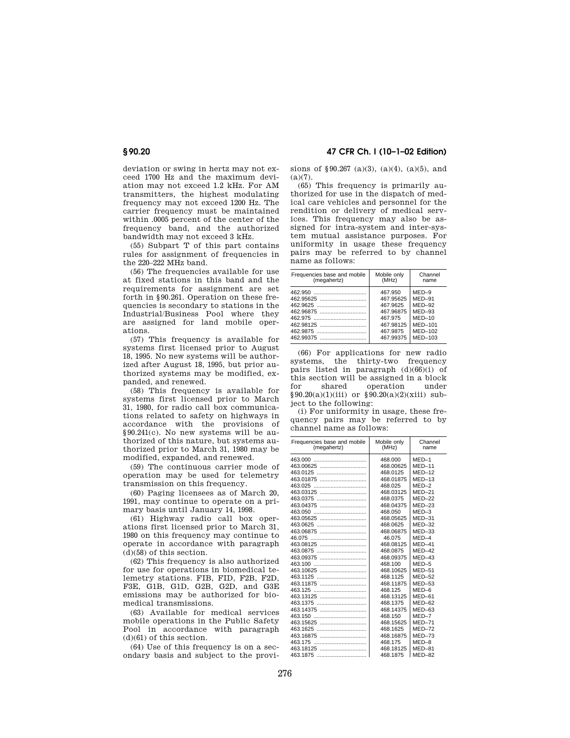deviation or swing in hertz may not exceed 1700 Hz and the maximum deviation may not exceed 1.2 kHz. For AM transmitters, the highest modulating frequency may not exceed 1200 Hz. The carrier frequency must be maintained within .0005 percent of the center of the frequency band, and the authorized bandwidth may not exceed 3 kHz.

(55) Subpart T of this part contains rules for assignment of frequencies in the 220–222 MHz band.

(56) The frequencies available for use at fixed stations in this band and the requirements for assignment are set forth in §90.261. Operation on these frequencies is secondary to stations in the Industrial/Business Pool where they are assigned for land mobile operations.

(57) This frequency is available for systems first licensed prior to August 18, 1995. No new systems will be authorized after August 18, 1995, but prior authorized systems may be modified, expanded, and renewed.

(58) This frequency is available for systems first licensed prior to March 31, 1980, for radio call box communications related to safety on highways in accordance with the provisions of §90.241(c). No new systems will be authorized of this nature, but systems authorized prior to March 31, 1980 may be modified, expanded, and renewed.

(59) The continuous carrier mode of operation may be used for telemetry transmission on this frequency.

(60) Paging licensees as of March 20, 1991, may continue to operate on a primary basis until January 14, 1998.

(61) Highway radio call box operations first licensed prior to March 31, 1980 on this frequency may continue to operate in accordance with paragraph (d)(58) of this section.

(62) This frequency is also authorized for use for operations in biomedical telemetry stations. FIB, FID, F2B, F2D, F3E, G1B, G1D, G2B, G2D, and G3E emissions may be authorized for biomedical transmissions.

(63) Available for medical services mobile operations in the Public Safety Pool in accordance with paragraph (d)(61) of this section.

(64) Use of this frequency is on a secondary basis and subject to the provisions of §90.267 (a)(3), (a)(4), (a)(5), and (a)(7).

(65) This frequency is primarily authorized for use in the dispatch of medical care vehicles and personnel for the rendition or delivery of medical services. This frequency may also be assigned for intra-system and inter-system mutual assistance purposes. For uniformity in usage these frequency pairs may be referred to by channel name as follows:

| Frequencies base and mobile (megahertz) | Mobile only (MHz) | Channel name |
|---|---|---|
| 462.950 | 467.950 | MED–9 |
| 462.95625 | 467.95625 | MED–91 |
| 462.9625 | 467.9625 | MED–92 |
| 462.96875 | 467.96875 | MED–93 |
| 462.975 | 467.975 | MED–10 |
| 462.98125 | 467.98125 | MED–101 |
| 462.9875 | 467.9875 | MED–102 |
| 462.99375 | 467.99375 | MED–103 |

(66) For applications for new radio systems, the thirty-two frequency pairs listed in paragraph (d)(66)(i) of this section will be assigned in a block for shared operation under §90.20(a)(1)(iii) or §90.20(a)(2)(xiii) subject to the following:

(i) For uniformity in usage, these frequency pairs may be referred to by channel name as follows:

| Frequencies base and mobile (megahertz) | Mobile only (MHz) | Channel name |
|---|---|---|
| 463.000 | 468.000 | MED–1 |
| 463.00625 | 468.00625 | MED–11 |
| 463.0125 | 468.0125 | MED–12 |
| 463.01875 | 468.01875 | MED–13 |
| 463.025 | 468.025 | MED–2 |
| 463.03125 | 468.03125 | MED–21 |
| 463.0375 | 468.0375 | MED–22 |
| 463.04375 | 468.04375 | MED–23 |
| 463.050 | 468.050 | MED–3 |
| 463.05625 | 468.05625 | MED–31 |
| 463.0625 | 468.0625 | MED–32 |
| 463.06875 | 468.06875 | MED–33 |
| 46.075 | 46.075 | MED–4 |
| 463.08125 | 468.08125 | MED–41 |
| 463.0875 | 468.0875 | MED–42 |
| 463.09375 | 468.09375 | MED–43 |
| 463.100 | 468.100 | MED–5 |
| 463.10625 | 468.10625 | MED–51 |
| 463.1125 | 468.1125 | MED–52 |
| 463.11875 | 468.11875 | MED–53 |
| 463.125 | 468.125 | MED–6 |
| 463.13125 | 468.13125 | MED–61 |
| 463.1375 | 468.1375 | MED–62 |
| 463.14375 | 468.14375 | MED–63 |
| 463.150 | 468.150 | MED–7 |
| 463.15625 | 468.15625 | MED–71 |
| 463.1625 | 468.1625 | MED–72 |
| 463.16875 | 468.16875 | MED–73 |
| 463.175 | 468.175 | MED–8 |
| 463.18125 | 468.18125 | MED–81 |
| 463.1875 | 468.1875 | MED–82 |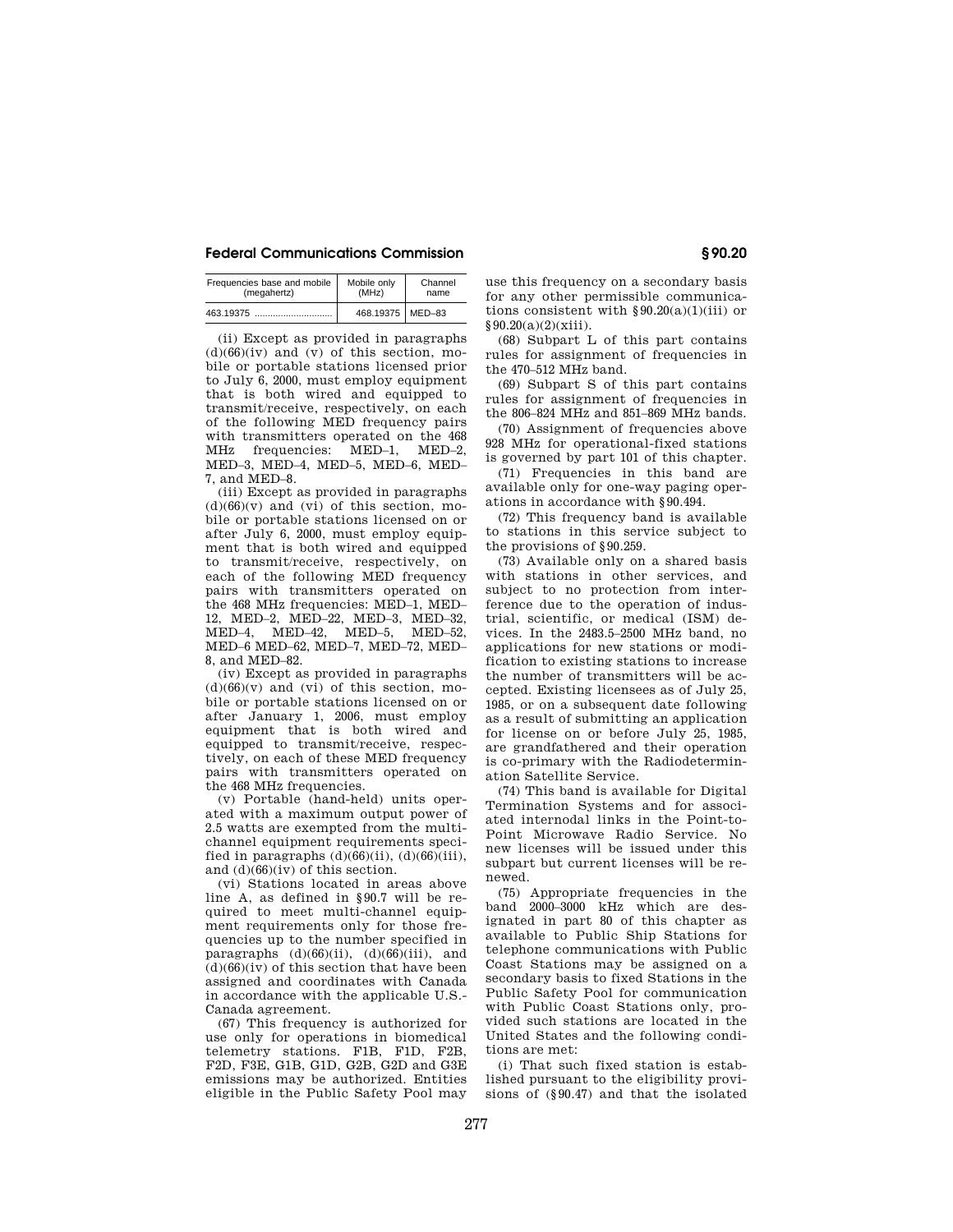| Frequencies base and mobile (megahertz) | Mobile only (MHz) | Channel name |
|---|---|---|
| 463.19375 .............................. | 468.19375 | MED–83 |

(ii) Except as provided in paragraphs (d)(66)(iv) and (v) of this section, mobile or portable stations licensed prior to July 6, 2000, must employ equipment that is both wired and equipped to transmit/receive, respectively, on each of the following MED frequency pairs with transmitters operated on the 468 MHz frequencies: MED–1, MED–2, MED–3, MED–4, MED–5, MED–6, MED–7, and MED–8.

(iii) Except as provided in paragraphs (d)(66)(v) and (vi) of this section, mobile or portable stations licensed on or after July 6, 2000, must employ equipment that is both wired and equipped to transmit/receive, respectively, on each of the following MED frequency pairs with transmitters operated on the 468 MHz frequencies: MED–1, MED–12, MED–2, MED–22, MED–3, MED–32, MED–4, MED–42, MED–5, MED–52, MED–6 MED–62, MED–7, MED–72, MED–8, and MED–82.

(iv) Except as provided in paragraphs (d)(66)(v) and (vi) of this section, mobile or portable stations licensed on or after January 1, 2006, must employ equipment that is both wired and equipped to transmit/receive, respectively, on each of these MED frequency pairs with transmitters operated on the 468 MHz frequencies.

(v) Portable (hand-held) units operated with a maximum output power of 2.5 watts are exempted from the multichannel equipment requirements specified in paragraphs (d)(66)(ii), (d)(66)(iii), and (d)(66)(iv) of this section.

(vi) Stations located in areas above line A, as defined in §90.7 will be required to meet multi-channel equipment requirements only for those frequencies up to the number specified in paragraphs (d)(66)(ii), (d)(66)(iii), and (d)(66)(iv) of this section that have been assigned and coordinates with Canada in accordance with the applicable U.S.-Canada agreement.

(67) This frequency is authorized for use only for operations in biomedical telemetry stations. F1B, F1D, F2B, F2D, F3E, G1B, G1D, G2B, G2D and G3E emissions may be authorized. Entities eligible in the Public Safety Pool may use this frequency on a secondary basis for any other permissible communications consistent with §90.20(a)(1)(iii) or §90.20(a)(2)(xiii).

(68) Subpart L of this part contains rules for assignment of frequencies in the 470–512 MHz band.

(69) Subpart S of this part contains rules for assignment of frequencies in the 806–824 MHz and 851–869 MHz bands.

(70) Assignment of frequencies above 928 MHz for operational-fixed stations is governed by part 101 of this chapter.

(71) Frequencies in this band are available only for one-way paging operations in accordance with §90.494.

(72) This frequency band is available to stations in this service subject to the provisions of §90.259.

(73) Available only on a shared basis with stations in other services, and subject to no protection from interference due to the operation of industrial, scientific, or medical (ISM) devices. In the 2483.5–2500 MHz band, no applications for new stations or modification to existing stations to increase the number of transmitters will be accepted. Existing licensees as of July 25, 1985, or on a subsequent date following as a result of submitting an application for license on or before July 25, 1985, are grandfathered and their operation is co-primary with the Radiodetermination Satellite Service.

(74) This band is available for Digital Termination Systems and for associated internodal links in the Point-to-Point Microwave Radio Service. No new licenses will be issued under this subpart but current licenses will be renewed.

(75) Appropriate frequencies in the band 2000–3000 kHz which are designated in part 80 of this chapter as available to Public Ship Stations for telephone communications with Public Coast Stations may be assigned on a secondary basis to fixed Stations in the Public Safety Pool for communication with Public Coast Stations only, provided such stations are located in the United States and the following conditions are met:

(i) That such fixed station is established pursuant to the eligibility provisions of (§90.47) and that the isolated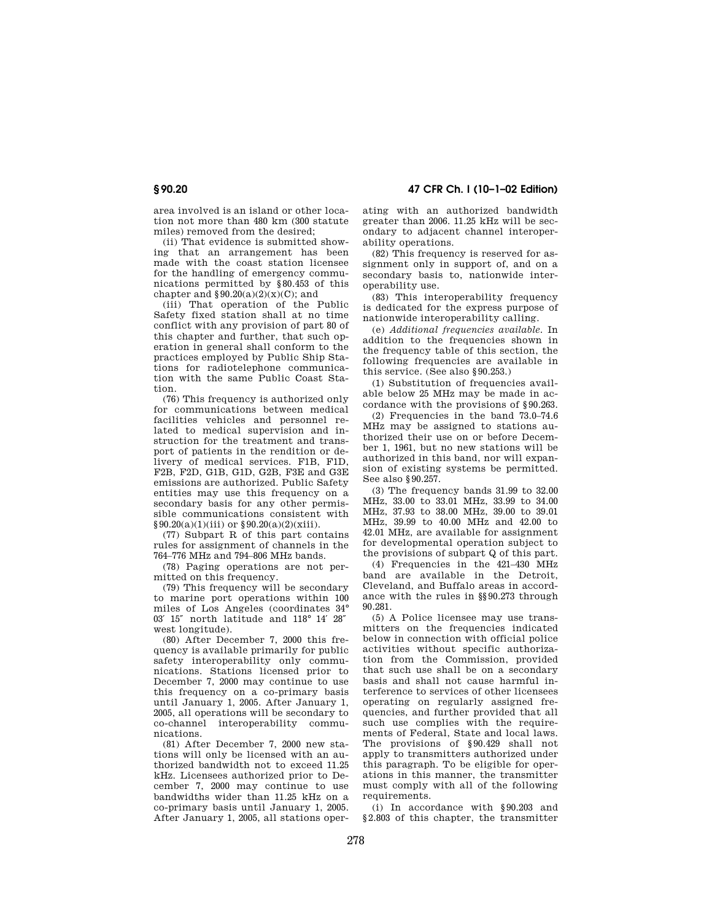area involved is an island or other location not more than 480 km (300 statute miles) removed from the desired;

(ii) That evidence is submitted showing that an arrangement has been made with the coast station licensee for the handling of emergency communications permitted by §80.453 of this chapter and §90.20(a)(2)(x)(C); and

(iii) That operation of the Public Safety fixed station shall at no time conflict with any provision of part 80 of this chapter and further, that such operation in general shall conform to the practices employed by Public Ship Stations for radiotelephone communication with the same Public Coast Station.

(76) This frequency is authorized only for communications between medical facilities vehicles and personnel related to medical supervision and instruction for the treatment and transport of patients in the rendition or delivery of medical services. F1B, F1D, F2B, F2D, G1B, G1D, G2B, F3E and G3E emissions are authorized. Public Safety entities may use this frequency on a secondary basis for any other permissible communications consistent with §90.20(a)(1)(iii) or §90.20(a)(2)(xiii).

(77) Subpart R of this part contains rules for assignment of channels in the 764–776 MHz and 794–806 MHz bands.

(78) Paging operations are not permitted on this frequency.

(79) This frequency will be secondary to marine port operations within 100 miles of Los Angeles (coordinates 34° 03′ 15″ north latitude and 118° 14′ 28″ west longitude).

(80) After December 7, 2000 this frequency is available primarily for public safety interoperability only communications. Stations licensed prior to December 7, 2000 may continue to use this frequency on a co-primary basis until January 1, 2005. After January 1, 2005, all operations will be secondary to co-channel interoperability communications.

(81) After December 7, 2000 new stations will only be licensed with an authorized bandwidth not to exceed 11.25 kHz. Licensees authorized prior to December 7, 2000 may continue to use bandwidths wider than 11.25 kHz on a co-primary basis until January 1, 2005. After January 1, 2005, all stations operating with an authorized bandwidth greater than 2006. 11.25 kHz will be secondary to adjacent channel interoperability operations.

(82) This frequency is reserved for assignment only in support of, and on a secondary basis to, nationwide interoperability use.

(83) This interoperability frequency is dedicated for the express purpose of nationwide interoperability calling.

(e) *Additional frequencies available.* In addition to the frequencies shown in the frequency table of this section, the following frequencies are available in this service. (See also §90.253.)

(1) Substitution of frequencies available below 25 MHz may be made in accordance with the provisions of §90.263.

(2) Frequencies in the band 73.0–74.6 MHz may be assigned to stations authorized their use on or before December 1, 1961, but no new stations will be authorized in this band, nor will expansion of existing systems be permitted. See also §90.257.

(3) The frequency bands 31.99 to 32.00 MHz, 33.00 to 33.01 MHz, 33.99 to 34.00 MHz, 37.93 to 38.00 MHz, 39.00 to 39.01 MHz, 39.99 to 40.00 MHz and 42.00 to 42.01 MHz, are available for assignment for developmental operation subject to the provisions of subpart Q of this part.

(4) Frequencies in the 421–430 MHz band are available in the Detroit, Cleveland, and Buffalo areas in accordance with the rules in §§90.273 through 90.281.

(5) A Police licensee may use transmitters on the frequencies indicated below in connection with official police activities without specific authorization from the Commission, provided that such use shall be on a secondary basis and shall not cause harmful interference to services of other licensees operating on regularly assigned frequencies, and further provided that all such use complies with the requirements of Federal, State and local laws. The provisions of §90.429 shall not apply to transmitters authorized under this paragraph. To be eligible for operations in this manner, the transmitter must comply with all of the following requirements.

(i) In accordance with §90.203 and §2.803 of this chapter, the transmitter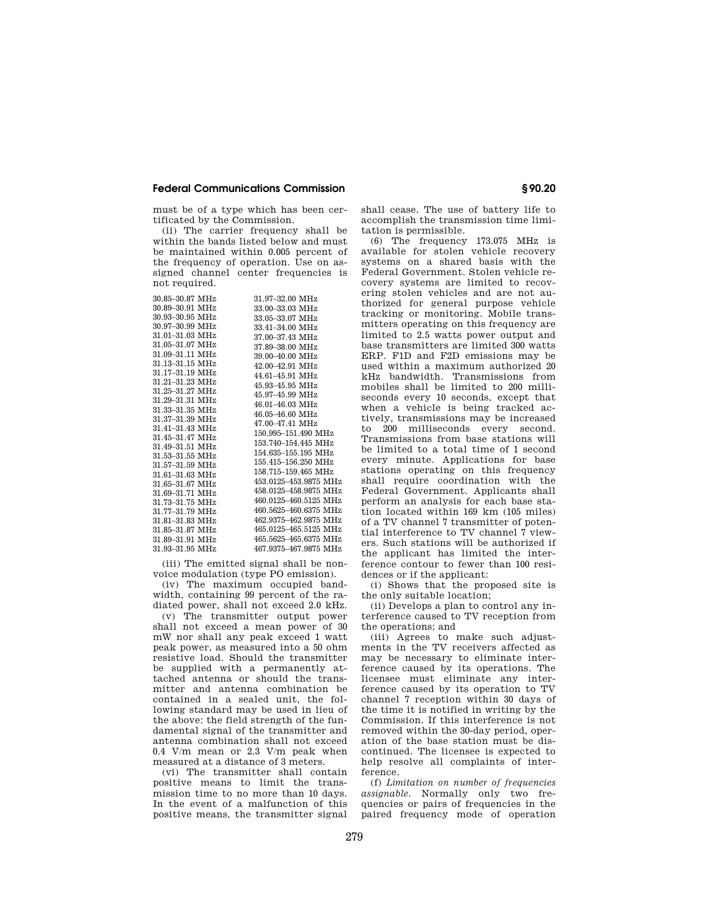must be of a type which has been certificated by the Commission.

(ii) The carrier frequency shall be within the bands listed below and must be maintained within 0.005 percent of the frequency of operation. Use on assigned channel center frequencies is not required.

| | |
|---|---|
| 30.85–30.87 MHz | 31.97–32.00 MHz |
| 30.89–30.91 MHz | 33.00–33.03 MHz |
| 30.93–30.95 MHz | 33.05–33.07 MHz |
| 30.97–30.99 MHz | 33.41–34.00 MHz |
| 31.01–31.03 MHz | 37.00–37.43 MHz |
| 31.05–31.07 MHz | 37.89–38.00 MHz |
| 31.09–31.11 MHz | 39.00–40.00 MHz |
| 31.13–31.15 MHz | 42.00–42.91 MHz |
| 31.17–31.19 MHz | 44.61–45.91 MHz |
| 31.21–31.23 MHz | 45.93–45.95 MHz |
| 31.25–31.27 MHz | 45.97–45.99 MHz |
| 31.29–31.31 MHz | 46.01–46.03 MHz |
| 31.33–31.35 MHz | 46.05–46.60 MHz |
| 31.37–31.39 MHz | 47.00–47.41 MHz |
| 31.41–31.43 MHz | 150.995–151.490 MHz |
| 31.45–31.47 MHz | 153.740–154.445 MHz |
| 31.49–31.51 MHz | 154.635–155.195 MHz |
| 31.53–31.55 MHz | 155.415–156.250 MHz |
| 31.57–31.59 MHz | 158.715–159.465 MHz |
| 31.61–31.63 MHz | 453.0125–453.9875 MHz |
| 31.65–31.67 MHz | 458.0125–458.9875 MHz |
| 31.69–31.71 MHz | 460.0125–460.5125 MHz |
| 31.73–31.75 MHz | 460.5625–460.6375 MHz |
| 31.77–31.79 MHz | 462.9375–462.9875 MHz |
| 31.81–31.83 MHz | 465.0125–465.5125 MHz |
| 31.85–31.87 MHz | 465.5625–465.6375 MHz |
| 31.89–31.91 MHz | 467.9375–467.9875 MHz |
| 31.93–31.95 MHz | |

(iii) The emitted signal shall be non-voice modulation (type PO emission).

(iv) The maximum occupied bandwidth, containing 99 percent of the radiated power, shall not exceed 2.0 kHz.

(v) The transmitter output power shall not exceed a mean power of 30 mW nor shall any peak exceed 1 watt peak power, as measured into a 50 ohm resistive load. Should the transmitter be supplied with a permanently attached antenna or should the transmitter and antenna combination be contained in a sealed unit, the following standard may be used in lieu of the above: the field strength of the fundamental signal of the transmitter and antenna combination shall not exceed 0.4 V/m mean or 2.3 V/m peak when measured at a distance of 3 meters.

(vi) The transmitter shall contain positive means to limit the transmission time to no more than 10 days. In the event of a malfunction of this positive means, the transmitter signal shall cease. The use of battery life to accomplish the transmission time limitation is permissible.

(6) The frequency 173.075 MHz is available for stolen vehicle recovery systems on a shared basis with the Federal Government. Stolen vehicle recovery systems are limited to recovering stolen vehicles and are not authorized for general purpose vehicle tracking or monitoring. Mobile transmitters operating on this frequency are limited to 2.5 watts power output and base transmitters are limited 300 watts ERP. F1D and F2D emissions may be used within a maximum authorized 20 kHz bandwidth. Transmissions from mobiles shall be limited to 200 milliseconds every 10 seconds, except that when a vehicle is being tracked actively, transmissions may be increased to 200 milliseconds every second. Transmissions from base stations will be limited to a total time of 1 second every minute. Applications for base stations operating on this frequency shall require coordination with the Federal Government. Applicants shall perform an analysis for each base station located within 169 km (105 miles) of a TV channel 7 transmitter of potential interference to TV channel 7 viewers. Such stations will be authorized if the applicant has limited the interference contour to fewer than 100 residences or if the applicant:

(i) Shows that the proposed site is the only suitable location;

(ii) Develops a plan to control any interference caused to TV reception from the operations; and

(iii) Agrees to make such adjustments in the TV receivers affected as may be necessary to eliminate interference caused by its operations. The licensee must eliminate any interference caused by its operation to TV channel 7 reception within 30 days of the time it is notified in writing by the Commission. If this interference is not removed within the 30-day period, operation of the base station must be discontinued. The licensee is expected to help resolve all complaints of interference.

(f) *Limitation on number of frequencies assignable.* Normally only two frequencies or pairs of frequencies in the paired frequency mode of operation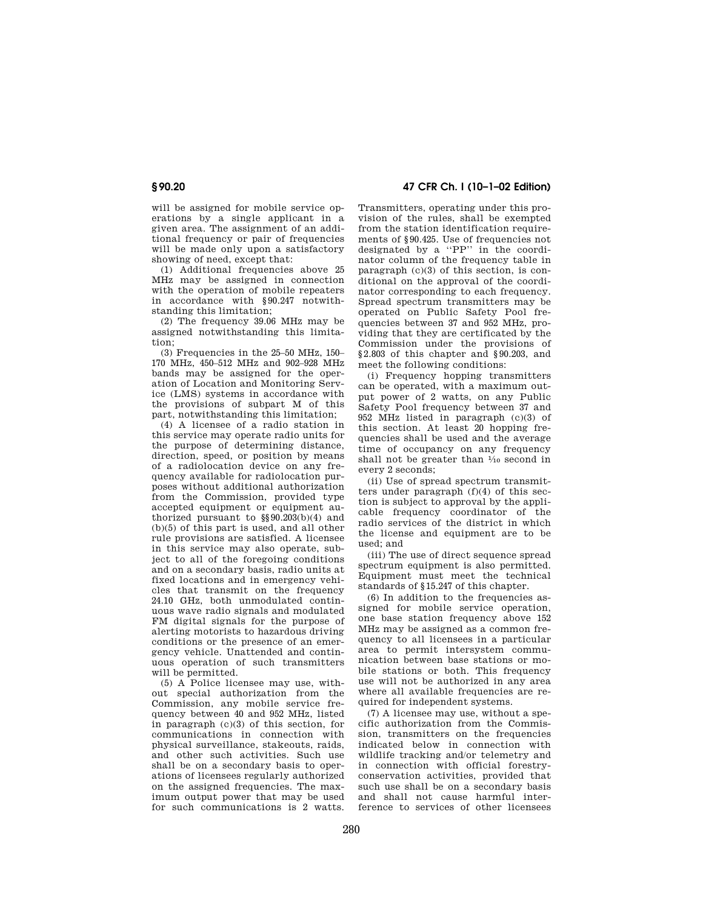will be assigned for mobile service operations by a single applicant in a given area. The assignment of an additional frequency or pair of frequencies will be made only upon a satisfactory showing of need, except that:

(1) Additional frequencies above 25 MHz may be assigned in connection with the operation of mobile repeaters in accordance with §90.247 notwithstanding this limitation;

(2) The frequency 39.06 MHz may be assigned notwithstanding this limitation;

(3) Frequencies in the 25–50 MHz, 150–170 MHz, 450–512 MHz and 902–928 MHz bands may be assigned for the operation of Location and Monitoring Service (LMS) systems in accordance with the provisions of subpart M of this part, notwithstanding this limitation;

(4) A licensee of a radio station in this service may operate radio units for the purpose of determining distance, direction, speed, or position by means of a radiolocation device on any frequency available for radiolocation purposes without additional authorization from the Commission, provided type accepted equipment or equipment authorized pursuant to §§90.203(b)(4) and (b)(5) of this part is used, and all other rule provisions are satisfied. A licensee in this service may also operate, subject to all of the foregoing conditions and on a secondary basis, radio units at fixed locations and in emergency vehicles that transmit on the frequency 24.10 GHz, both unmodulated continuous wave radio signals and modulated FM digital signals for the purpose of alerting motorists to hazardous driving conditions or the presence of an emergency vehicle. Unattended and continuous operation of such transmitters will be permitted.

(5) A Police licensee may use, without special authorization from the Commission, any mobile service frequency between 40 and 952 MHz, listed in paragraph (c)(3) of this section, for communications in connection with physical surveillance, stakeouts, raids, and other such activities. Such use shall be on a secondary basis to operations of licensees regularly authorized on the assigned frequencies. The maximum output power that may be used for such communications is 2 watts. Transmitters, operating under this provision of the rules, shall be exempted from the station identification requirements of §90.425. Use of frequencies not designated by a ''PP'' in the coordinator column of the frequency table in paragraph (c)(3) of this section, is conditional on the approval of the coordinator corresponding to each frequency. Spread spectrum transmitters may be operated on Public Safety Pool frequencies between 37 and 952 MHz, providing that they are certificated by the Commission under the provisions of §2.803 of this chapter and §90.203, and meet the following conditions:

(i) Frequency hopping transmitters can be operated, with a maximum output power of 2 watts, on any Public Safety Pool frequency between 37 and 952 MHz listed in paragraph (c)(3) of this section. At least 20 hopping frequencies shall be used and the average time of occupancy on any frequency shall not be greater than 1/10 second in every 2 seconds;

(ii) Use of spread spectrum transmitters under paragraph (f)(4) of this section is subject to approval by the applicable frequency coordinator of the radio services of the district in which the license and equipment are to be used; and

(iii) The use of direct sequence spread spectrum equipment is also permitted. Equipment must meet the technical standards of §15.247 of this chapter.

(6) In addition to the frequencies assigned for mobile service operation, one base station frequency above 152 MHz may be assigned as a common frequency to all licensees in a particular area to permit intersystem communication between base stations or mobile stations or both. This frequency use will not be authorized in any area where all available frequencies are required for independent systems.

(7) A licensee may use, without a specific authorization from the Commission, transmitters on the frequencies indicated below in connection with wildlife tracking and/or telemetry and in connection with official forestry-conservation activities, provided that such use shall be on a secondary basis and shall not cause harmful interference to services of other licensees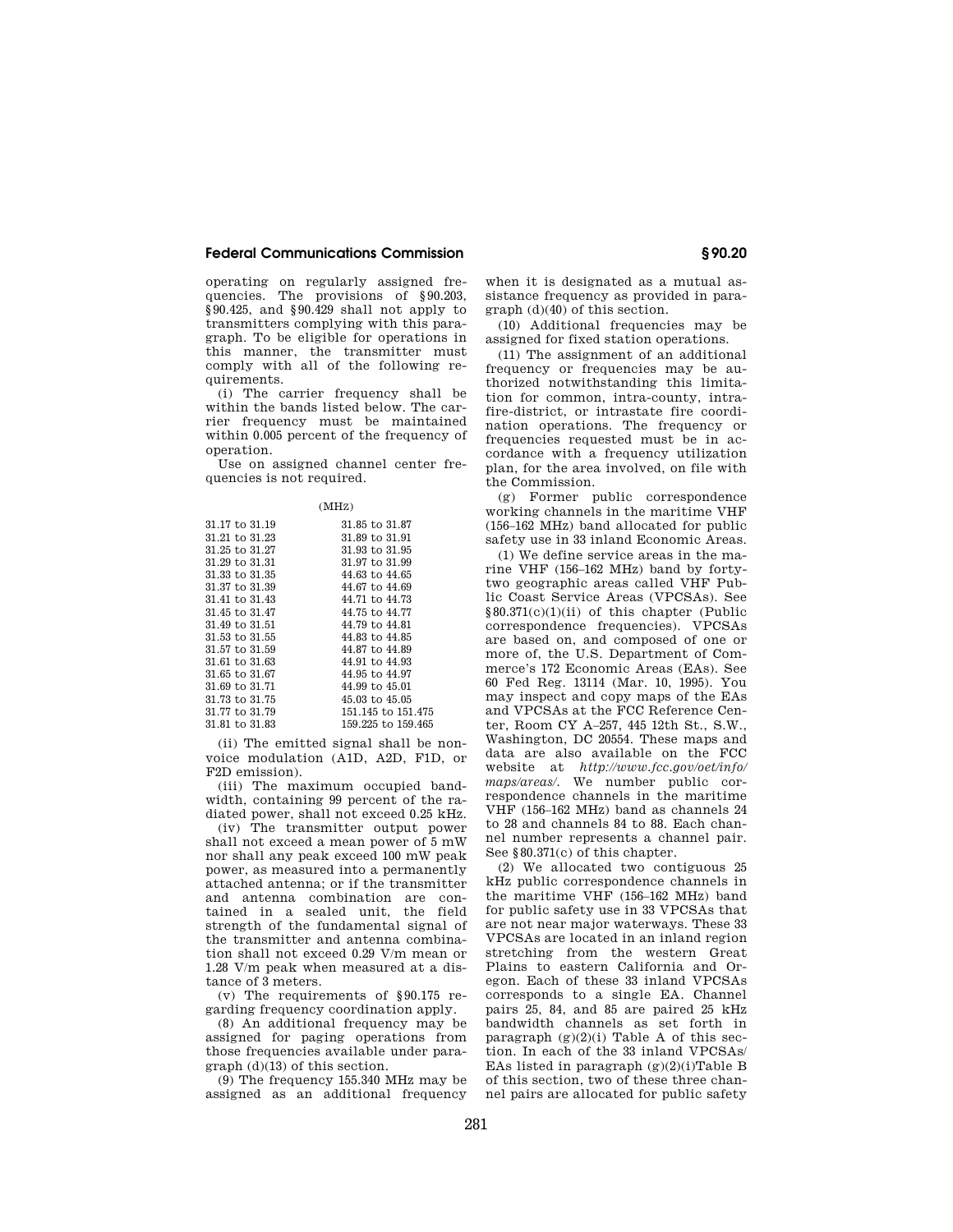operating on regularly assigned frequencies. The provisions of §90.203, §90.425, and §90.429 shall not apply to transmitters complying with this paragraph. To be eligible for operations in this manner, the transmitter must comply with all of the following requirements.

(i) The carrier frequency shall be within the bands listed below. The carrier frequency must be maintained within 0.005 percent of the frequency of operation.

Use on assigned channel center frequencies is not required.

(MHZ)

| | |
|---|---|
| 31.17 to 31.19 | 31.85 to 31.87 |
| 31.21 to 31.23 | 31.89 to 31.91 |
| 31.25 to 31.27 | 31.93 to 31.95 |
| 31.29 to 31.31 | 31.97 to 31.99 |
| 31.33 to 31.35 | 44.63 to 44.65 |
| 31.37 to 31.39 | 44.67 to 44.69 |
| 31.41 to 31.43 | 44.71 to 44.73 |
| 31.45 to 31.47 | 44.75 to 44.77 |
| 31.49 to 31.51 | 44.79 to 44.81 |
| 31.53 to 31.55 | 44.83 to 44.85 |
| 31.57 to 31.59 | 44.87 to 44.89 |
| 31.61 to 31.63 | 44.91 to 44.93 |
| 31.65 to 31.67 | 44.95 to 44.97 |
| 31.69 to 31.71 | 44.99 to 45.01 |
| 31.73 to 31.75 | 45.03 to 45.05 |
| 31.77 to 31.79 | 151.145 to 151.475 |
| 31.81 to 31.83 | 159.225 to 159.465 |

(ii) The emitted signal shall be non-voice modulation (A1D, A2D, F1D, or F2D emission).

(iii) The maximum occupied bandwidth, containing 99 percent of the radiated power, shall not exceed 0.25 kHz.

(iv) The transmitter output power shall not exceed a mean power of 5 mW nor shall any peak exceed 100 mW peak power, as measured into a permanently attached antenna; or if the transmitter and antenna combination are contained in a sealed unit, the field strength of the fundamental signal of the transmitter and antenna combination shall not exceed 0.29 V/m mean or 1.28 V/m peak when measured at a distance of 3 meters.

(v) The requirements of §90.175 regarding frequency coordination apply.

(8) An additional frequency may be assigned for paging operations from those frequencies available under paragraph (d)(13) of this section.

(9) The frequency 155.340 MHz may be assigned as an additional frequency when it is designated as a mutual assistance frequency as provided in paragraph (d)(40) of this section.

(10) Additional frequencies may be assigned for fixed station operations.

(11) The assignment of an additional frequency or frequencies may be authorized notwithstanding this limitation for common, intra-county, intra-fire-district, or intrastate fire coordination operations. The frequency or frequencies requested must be in accordance with a frequency utilization plan, for the area involved, on file with the Commission.

(g) Former public correspondence working channels in the maritime VHF (156–162 MHz) band allocated for public safety use in 33 inland Economic Areas.

(1) We define service areas in the marine VHF (156–162 MHz) band by forty-two geographic areas called VHF Public Coast Service Areas (VPCSAs). See §80.371(c)(1)(ii) of this chapter (Public correspondence frequencies). VPCSAs are based on, and composed of one or more of, the U.S. Department of Commerce's 172 Economic Areas (EAs). See 60 Fed Reg. 13114 (Mar. 10, 1995). You may inspect and copy maps of the EAs and VPCSAs at the FCC Reference Center, Room CY A–257, 445 12th St., S.W., Washington, DC 20554. These maps and data are also available on the FCC website at *http://www.fcc.gov/oet/info/maps/areas/*. We number public correspondence channels in the maritime VHF (156–162 MHz) band as channels 24 to 28 and channels 84 to 88. Each channel number represents a channel pair. See §80.371(c) of this chapter.

(2) We allocated two contiguous 25 kHz public correspondence channels in the maritime VHF (156–162 MHz) band for public safety use in 33 VPCSAs that are not near major waterways. These 33 VPCSAs are located in an inland region stretching from the western Great Plains to eastern California and Oregon. Each of these 33 inland VPCSAs corresponds to a single EA. Channel pairs 25, 84, and 85 are paired 25 kHz bandwidth channels as set forth in paragraph (g)(2)(i) Table A of this section. In each of the 33 inland VPCSAs/EAs listed in paragraph (g)(2)(i)Table B of this section, two of these three channel pairs are allocated for public safety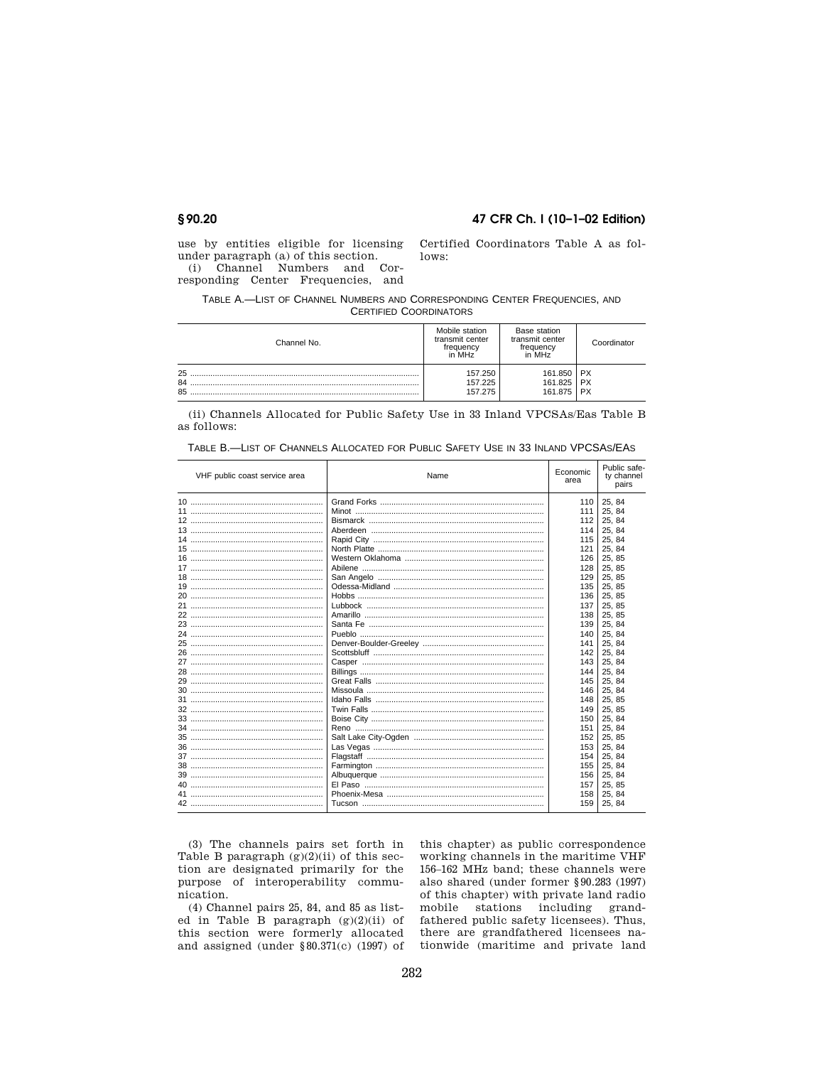use by entities eligible for licensing under paragraph (a) of this section.

(i) Channel Numbers and Corresponding Center Frequencies, and Certified Coordinators Table A as follows:

TABLE A.—LIST OF CHANNEL NUMBERS AND CORRESPONDING CENTER FREQUENCIES, AND CERTIFIED COORDINATORS

| Channel No. | Mobile station transmit center frequency in MHz | Base station transmit center frequency in MHz | Coordinator |
|---|---|---|---|
| 25 | 157.250 | 161.850 | PX |
| 84 | 157.225 | 161.825 | PX |
| 85 | 157.275 | 161.875 | PX |

(ii) Channels Allocated for Public Safety Use in 33 Inland VPCSAs/Eas Table B as follows:

TABLE B.—LIST OF CHANNELS ALLOCATED FOR PUBLIC SAFETY USE IN 33 INLAND VPCSAS/EAS

| VHF public coast service area | Name | Economic area | Public safety channel pairs |
|---|---|---|---|
| 10 | Grand Forks | 110 | 25, 84 |
| 11 | Minot | 111 | 25, 84 |
| 12 | Bismarck | 112 | 25, 84 |
| 13 | Aberdeen | 114 | 25, 84 |
| 14 | Rapid City | 115 | 25, 84 |
| 15 | North Platte | 121 | 25, 84 |
| 16 | Western Oklahoma | 126 | 25, 85 |
| 17 | Abilene | 128 | 25, 85 |
| 18 | San Angelo | 129 | 25, 85 |
| 19 | Odessa-Midland | 135 | 25, 85 |
| 20 | Hobbs | 136 | 25, 85 |
| 21 | Lubbock | 137 | 25, 85 |
| 22 | Amarillo | 138 | 25, 85 |
| 23 | Santa Fe | 139 | 25, 84 |
| 24 | Pueblo | 140 | 25, 84 |
| 25 | Denver-Boulder-Greeley | 141 | 25, 84 |
| 26 | Scottsbluff | 142 | 25, 84 |
| 27 | Casper | 143 | 25, 84 |
| 28 | Billings | 144 | 25, 84 |
| 29 | Great Falls | 145 | 25, 84 |
| 30 | Missoula | 146 | 25, 84 |
| 31 | Idaho Falls | 148 | 25, 85 |
| 32 | Twin Falls | 149 | 25, 85 |
| 33 | Boise City | 150 | 25, 84 |
| 34 | Reno | 151 | 25, 84 |
| 35 | Salt Lake City-Ogden | 152 | 25, 85 |
| 36 | Las Vegas | 153 | 25, 84 |
| 37 | Flagstaff | 154 | 25, 84 |
| 38 | Farmington | 155 | 25, 84 |
| 39 | Albuquerque | 156 | 25, 84 |
| 40 | El Paso | 157 | 25, 85 |
| 41 | Phoenix-Mesa | 158 | 25, 84 |
| 42 | Tucson | 159 | 25, 84 |

(3) The channels pairs set forth in Table B paragraph (g)(2)(ii) of this section are designated primarily for the purpose of interoperability communication.

(4) Channel pairs 25, 84, and 85 as listed in Table B paragraph (g)(2)(ii) of this section were formerly allocated and assigned (under §80.371(c) (1997) of this chapter) as public correspondence working channels in the maritime VHF 156–162 MHz band; these channels were also shared (under former §90.283 (1997) of this chapter) with private land radio mobile stations including grandfathered public safety licensees). Thus, there are grandfathered licensees nationwide (maritime and private land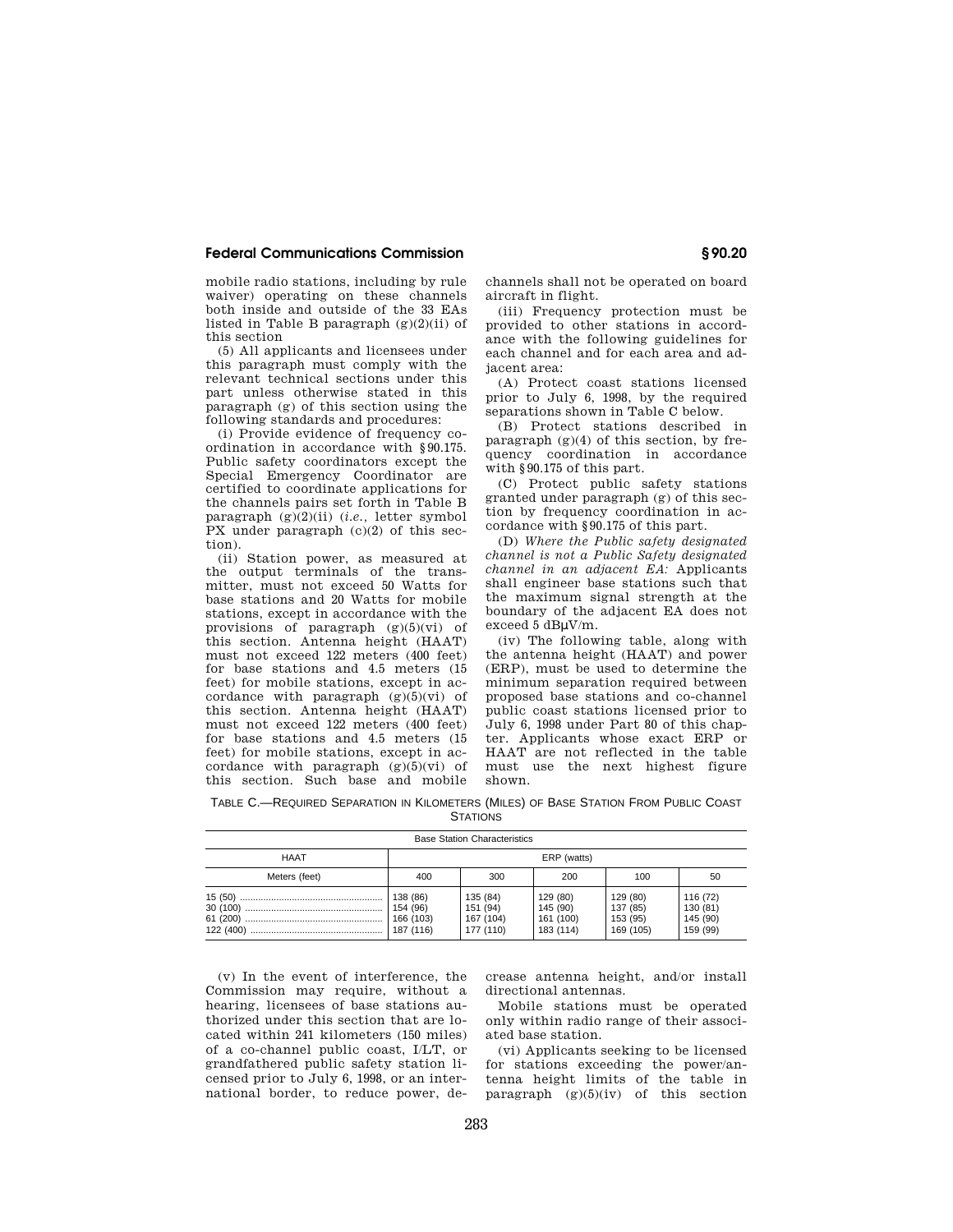mobile radio stations, including by rule waiver) operating on these channels both inside and outside of the 33 EAs listed in Table B paragraph (g)(2)(ii) of this section

(5) All applicants and licensees under this paragraph must comply with the relevant technical sections under this part unless otherwise stated in this paragraph (g) of this section using the following standards and procedures:

(i) Provide evidence of frequency coordination in accordance with §90.175. Public safety coordinators except the Special Emergency Coordinator are certified to coordinate applications for the channels pairs set forth in Table B paragraph (g)(2)(ii) (*i.e.*, letter symbol PX under paragraph (c)(2) of this section).

(ii) Station power, as measured at the output terminals of the transmitter, must not exceed 50 Watts for base stations and 20 Watts for mobile stations, except in accordance with the provisions of paragraph (g)(5)(vi) of this section. Antenna height (HAAT) must not exceed 122 meters (400 feet) for base stations and 4.5 meters (15 feet) for mobile stations, except in accordance with paragraph (g)(5)(vi) of this section. Antenna height (HAAT) must not exceed 122 meters (400 feet) for base stations and 4.5 meters (15 feet) for mobile stations, except in accordance with paragraph (g)(5)(vi) of this section. Such base and mobile channels shall not be operated on board aircraft in flight.

(iii) Frequency protection must be provided to other stations in accordance with the following guidelines for each channel and for each area and adjacent area:

(A) Protect coast stations licensed prior to July 6, 1998, by the required separations shown in Table C below.

(B) Protect stations described in paragraph (g)(4) of this section, by frequency coordination in accordance with §90.175 of this part.

(C) Protect public safety stations granted under paragraph (g) of this section by frequency coordination in accordance with §90.175 of this part.

(D) *Where the Public safety designated channel is not a Public Safety designated channel in an adjacent EA:* Applicants shall engineer base stations such that the maximum signal strength at the boundary of the adjacent EA does not exceed 5 dBμV/m.

(iv) The following table, along with the antenna height (HAAT) and power (ERP), must be used to determine the minimum separation required between proposed base stations and co-channel public coast stations licensed prior to July 6, 1998 under Part 80 of this chapter. Applicants whose exact ERP or HAAT are not reflected in the table must use the next highest figure shown.

TABLE C.—REQUIRED SEPARATION IN KILOMETERS (MILES) OF BASE STATION FROM PUBLIC COAST STATIONS

| Base Station Characteristics | | | | | |
|---|---|---|---|---|---|
| HAAT | ERP (watts) | | | | |
| Meters (feet) | 400 | 300 | 200 | 100 | 50 |
| 15 (50) | 138 (86) | 135 (84) | 129 (80) | 129 (80) | 116 (72) |
| 30 (100) | 154 (96) | 151 (94) | 145 (90) | 137 (85) | 130 (81) |
| 61 (200) | 166 (103) | 167 (104) | 161 (100) | 153 (95) | 145 (90) |
| 122 (400) | 187 (116) | 177 (110) | 183 (114) | 169 (105) | 159 (99) |

(v) In the event of interference, the Commission may require, without a hearing, licensees of base stations authorized under this section that are located within 241 kilometers (150 miles) of a co-channel public coast, I/LT, or grandfathered public safety station licensed prior to July 6, 1998, or an international border, to reduce power, decrease antenna height, and/or install directional antennas.

Mobile stations must be operated only within radio range of their associated base station.

(vi) Applicants seeking to be licensed for stations exceeding the power/antenna height limits of the table in paragraph (g)(5)(iv) of this section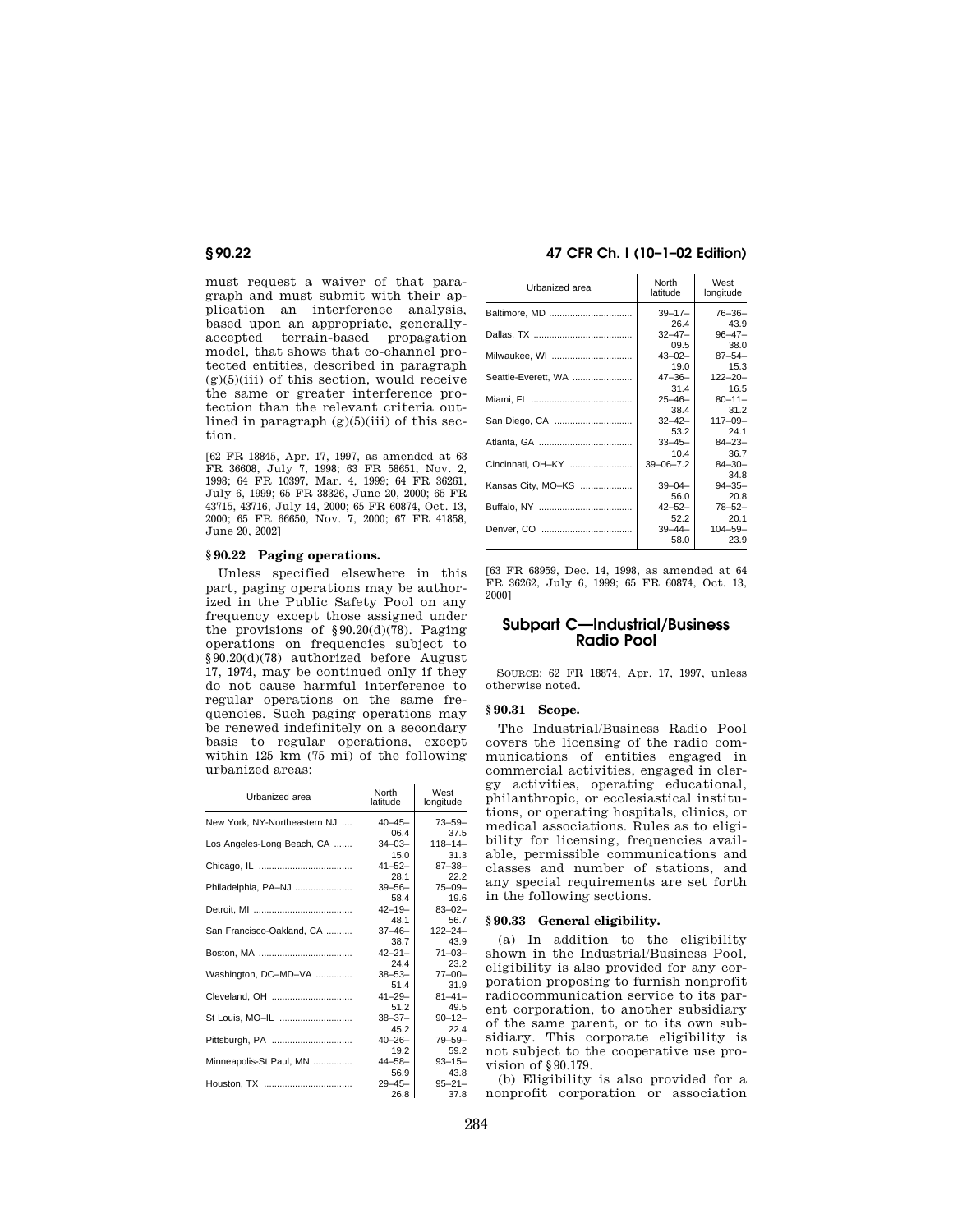must request a waiver of that paragraph and must submit with their application an interference analysis, based upon an appropriate, generally-accepted terrain-based propagation model, that shows that co-channel protected entities, described in paragraph (g)(5)(iii) of this section, would receive the same or greater interference protection than the relevant criteria outlined in paragraph (g)(5)(iii) of this section.

[62 FR 18845, Apr. 17, 1997, as amended at 63 FR 36608, July 7, 1998; 63 FR 58651, Nov. 2, 1998; 64 FR 10397, Mar. 4, 1999; 64 FR 36261, July 6, 1999; 65 FR 38326, June 20, 2000; 65 FR 43715, 43716, July 14, 2000; 65 FR 60874, Oct. 13, 2000; 65 FR 66650, Nov. 7, 2000; 67 FR 41858, June 20, 2002]

### § 90.22 Paging operations.

Unless specified elsewhere in this part, paging operations may be authorized in the Public Safety Pool on any frequency except those assigned under the provisions of § 90.20(d)(78). Paging operations on frequencies subject to § 90.20(d)(78) authorized before August 17, 1974, may be continued only if they do not cause harmful interference to regular operations on the same frequencies. Such paging operations may be renewed indefinitely on a secondary basis to regular operations, except within 125 km (75 mi) of the following urbanized areas:

| Urbanized area | North latitude | West longitude |
|---|---|---|
| New York, NY-Northeastern NJ | 40–45–06.4 | 73–59–37.5 |
| Los Angeles-Long Beach, CA | 34–03–15.0 | 118–14–31.3 |
| Chicago, IL | 41–52–28.1 | 87–38–22.2 |
| Philadelphia, PA–NJ | 39–56–58.4 | 75–09–19.6 |
| Detroit, MI | 42–19–48.1 | 83–02–56.7 |
| San Francisco-Oakland, CA | 37–46–38.7 | 122–24–43.9 |
| Boston, MA | 42–21–24.4 | 71–03–23.2 |
| Washington, DC–MD–VA | 38–53–51.4 | 77–00–31.9 |
| Cleveland, OH | 41–29–51.2 | 81–41–49.5 |
| St Louis, MO–IL | 38–37–45.2 | 90–12–22.4 |
| Pittsburgh, PA | 40–26–19.2 | 79–59–59.2 |
| Minneapolis-St Paul, MN | 44–58–56.9 | 93–15–43.8 |
| Houston, TX | 29–45–26.8 | 95–21–37.8 |
| Baltimore, MD | 39–17–26.4 | 76–36–43.9 |
| Dallas, TX | 32–47–09.5 | 96–47–38.0 |
| Milwaukee, WI | 43–02–19.0 | 87–54–15.3 |
| Seattle-Everett, WA | 47–36–31.4 | 122–20–16.5 |
| Miami, FL | 25–46–38.4 | 80–11–31.2 |
| San Diego, CA | 32–42–53.2 | 117–09–24.1 |
| Atlanta, GA | 33–45–10.4 | 84–23–36.7 |
| Cincinnati, OH–KY | 39–06–7.2 | 84–30–34.8 |
| Kansas City, MO–KS | 39–04–56.0 | 94–35–20.8 |
| Buffalo, NY | 42–52–52.2 | 78–52–20.1 |
| Denver, CO | 39–44–58.0 | 104–59–23.9 |

[63 FR 68959, Dec. 14, 1998, as amended at 64 FR 36262, July 6, 1999; 65 FR 60874, Oct. 13, 2000]

## Subpart C—Industrial/Business Radio Pool

SOURCE: 62 FR 18874, Apr. 17, 1997, unless otherwise noted.

### § 90.31 Scope.

The Industrial/Business Radio Pool covers the licensing of the radio communications of entities engaged in commercial activities, engaged in clergy activities, operating educational, philanthropic, or ecclesiastical institutions, or operating hospitals, clinics, or medical associations. Rules as to eligibility for licensing, frequencies available, permissible communications and classes and number of stations, and any special requirements are set forth in the following sections.

### § 90.33 General eligibility.

(a) In addition to the eligibility shown in the Industrial/Business Pool, eligibility is also provided for any corporation proposing to furnish nonprofit radiocommunication service to its parent corporation, to another subsidiary of the same parent, or to its own subsidiary. This corporate eligibility is not subject to the cooperative use provision of § 90.179.

(b) Eligibility is also provided for a nonprofit corporation or association